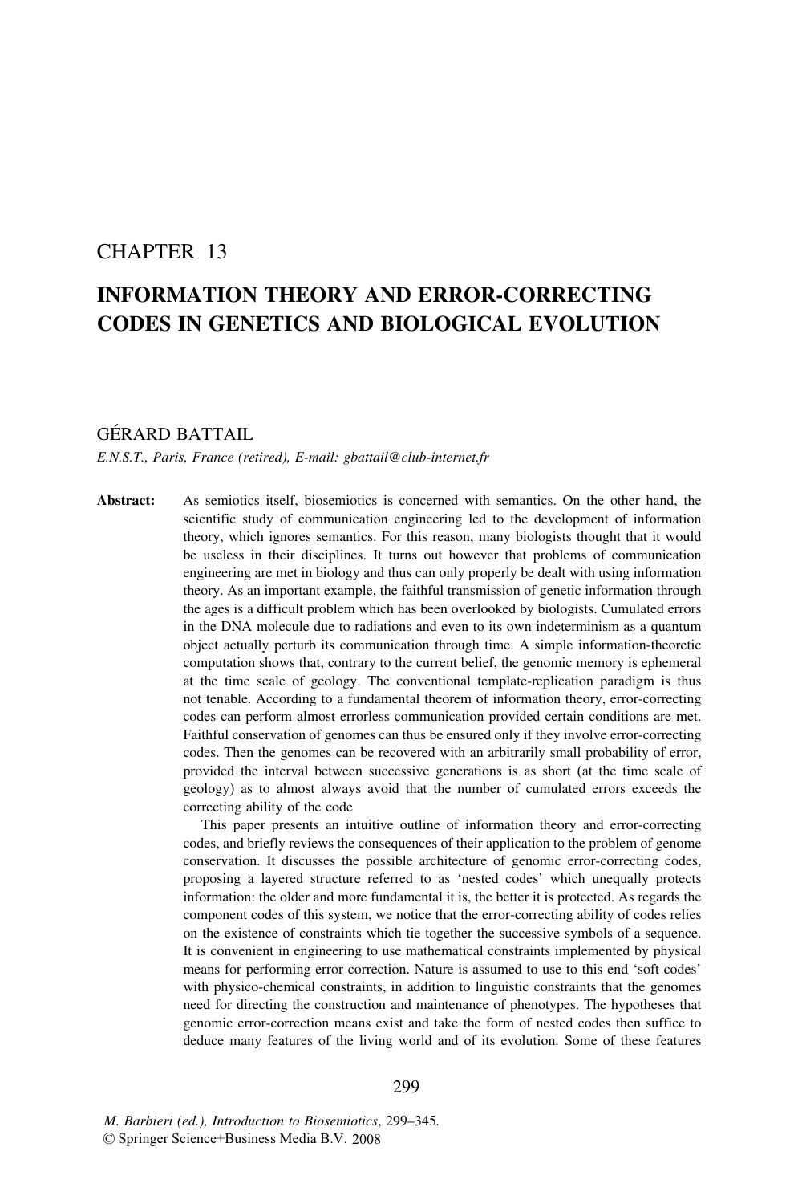CHAPTER 13

# INFORMATION THEORY AND ERROR-CORRECTING CODES IN GENETICS AND BIOLOGICAL EVOLUTION

GÉRARD BATTAIL

*E.N.S.T., Paris, France (retired), E-mail: gbattail@club-internet.fr*

**Abstract:** As semiotics itself, biosemiotics is concerned with semantics. On the other hand, the scientific study of communication engineering led to the development of information theory, which ignores semantics. For this reason, many biologists thought that it would be useless in their disciplines. It turns out however that problems of communication engineering are met in biology and thus can only properly be dealt with using information theory. As an important example, the faithful transmission of genetic information through the ages is a difficult problem which has been overlooked by biologists. Cumulated errors in the DNA molecule due to radiations and even to its own indeterminism as a quantum object actually perturb its communication through time. A simple information-theoretic computation shows that, contrary to the current belief, the genomic memory is ephemeral at the time scale of geology. The conventional template-replication paradigm is thus not tenable. According to a fundamental theorem of information theory, error-correcting codes can perform almost errorless communication provided certain conditions are met. Faithful conservation of genomes can thus be ensured only if they involve error-correcting codes. Then the genomes can be recovered with an arbitrarily small probability of error, provided the interval between successive generations is as short (at the time scale of geology) as to almost always avoid that the number of cumulated errors exceeds the correcting ability of the code

This paper presents an intuitive outline of information theory and error-correcting codes, and briefly reviews the consequences of their application to the problem of genome conservation. It discusses the possible architecture of genomic error-correcting codes, proposing a layered structure referred to as 'nested codes' which unequally protects information: the older and more fundamental it is, the better it is protected. As regards the component codes of this system, we notice that the error-correcting ability of codes relies on the existence of constraints which tie together the successive symbols of a sequence. It is convenient in engineering to use mathematical constraints implemented by physical means for performing error correction. Nature is assumed to use to this end 'soft codes' with physico-chemical constraints, in addition to linguistic constraints that the genomes need for directing the construction and maintenance of phenotypes. The hypotheses that genomic error-correction means exist and take the form of nested codes then suffice to deduce many features of the living world and of its evolution. Some of these features

*M. Barbieri (ed.), Introduction to Biosemiotics*, 299–345.
© Springer Science+Business Media B.V. 2008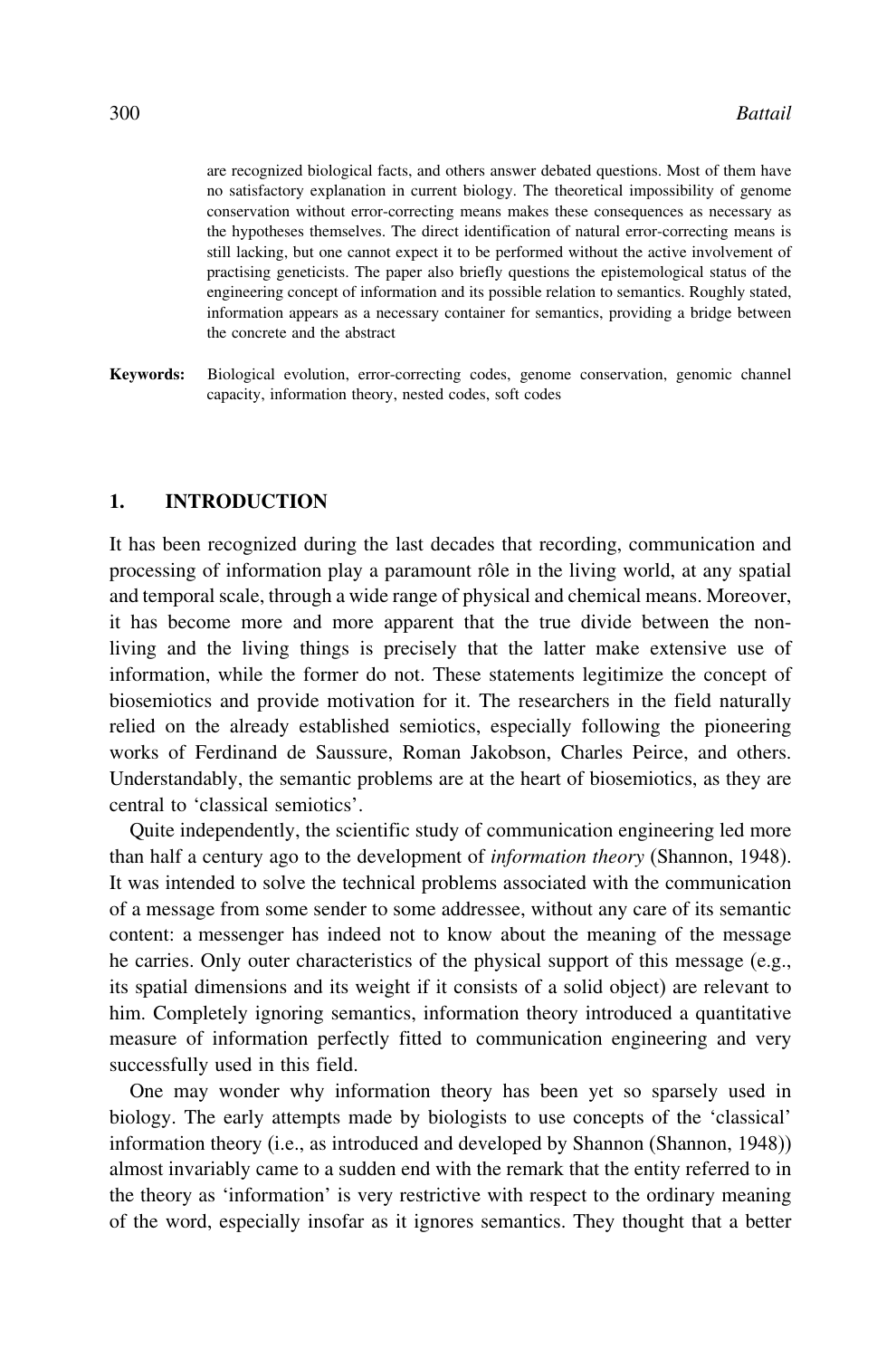are recognized biological facts, and others answer debated questions. Most of them have no satisfactory explanation in current biology. The theoretical impossibility of genome conservation without error-correcting means makes these consequences as necessary as the hypotheses themselves. The direct identification of natural error-correcting means is still lacking, but one cannot expect it to be performed without the active involvement of practising geneticists. The paper also briefly questions the epistemological status of the engineering concept of information and its possible relation to semantics. Roughly stated, information appears as a necessary container for semantics, providing a bridge between the concrete and the abstract

**Keywords:** Biological evolution, error-correcting codes, genome conservation, genomic channel capacity, information theory, nested codes, soft codes

## 1. INTRODUCTION

It has been recognized during the last decades that recording, communication and processing of information play a paramount rôle in the living world, at any spatial and temporal scale, through a wide range of physical and chemical means. Moreover, it has become more and more apparent that the true divide between the non-living and the living things is precisely that the latter make extensive use of information, while the former do not. These statements legitimize the concept of biosemiotics and provide motivation for it. The researchers in the field naturally relied on the already established semiotics, especially following the pioneering works of Ferdinand de Saussure, Roman Jakobson, Charles Peirce, and others. Understandably, the semantic problems are at the heart of biosemiotics, as they are central to 'classical semiotics'.

Quite independently, the scientific study of communication engineering led more than half a century ago to the development of *information theory* (Shannon, 1948). It was intended to solve the technical problems associated with the communication of a message from some sender to some addressee, without any care of its semantic content: a messenger has indeed not to know about the meaning of the message he carries. Only outer characteristics of the physical support of this message (e.g., its spatial dimensions and its weight if it consists of a solid object) are relevant to him. Completely ignoring semantics, information theory introduced a quantitative measure of information perfectly fitted to communication engineering and very successfully used in this field.

One may wonder why information theory has been yet so sparsely used in biology. The early attempts made by biologists to use concepts of the 'classical' information theory (i.e., as introduced and developed by Shannon (Shannon, 1948)) almost invariably came to a sudden end with the remark that the entity referred to in the theory as 'information' is very restrictive with respect to the ordinary meaning of the word, especially insofar as it ignores semantics. They thought that a better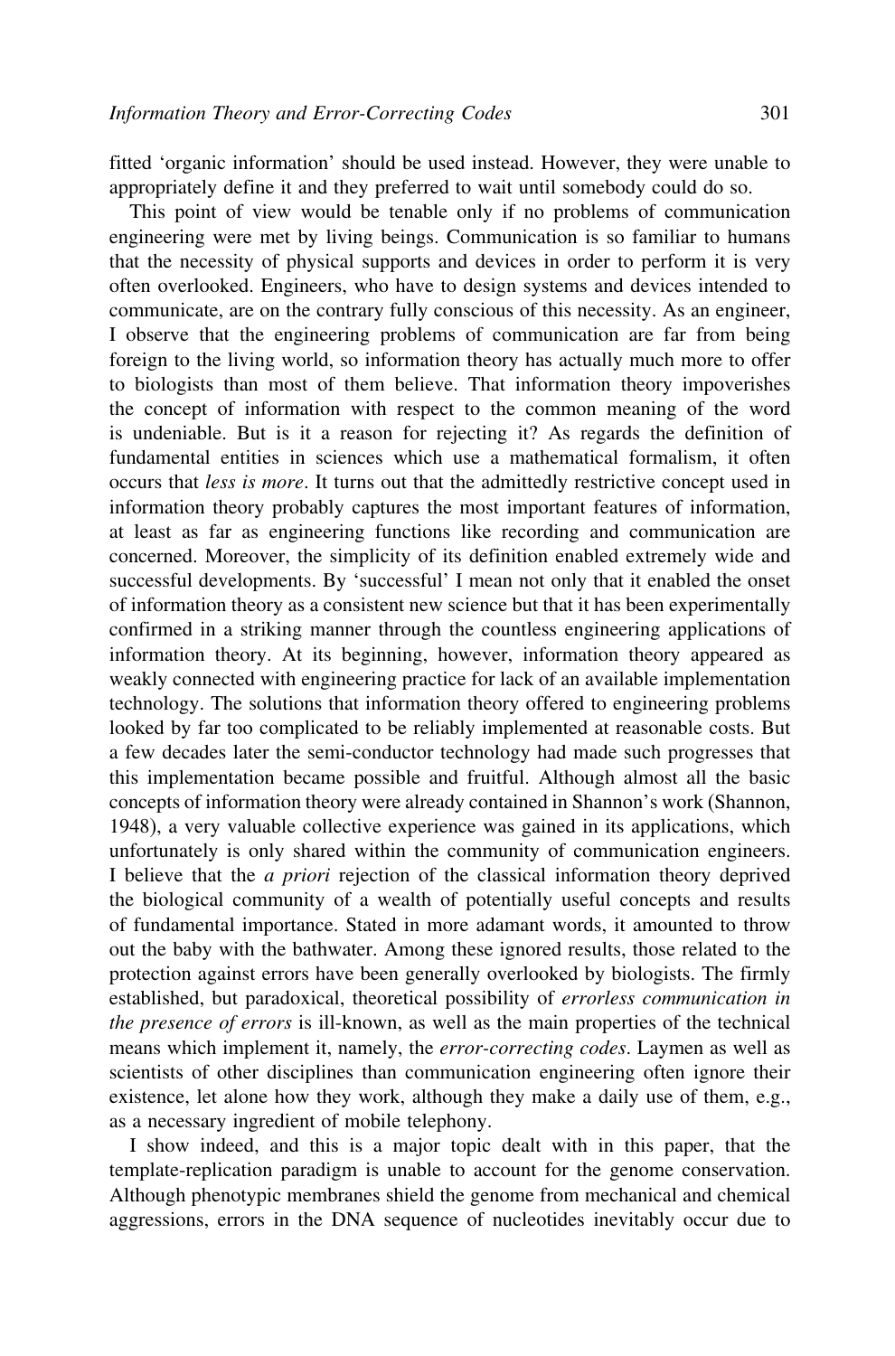fitted 'organic information' should be used instead. However, they were unable to appropriately define it and they preferred to wait until somebody could do so.

This point of view would be tenable only if no problems of communication engineering were met by living beings. Communication is so familiar to humans that the necessity of physical supports and devices in order to perform it is very often overlooked. Engineers, who have to design systems and devices intended to communicate, are on the contrary fully conscious of this necessity. As an engineer, I observe that the engineering problems of communication are far from being foreign to the living world, so information theory has actually much more to offer to biologists than most of them believe. That information theory impoverishes the concept of information with respect to the common meaning of the word is undeniable. But is it a reason for rejecting it? As regards the definition of fundamental entities in sciences which use a mathematical formalism, it often occurs that *less is more*. It turns out that the admittedly restrictive concept used in information theory probably captures the most important features of information, at least as far as engineering functions like recording and communication are concerned. Moreover, the simplicity of its definition enabled extremely wide and successful developments. By 'successful' I mean not only that it enabled the onset of information theory as a consistent new science but that it has been experimentally confirmed in a striking manner through the countless engineering applications of information theory. At its beginning, however, information theory appeared as weakly connected with engineering practice for lack of an available implementation technology. The solutions that information theory offered to engineering problems looked by far too complicated to be reliably implemented at reasonable costs. But a few decades later the semi-conductor technology had made such progresses that this implementation became possible and fruitful. Although almost all the basic concepts of information theory were already contained in Shannon's work (Shannon, 1948), a very valuable collective experience was gained in its applications, which unfortunately is only shared within the community of communication engineers. I believe that the *a priori* rejection of the classical information theory deprived the biological community of a wealth of potentially useful concepts and results of fundamental importance. Stated in more adamant words, it amounted to throw out the baby with the bathwater. Among these ignored results, those related to the protection against errors have been generally overlooked by biologists. The firmly established, but paradoxical, theoretical possibility of *errorless communication in the presence of errors* is ill-known, as well as the main properties of the technical means which implement it, namely, the *error-correcting codes*. Laymen as well as scientists of other disciplines than communication engineering often ignore their existence, let alone how they work, although they make a daily use of them, e.g., as a necessary ingredient of mobile telephony.

I show indeed, and this is a major topic dealt with in this paper, that the template-replication paradigm is unable to account for the genome conservation. Although phenotypic membranes shield the genome from mechanical and chemical aggressions, errors in the DNA sequence of nucleotides inevitably occur due to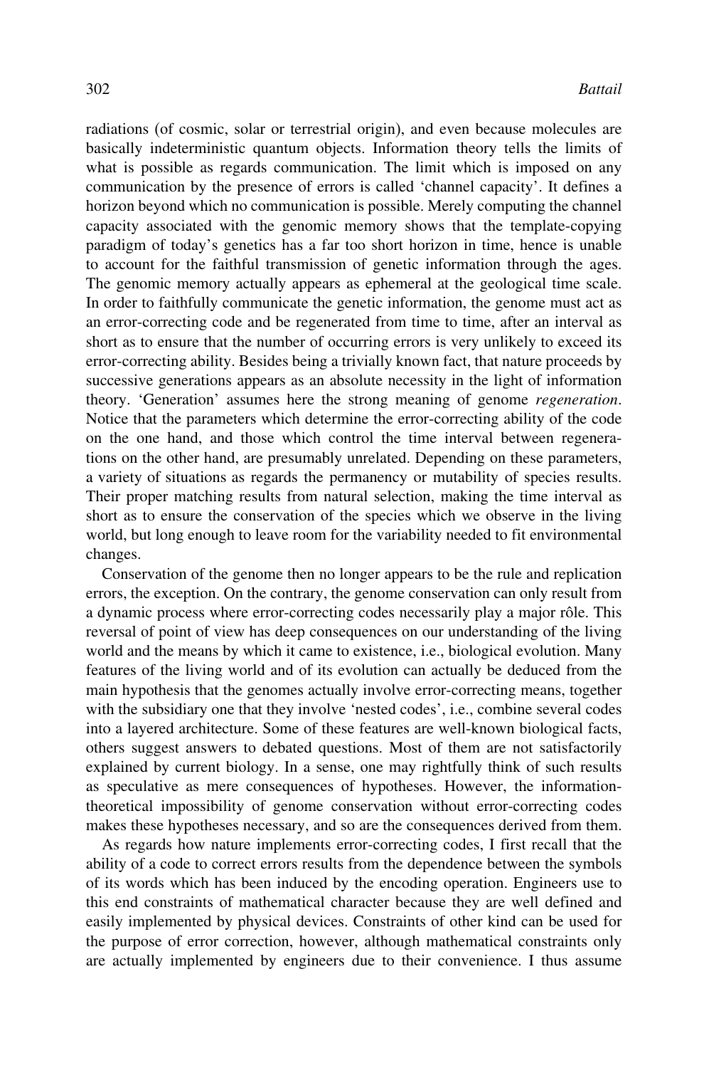radiations (of cosmic, solar or terrestrial origin), and even because molecules are basically indeterministic quantum objects. Information theory tells the limits of what is possible as regards communication. The limit which is imposed on any communication by the presence of errors is called 'channel capacity'. It defines a horizon beyond which no communication is possible. Merely computing the channel capacity associated with the genomic memory shows that the template-copying paradigm of today's genetics has a far too short horizon in time, hence is unable to account for the faithful transmission of genetic information through the ages. The genomic memory actually appears as ephemeral at the geological time scale. In order to faithfully communicate the genetic information, the genome must act as an error-correcting code and be regenerated from time to time, after an interval as short as to ensure that the number of occurring errors is very unlikely to exceed its error-correcting ability. Besides being a trivially known fact, that nature proceeds by successive generations appears as an absolute necessity in the light of information theory. 'Generation' assumes here the strong meaning of genome *regeneration*. Notice that the parameters which determine the error-correcting ability of the code on the one hand, and those which control the time interval between regenerations on the other hand, are presumably unrelated. Depending on these parameters, a variety of situations as regards the permanency or mutability of species results. Their proper matching results from natural selection, making the time interval as short as to ensure the conservation of the species which we observe in the living world, but long enough to leave room for the variability needed to fit environmental changes.

Conservation of the genome then no longer appears to be the rule and replication errors, the exception. On the contrary, the genome conservation can only result from a dynamic process where error-correcting codes necessarily play a major rôle. This reversal of point of view has deep consequences on our understanding of the living world and the means by which it came to existence, i.e., biological evolution. Many features of the living world and of its evolution can actually be deduced from the main hypothesis that the genomes actually involve error-correcting means, together with the subsidiary one that they involve 'nested codes', i.e., combine several codes into a layered architecture. Some of these features are well-known biological facts, others suggest answers to debated questions. Most of them are not satisfactorily explained by current biology. In a sense, one may rightfully think of such results as speculative as mere consequences of hypotheses. However, the information-theoretical impossibility of genome conservation without error-correcting codes makes these hypotheses necessary, and so are the consequences derived from them.

As regards how nature implements error-correcting codes, I first recall that the ability of a code to correct errors results from the dependence between the symbols of its words which has been induced by the encoding operation. Engineers use to this end constraints of mathematical character because they are well defined and easily implemented by physical devices. Constraints of other kind can be used for the purpose of error correction, however, although mathematical constraints only are actually implemented by engineers due to their convenience. I thus assume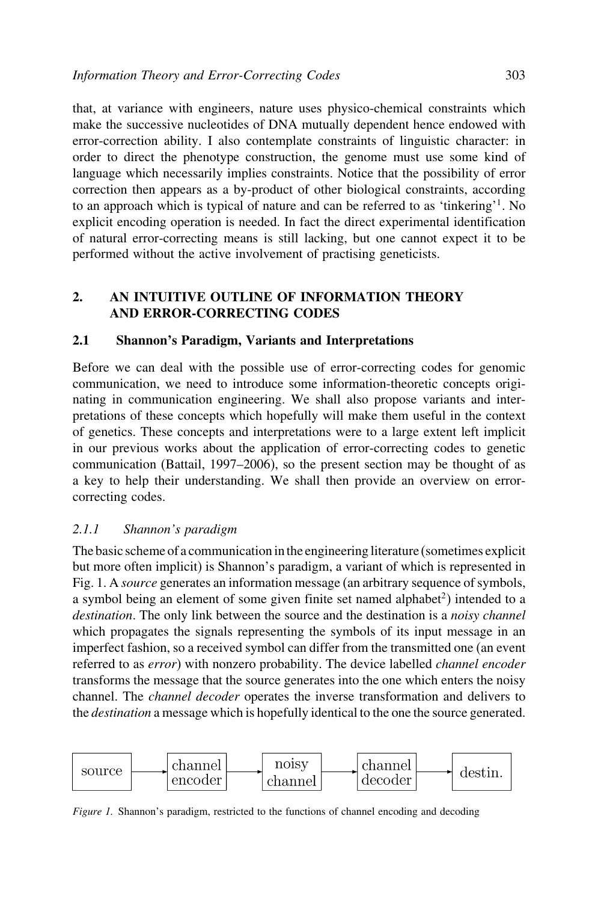that, at variance with engineers, nature uses physico-chemical constraints which make the successive nucleotides of DNA mutually dependent hence endowed with error-correction ability. I also contemplate constraints of linguistic character: in order to direct the phenotype construction, the genome must use some kind of language which necessarily implies constraints. Notice that the possibility of error correction then appears as a by-product of other biological constraints, according to an approach which is typical of nature and can be referred to as 'tinkering'[1]. No explicit encoding operation is needed. In fact the direct experimental identification of natural error-correcting means is still lacking, but one cannot expect it to be performed without the active involvement of practising geneticists.

## 2. AN INTUITIVE OUTLINE OF INFORMATION THEORY AND ERROR-CORRECTING CODES

### 2.1 Shannon's Paradigm, Variants and Interpretations

Before we can deal with the possible use of error-correcting codes for genomic communication, we need to introduce some information-theoretic concepts originating in communication engineering. We shall also propose variants and interpretations of these concepts which hopefully will make them useful in the context of genetics. These concepts and interpretations were to a large extent left implicit in our previous works about the application of error-correcting codes to genetic communication (Battail, 1997–2006), so the present section may be thought of as a key to help their understanding. We shall then provide an overview on error-correcting codes.

#### *2.1.1 Shannon's paradigm*

The basic scheme of a communication in the engineering literature (sometimes explicit but more often implicit) is Shannon's paradigm, a variant of which is represented in Fig. 1. A *source* generates an information message (an arbitrary sequence of symbols, a symbol being an element of some given finite set named alphabet[2]) intended to a *destination*. The only link between the source and the destination is a *noisy channel* which propagates the signals representing the symbols of its input message in an imperfect fashion, so a received symbol can differ from the transmitted one (an event referred to as *error*) with nonzero probability. The device labelled *channel encoder* transforms the message that the source generates into the one which enters the noisy channel. The *channel decoder* operates the inverse transformation and delivers to the *destination* a message which is hopefully identical to the one the source generated.

source → channel encoder → noisy channel → channel decoder → destin.

*Figure 1.* Shannon's paradigm, restricted to the functions of channel encoding and decoding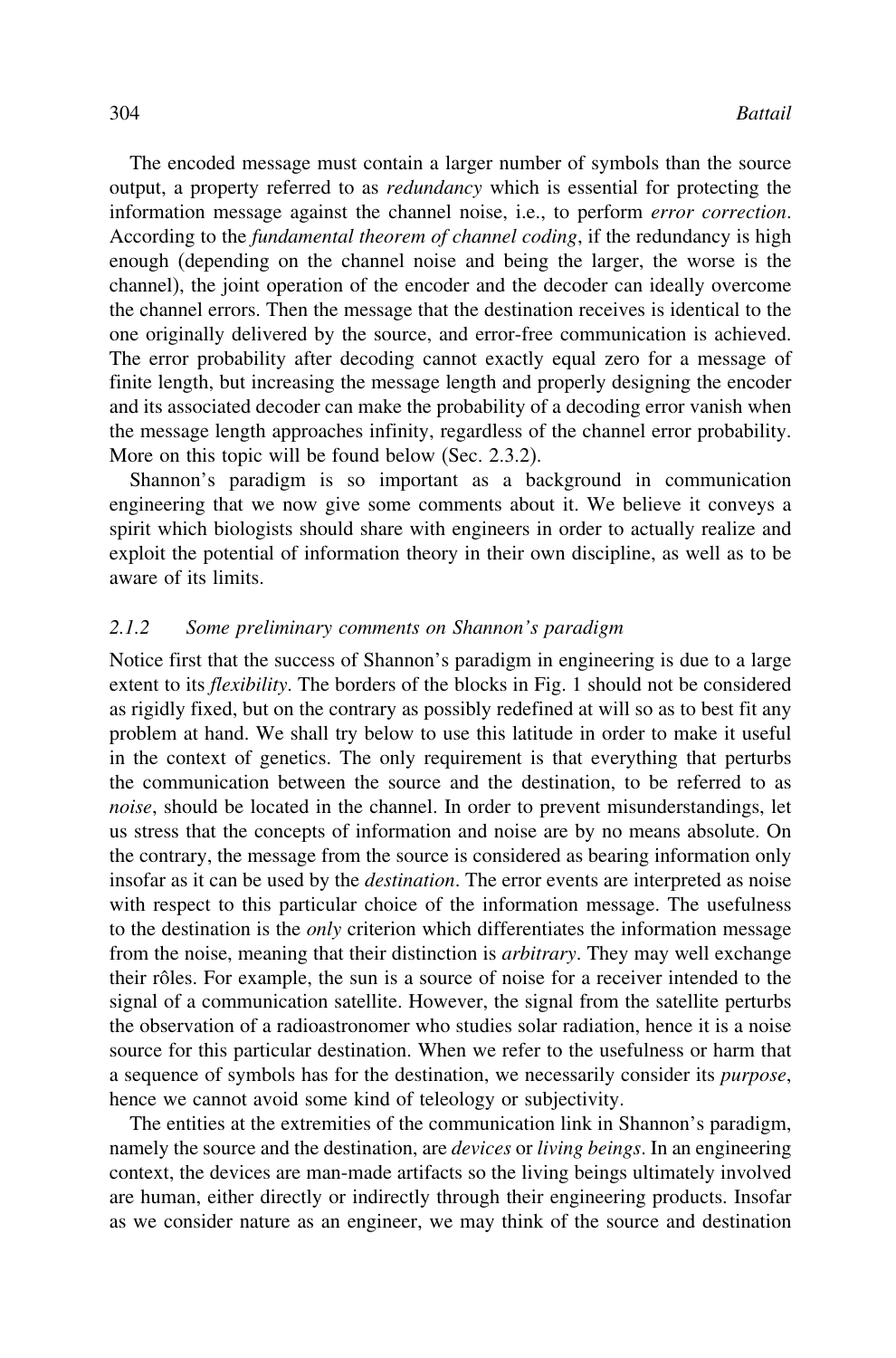The encoded message must contain a larger number of symbols than the source output, a property referred to as *redundancy* which is essential for protecting the information message against the channel noise, i.e., to perform *error correction*. According to the *fundamental theorem of channel coding*, if the redundancy is high enough (depending on the channel noise and being the larger, the worse is the channel), the joint operation of the encoder and the decoder can ideally overcome the channel errors. Then the message that the destination receives is identical to the one originally delivered by the source, and error-free communication is achieved. The error probability after decoding cannot exactly equal zero for a message of finite length, but increasing the message length and properly designing the encoder and its associated decoder can make the probability of a decoding error vanish when the message length approaches infinity, regardless of the channel error probability. More on this topic will be found below (Sec. 2.3.2).

Shannon's paradigm is so important as a background in communication engineering that we now give some comments about it. We believe it conveys a spirit which biologists should share with engineers in order to actually realize and exploit the potential of information theory in their own discipline, as well as to be aware of its limits.

### 2.1.2 Some preliminary comments on Shannon's paradigm

Notice first that the success of Shannon's paradigm in engineering is due to a large extent to its *flexibility*. The borders of the blocks in Fig. 1 should not be considered as rigidly fixed, but on the contrary as possibly redefined at will so as to best fit any problem at hand. We shall try below to use this latitude in order to make it useful in the context of genetics. The only requirement is that everything that perturbs the communication between the source and the destination, to be referred to as *noise*, should be located in the channel. In order to prevent misunderstandings, let us stress that the concepts of information and noise are by no means absolute. On the contrary, the message from the source is considered as bearing information only insofar as it can be used by the *destination*. The error events are interpreted as noise with respect to this particular choice of the information message. The usefulness to the destination is the *only* criterion which differentiates the information message from the noise, meaning that their distinction is *arbitrary*. They may well exchange their rôles. For example, the sun is a source of noise for a receiver intended to the signal of a communication satellite. However, the signal from the satellite perturbs the observation of a radioastronomer who studies solar radiation, hence it is a noise source for this particular destination. When we refer to the usefulness or harm that a sequence of symbols has for the destination, we necessarily consider its *purpose*, hence we cannot avoid some kind of teleology or subjectivity.

The entities at the extremities of the communication link in Shannon's paradigm, namely the source and the destination, are *devices* or *living beings*. In an engineering context, the devices are man-made artifacts so the living beings ultimately involved are human, either directly or indirectly through their engineering products. Insofar as we consider nature as an engineer, we may think of the source and destination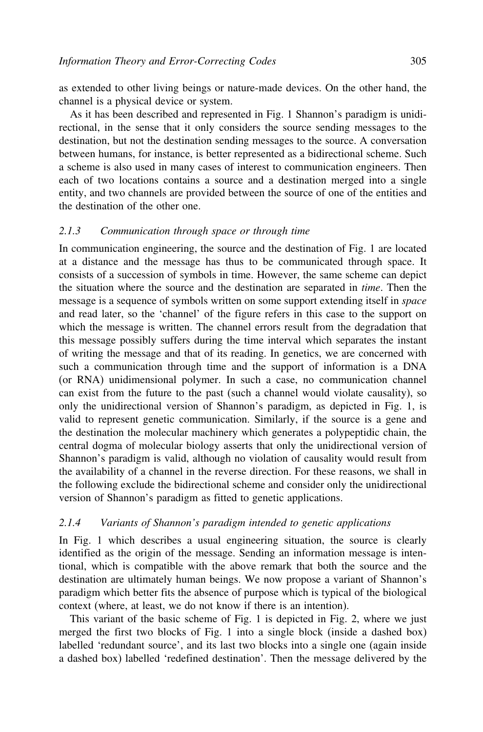as extended to other living beings or nature-made devices. On the other hand, the channel is a physical device or system.

As it has been described and represented in Fig. 1 Shannon's paradigm is unidirectional, in the sense that it only considers the source sending messages to the destination, but not the destination sending messages to the source. A conversation between humans, for instance, is better represented as a bidirectional scheme. Such a scheme is also used in many cases of interest to communication engineers. Then each of two locations contains a source and a destination merged into a single entity, and two channels are provided between the source of one of the entities and the destination of the other one.

### 2.1.3 Communication through space or through time

In communication engineering, the source and the destination of Fig. 1 are located at a distance and the message has thus to be communicated through space. It consists of a succession of symbols in time. However, the same scheme can depict the situation where the source and the destination are separated in *time*. Then the message is a sequence of symbols written on some support extending itself in *space* and read later, so the 'channel' of the figure refers in this case to the support on which the message is written. The channel errors result from the degradation that this message possibly suffers during the time interval which separates the instant of writing the message and that of its reading. In genetics, we are concerned with such a communication through time and the support of information is a DNA (or RNA) unidimensional polymer. In such a case, no communication channel can exist from the future to the past (such a channel would violate causality), so only the unidirectional version of Shannon's paradigm, as depicted in Fig. 1, is valid to represent genetic communication. Similarly, if the source is a gene and the destination the molecular machinery which generates a polypeptidic chain, the central dogma of molecular biology asserts that only the unidirectional version of Shannon's paradigm is valid, although no violation of causality would result from the availability of a channel in the reverse direction. For these reasons, we shall in the following exclude the bidirectional scheme and consider only the unidirectional version of Shannon's paradigm as fitted to genetic applications.

### 2.1.4 Variants of Shannon's paradigm intended to genetic applications

In Fig. 1 which describes a usual engineering situation, the source is clearly identified as the origin of the message. Sending an information message is intentional, which is compatible with the above remark that both the source and the destination are ultimately human beings. We now propose a variant of Shannon's paradigm which better fits the absence of purpose which is typical of the biological context (where, at least, we do not know if there is an intention).

This variant of the basic scheme of Fig. 1 is depicted in Fig. 2, where we just merged the first two blocks of Fig. 1 into a single block (inside a dashed box) labelled 'redundant source', and its last two blocks into a single one (again inside a dashed box) labelled 'redefined destination'. Then the message delivered by the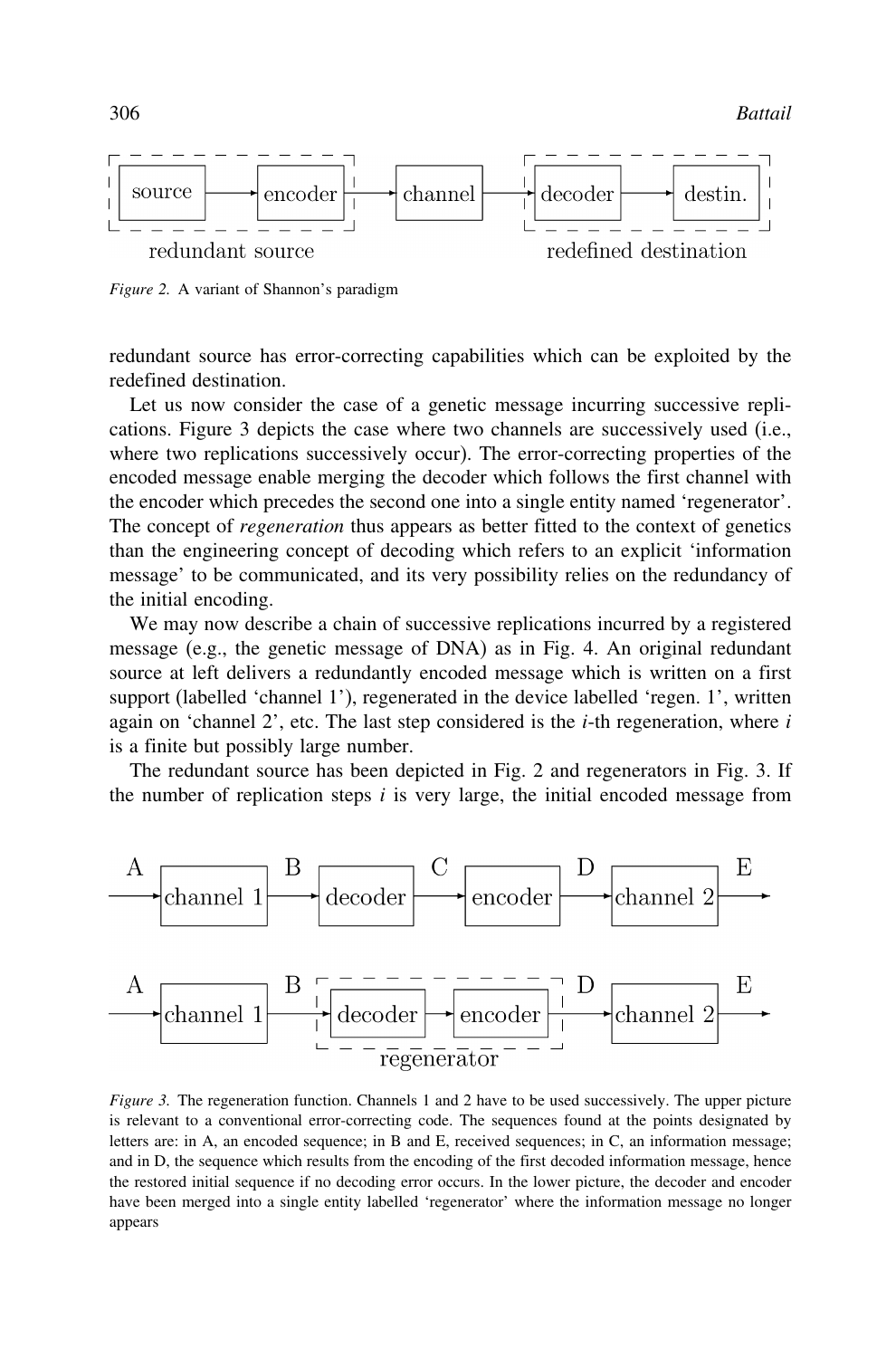source → encoder → channel → decoder → destin.

redundant source                redefined destination

*Figure 2.* A variant of Shannon's paradigm

redundant source has error-correcting capabilities which can be exploited by the redefined destination.

Let us now consider the case of a genetic message incurring successive replications. Figure 3 depicts the case where two channels are successively used (i.e., where two replications successively occur). The error-correcting properties of the encoded message enable merging the decoder which follows the first channel with the encoder which precedes the second one into a single entity named 'regenerator'. The concept of *regeneration* thus appears as better fitted to the context of genetics than the engineering concept of decoding which refers to an explicit 'information message' to be communicated, and its very possibility relies on the redundancy of the initial encoding.

We may now describe a chain of successive replications incurred by a registered message (e.g., the genetic message of DNA) as in Fig. 4. An original redundant source at left delivers a redundantly encoded message which is written on a first support (labelled 'channel 1'), regenerated in the device labelled 'regen. 1', written again on 'channel 2', etc. The last step considered is the $i$-th regeneration, where $i$ is a finite but possibly large number.

The redundant source has been depicted in Fig. 2 and regenerators in Fig. 3. If the number of replication steps $i$ is very large, the initial encoded message from

A → channel 1 → B → decoder → C → encoder → D → channel 2 → E

A → channel 1 → B → [decoder → encoder] (regenerator) → D → channel 2 → E

*Figure 3.* The regeneration function. Channels 1 and 2 have to be used successively. The upper picture is relevant to a conventional error-correcting code. The sequences found at the points designated by letters are: in A, an encoded sequence; in B and E, received sequences; in C, an information message; and in D, the sequence which results from the encoding of the first decoded information message, hence the restored initial sequence if no decoding error occurs. In the lower picture, the decoder and encoder have been merged into a single entity labelled 'regenerator' where the information message no longer appears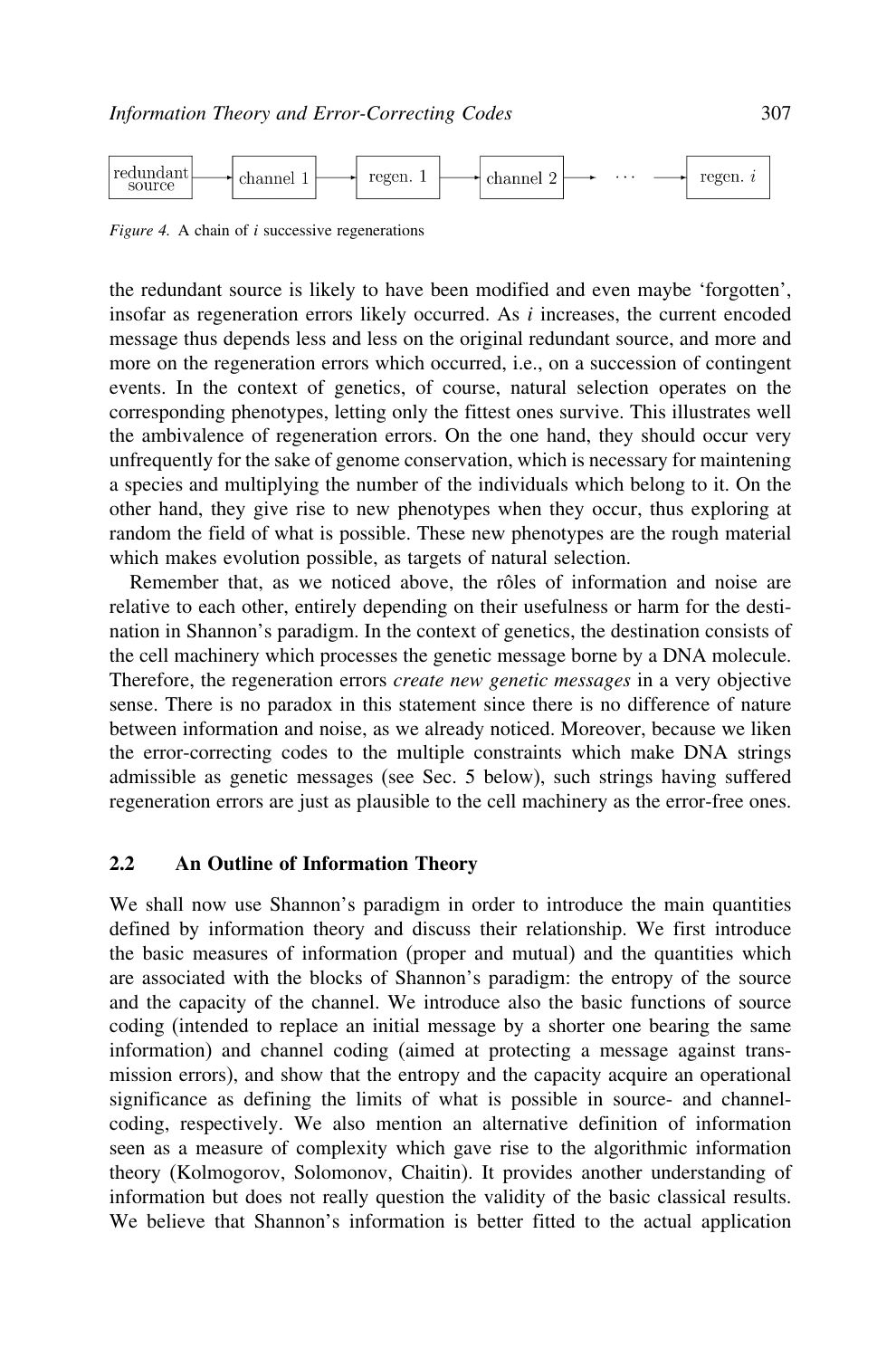redundant source → channel 1 → regen. 1 → channel 2 → ··· → regen. $i$

*Figure 4.* A chain of $i$ successive regenerations

the redundant source is likely to have been modified and even maybe 'forgotten', insofar as regeneration errors likely occurred. As $i$ increases, the current encoded message thus depends less and less on the original redundant source, and more and more on the regeneration errors which occurred, i.e., on a succession of contingent events. In the context of genetics, of course, natural selection operates on the corresponding phenotypes, letting only the fittest ones survive. This illustrates well the ambivalence of regeneration errors. On the one hand, they should occur very unfrequently for the sake of genome conservation, which is necessary for maintening a species and multiplying the number of the individuals which belong to it. On the other hand, they give rise to new phenotypes when they occur, thus exploring at random the field of what is possible. These new phenotypes are the rough material which makes evolution possible, as targets of natural selection.

Remember that, as we noticed above, the rôles of information and noise are relative to each other, entirely depending on their usefulness or harm for the destination in Shannon's paradigm. In the context of genetics, the destination consists of the cell machinery which processes the genetic message borne by a DNA molecule. Therefore, the regeneration errors *create new genetic messages* in a very objective sense. There is no paradox in this statement since there is no difference of nature between information and noise, as we already noticed. Moreover, because we liken the error-correcting codes to the multiple constraints which make DNA strings admissible as genetic messages (see Sec. 5 below), such strings having suffered regeneration errors are just as plausible to the cell machinery as the error-free ones.

### 2.2 An Outline of Information Theory

We shall now use Shannon's paradigm in order to introduce the main quantities defined by information theory and discuss their relationship. We first introduce the basic measures of information (proper and mutual) and the quantities which are associated with the blocks of Shannon's paradigm: the entropy of the source and the capacity of the channel. We introduce also the basic functions of source coding (intended to replace an initial message by a shorter one bearing the same information) and channel coding (aimed at protecting a message against transmission errors), and show that the entropy and the capacity acquire an operational significance as defining the limits of what is possible in source- and channel-coding, respectively. We also mention an alternative definition of information seen as a measure of complexity which gave rise to the algorithmic information theory (Kolmogorov, Solomonov, Chaitin). It provides another understanding of information but does not really question the validity of the basic classical results. We believe that Shannon's information is better fitted to the actual application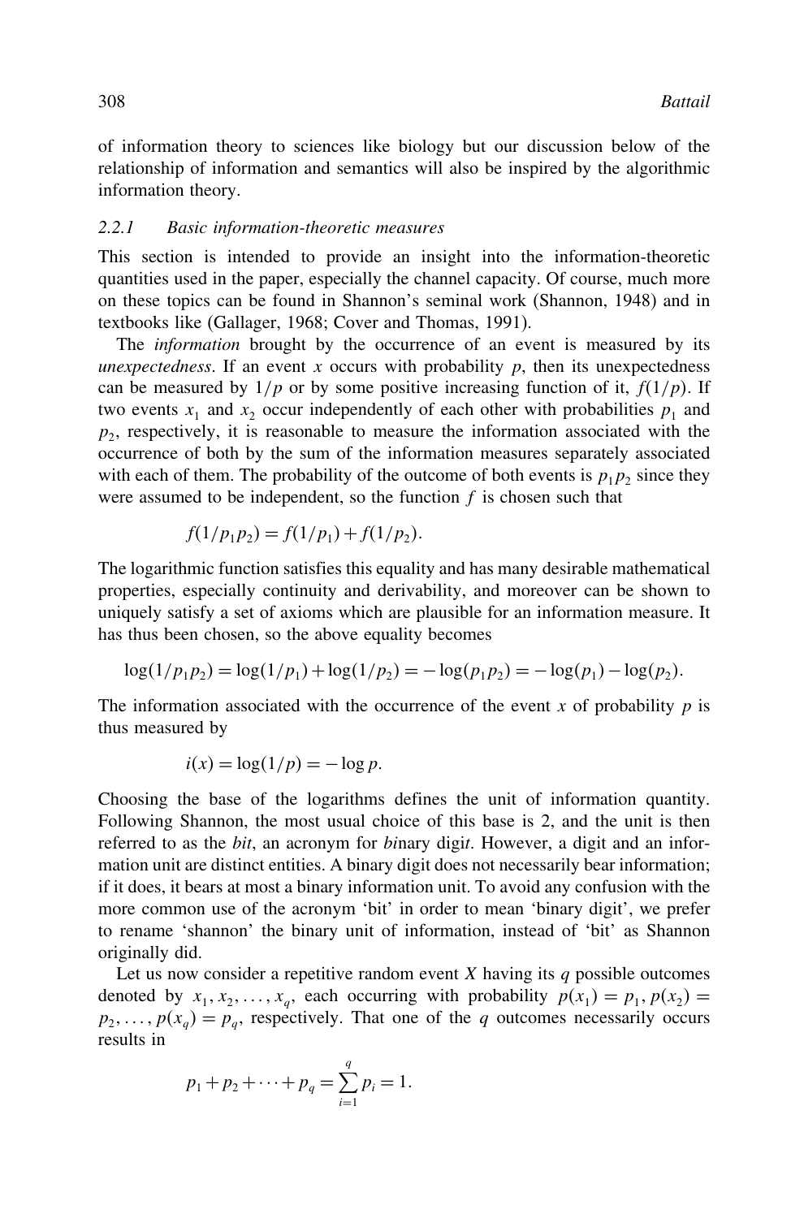of information theory to sciences like biology but our discussion below of the relationship of information and semantics will also be inspired by the algorithmic information theory.

### 2.2.1 Basic information-theoretic measures

This section is intended to provide an insight into the information-theoretic quantities used in the paper, especially the channel capacity. Of course, much more on these topics can be found in Shannon's seminal work (Shannon, 1948) and in textbooks like (Gallager, 1968; Cover and Thomas, 1991).

The *information* brought by the occurrence of an event is measured by its *unexpectedness*. If an event $x$ occurs with probability $p$, then its unexpectedness can be measured by $1/p$ or by some positive increasing function of it, $f(1/p)$. If two events $x_1$ and $x_2$ occur independently of each other with probabilities $p_1$ and $p_2$, respectively, it is reasonable to measure the information associated with the occurrence of both by the sum of the information measures separately associated with each of them. The probability of the outcome of both events is $p_1 p_2$ since they were assumed to be independent, so the function $f$ is chosen such that

$$f(1/p_1 p_2) = f(1/p_1) + f(1/p_2).$$

The logarithmic function satisfies this equality and has many desirable mathematical properties, especially continuity and derivability, and moreover can be shown to uniquely satisfy a set of axioms which are plausible for an information measure. It has thus been chosen, so the above equality becomes

$$\log(1/p_1 p_2) = \log(1/p_1) + \log(1/p_2) = -\log(p_1 p_2) = -\log(p_1) - \log(p_2).$$

The information associated with the occurrence of the event $x$ of probability $p$ is thus measured by

$$i(x) = \log(1/p) = -\log p.$$

Choosing the base of the logarithms defines the unit of information quantity. Following Shannon, the most usual choice of this base is 2, and the unit is then referred to as the *bit*, an acronym for *bi*nary digi*t*. However, a digit and an information unit are distinct entities. A binary digit does not necessarily bear information; if it does, it bears at most a binary information unit. To avoid any confusion with the more common use of the acronym 'bit' in order to mean 'binary digit', we prefer to rename 'shannon' the binary unit of information, instead of 'bit' as Shannon originally did.

Let us now consider a repetitive random event $X$ having its $q$ possible outcomes denoted by $x_1, x_2, \ldots, x_q$, each occurring with probability $p(x_1) = p_1, p(x_2) = p_2, \ldots, p(x_q) = p_q$, respectively. That one of the $q$ outcomes necessarily occurs results in

$$p_1 + p_2 + \cdots + p_q = \sum_{i=1}^{q} p_i = 1.$$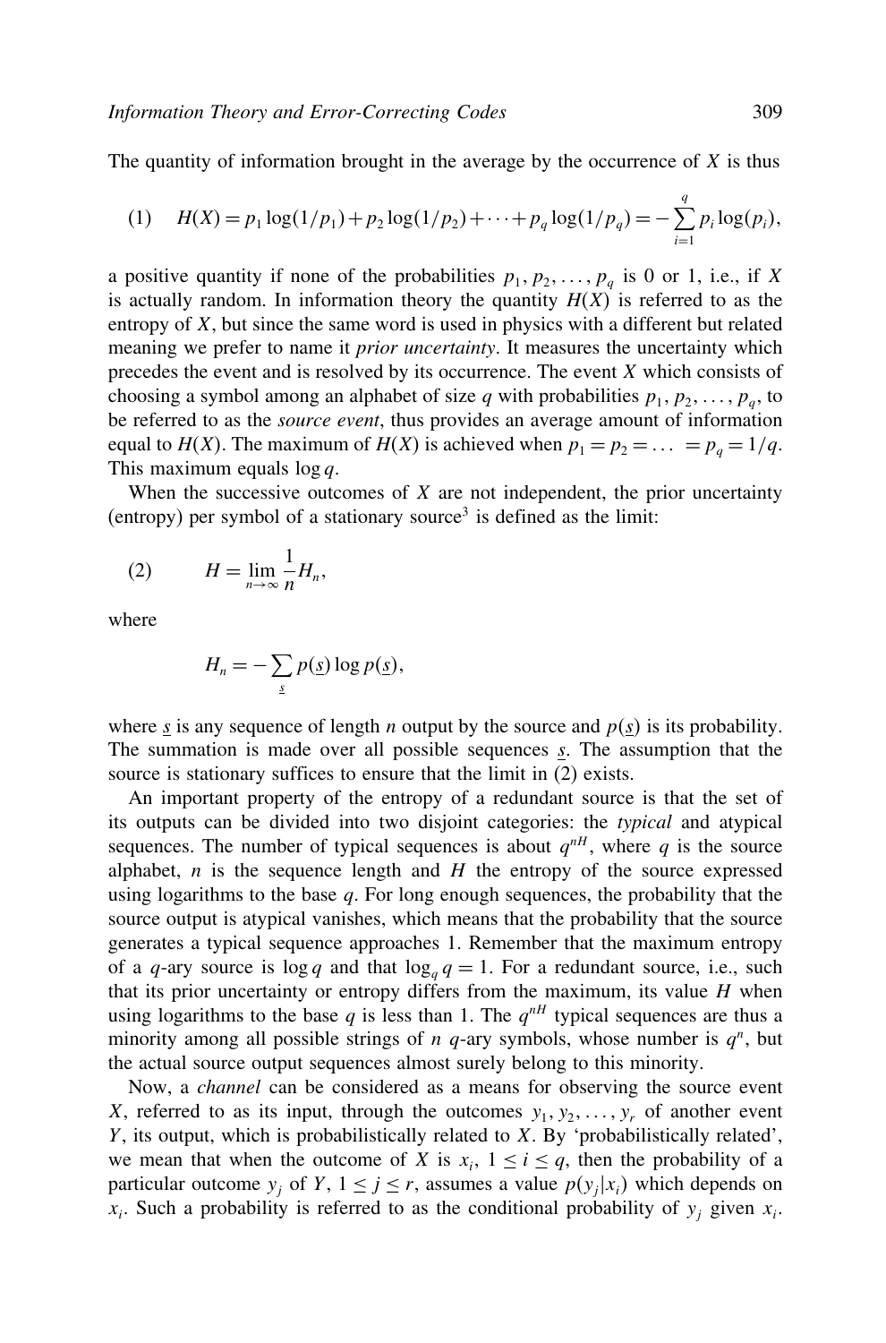The quantity of information brought in the average by the occurrence of $X$ is thus

$$(1) \quad H(X) = p_1 \log(1/p_1) + p_2 \log(1/p_2) + \cdots + p_q \log(1/p_q) = -\sum_{i=1}^{q} p_i \log(p_i),$$

a positive quantity if none of the probabilities $p_1, p_2, \ldots, p_q$ is 0 or 1, i.e., if $X$ is actually random. In information theory the quantity $H(X)$ is referred to as the entropy of $X$, but since the same word is used in physics with a different but related meaning we prefer to name it *prior uncertainty*. It measures the uncertainty which precedes the event and is resolved by its occurrence. The event $X$ which consists of choosing a symbol among an alphabet of size $q$ with probabilities $p_1, p_2, \ldots, p_q$, to be referred to as the *source event*, thus provides an average amount of information equal to $H(X)$. The maximum of $H(X)$ is achieved when $p_1 = p_2 = \ldots = p_q = 1/q$. This maximum equals $\log q$.

When the successive outcomes of $X$ are not independent, the prior uncertainty (entropy) per symbol of a stationary source[3] is defined as the limit:

$$(2) \qquad H = \lim_{n \to \infty} \frac{1}{n} H_n,$$

where

$$H_n = -\sum_{\underline{s}} p(\underline{s}) \log p(\underline{s}),$$

where $\underline{s}$ is any sequence of length $n$ output by the source and $p(\underline{s})$ is its probability. The summation is made over all possible sequences $\underline{s}$. The assumption that the source is stationary suffices to ensure that the limit in (2) exists.

An important property of the entropy of a redundant source is that the set of its outputs can be divided into two disjoint categories: the *typical* and atypical sequences. The number of typical sequences is about $q^{nH}$, where $q$ is the source alphabet, $n$ is the sequence length and $H$ the entropy of the source expressed using logarithms to the base $q$. For long enough sequences, the probability that the source output is atypical vanishes, which means that the probability that the source generates a typical sequence approaches 1. Remember that the maximum entropy of a $q$-ary source is $\log q$ and that $\log_q q = 1$. For a redundant source, i.e., such that its prior uncertainty or entropy differs from the maximum, its value $H$ when using logarithms to the base $q$ is less than 1. The $q^{nH}$ typical sequences are thus a minority among all possible strings of $n$ $q$-ary symbols, whose number is $q^n$, but the actual source output sequences almost surely belong to this minority.

Now, a *channel* can be considered as a means for observing the source event $X$, referred to as its input, through the outcomes $y_1, y_2, \ldots, y_r$ of another event $Y$, its output, which is probabilistically related to $X$. By 'probabilistically related', we mean that when the outcome of $X$ is $x_i$, $1 \leq i \leq q$, then the probability of a particular outcome $y_j$ of $Y$, $1 \leq j \leq r$, assumes a value $p(y_j|x_i)$ which depends on $x_i$. Such a probability is referred to as the conditional probability of $y_j$ given $x_i$.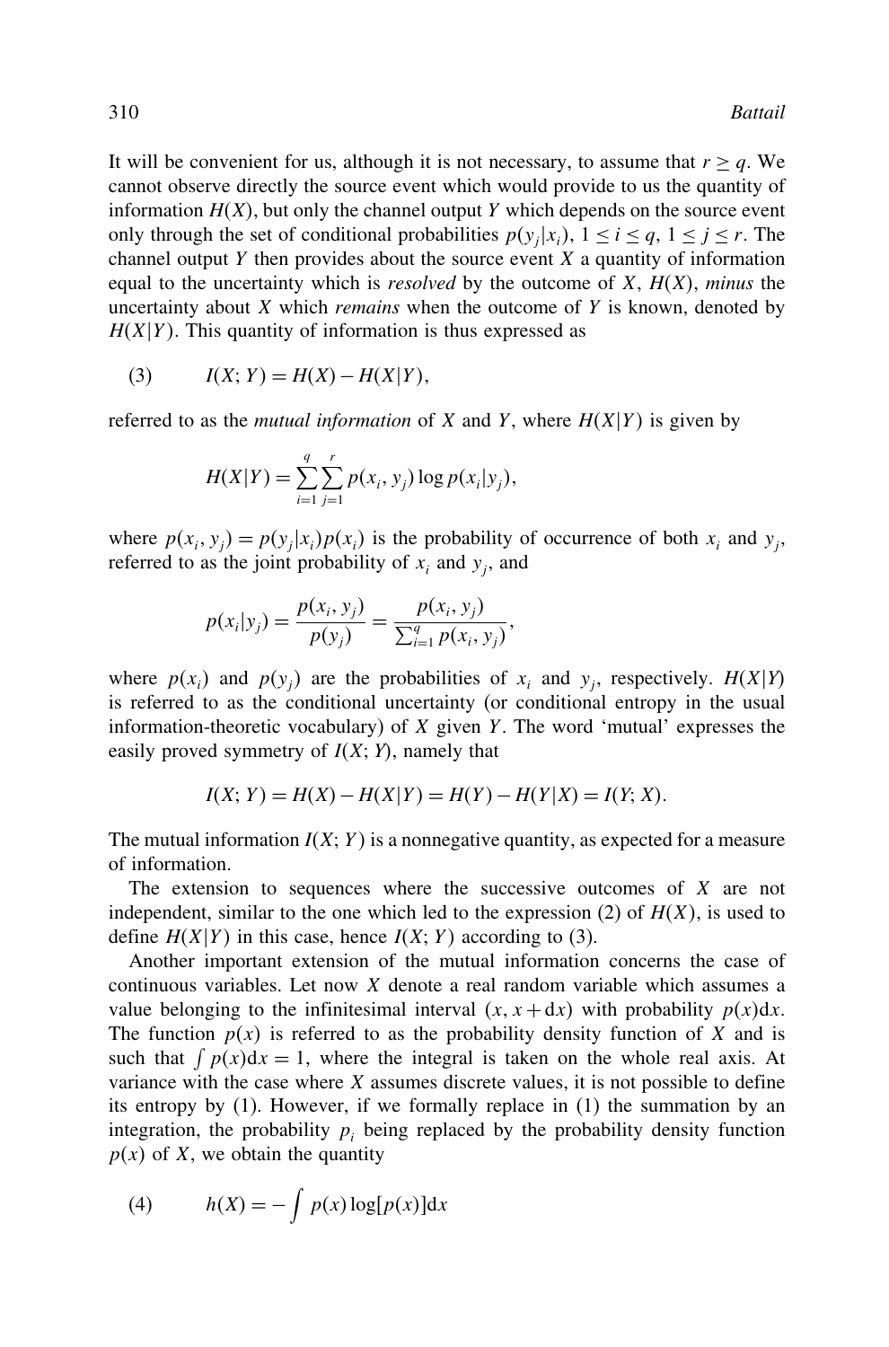It will be convenient for us, although it is not necessary, to assume that $r \geq q$. We cannot observe directly the source event which would provide to us the quantity of information $H(X)$, but only the channel output $Y$ which depends on the source event only through the set of conditional probabilities $p(y_j|x_i)$, $1 \leq i \leq q$, $1 \leq j \leq r$. The channel output $Y$ then provides about the source event $X$ a quantity of information equal to the uncertainty which is *resolved* by the outcome of $X$, $H(X)$, *minus* the uncertainty about $X$ which *remains* when the outcome of $Y$ is known, denoted by $H(X|Y)$. This quantity of information is thus expressed as

$$\text{(3)} \qquad I(X;Y) = H(X) - H(X|Y),$$

referred to as the *mutual information* of $X$ and $Y$, where $H(X|Y)$ is given by

$$H(X|Y) = \sum_{i=1}^{q} \sum_{j=1}^{r} p(x_i, y_j) \log p(x_i|y_j),$$

where $p(x_i, y_j) = p(y_j|x_i)p(x_i)$ is the probability of occurrence of both $x_i$ and $y_j$, referred to as the joint probability of $x_i$ and $y_j$, and

$$p(x_i|y_j) = \frac{p(x_i, y_j)}{p(y_j)} = \frac{p(x_i, y_j)}{\sum_{i=1}^{q} p(x_i, y_j)},$$

where $p(x_i)$ and $p(y_j)$ are the probabilities of $x_i$ and $y_j$, respectively. $H(X|Y)$ is referred to as the conditional uncertainty (or conditional entropy in the usual information-theoretic vocabulary) of $X$ given $Y$. The word 'mutual' expresses the easily proved symmetry of $I(X;Y)$, namely that

$$I(X;Y) = H(X) - H(X|Y) = H(Y) - H(Y|X) = I(Y;X).$$

The mutual information $I(X;Y)$ is a nonnegative quantity, as expected for a measure of information.

The extension to sequences where the successive outcomes of $X$ are not independent, similar to the one which led to the expression (2) of $H(X)$, is used to define $H(X|Y)$ in this case, hence $I(X;Y)$ according to (3).

Another important extension of the mutual information concerns the case of continuous variables. Let now $X$ denote a real random variable which assumes a value belonging to the infinitesimal interval $(x, x + \mathrm{d}x)$ with probability $p(x)\mathrm{d}x$. The function $p(x)$ is referred to as the probability density function of $X$ and is such that $\int p(x)\mathrm{d}x = 1$, where the integral is taken on the whole real axis. At variance with the case where $X$ assumes discrete values, it is not possible to define its entropy by (1). However, if we formally replace in (1) the summation by an integration, the probability $p_i$ being replaced by the probability density function $p(x)$ of $X$, we obtain the quantity

$$\text{(4)} \qquad h(X) = -\int p(x) \log[p(x)]\mathrm{d}x$$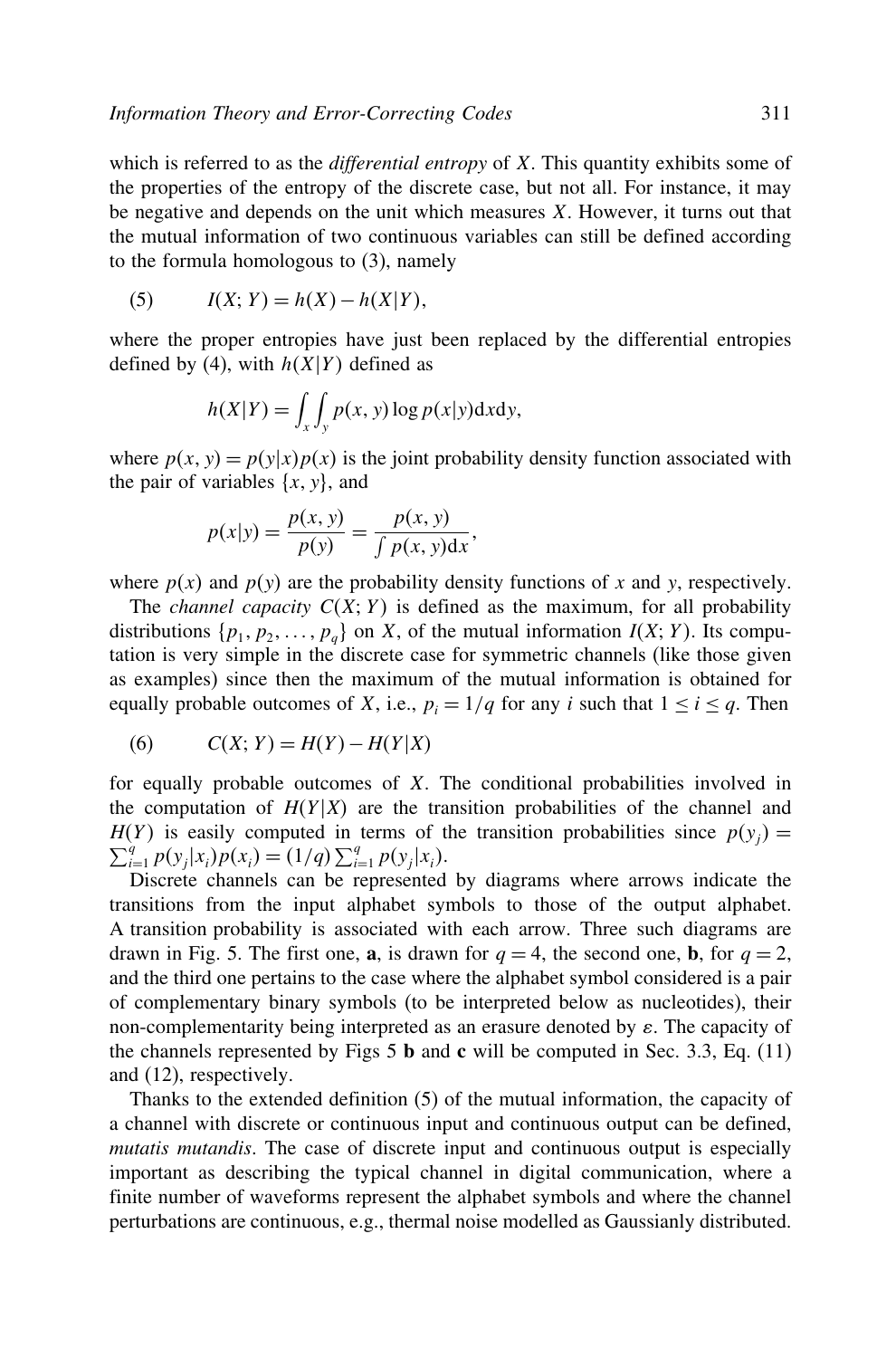which is referred to as the *differential entropy* of $X$. This quantity exhibits some of the properties of the entropy of the discrete case, but not all. For instance, it may be negative and depends on the unit which measures $X$. However, it turns out that the mutual information of two continuous variables can still be defined according to the formula homologous to (3), namely

$$(5) \qquad I(X; Y) = h(X) - h(X|Y),$$

where the proper entropies have just been replaced by the differential entropies defined by (4), with $h(X|Y)$ defined as

$$h(X|Y) = \int_x \int_y p(x, y) \log p(x|y) \mathrm{d}x \mathrm{d}y,$$

where $p(x, y) = p(y|x)p(x)$ is the joint probability density function associated with the pair of variables $\{x, y\}$, and

$$p(x|y) = \frac{p(x, y)}{p(y)} = \frac{p(x, y)}{\int p(x, y) \mathrm{d}x},$$

where $p(x)$ and $p(y)$ are the probability density functions of $x$ and $y$, respectively.

The *channel capacity* $C(X; Y)$ is defined as the maximum, for all probability distributions $\{p_1, p_2, \ldots, p_q\}$ on $X$, of the mutual information $I(X; Y)$. Its computation is very simple in the discrete case for symmetric channels (like those given as examples) since then the maximum of the mutual information is obtained for equally probable outcomes of $X$, i.e., $p_i = 1/q$ for any $i$ such that $1 \leq i \leq q$. Then

$$(6) \qquad C(X; Y) = H(Y) - H(Y|X)$$

for equally probable outcomes of $X$. The conditional probabilities involved in the computation of $H(Y|X)$ are the transition probabilities of the channel and $H(Y)$ is easily computed in terms of the transition probabilities since $p(y_j) = \sum_{i=1}^{q} p(y_j|x_i)p(x_i) = (1/q) \sum_{i=1}^{q} p(y_j|x_i)$.

Discrete channels can be represented by diagrams where arrows indicate the transitions from the input alphabet symbols to those of the output alphabet. A transition probability is associated with each arrow. Three such diagrams are drawn in Fig. 5. The first one, **a**, is drawn for $q = 4$, the second one, **b**, for $q = 2$, and the third one pertains to the case where the alphabet symbol considered is a pair of complementary binary symbols (to be interpreted below as nucleotides), their non-complementarity being interpreted as an erasure denoted by $\varepsilon$. The capacity of the channels represented by Figs 5 **b** and **c** will be computed in Sec. 3.3, Eq. (11) and (12), respectively.

Thanks to the extended definition (5) of the mutual information, the capacity of a channel with discrete or continuous input and continuous output can be defined, *mutatis mutandis*. The case of discrete input and continuous output is especially important as describing the typical channel in digital communication, where a finite number of waveforms represent the alphabet symbols and where the channel perturbations are continuous, e.g., thermal noise modelled as Gaussianly distributed.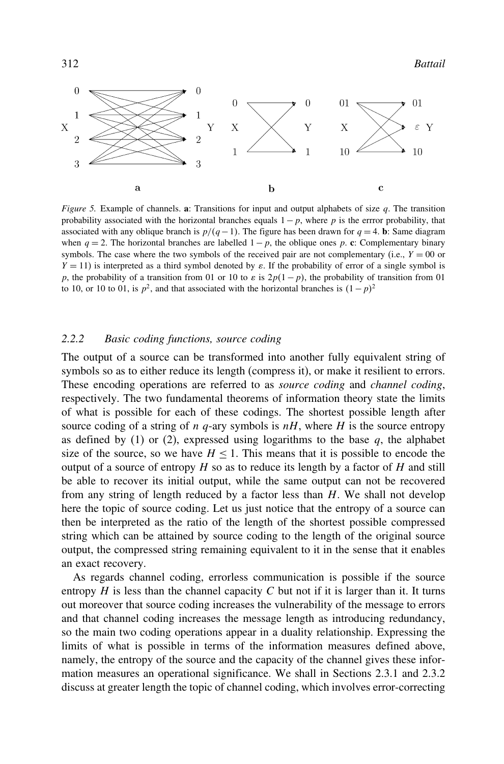*Figure 5.* Example of channels. **a**: Transitions for input and output alphabets of size $q$. The transition probability associated with the horizontal branches equals $1-p$, where $p$ is the errror probability, that associated with any oblique branch is $p/(q-1)$. The figure has been drawn for $q=4$. **b**: Same diagram when $q=2$. The horizontal branches are labelled $1-p$, the oblique ones $p$. **c**: Complementary binary symbols. The case where the two symbols of the received pair are not complementary (i.e., $Y=00$ or $Y=11$) is interpreted as a third symbol denoted by $\varepsilon$. If the probability of error of a single symbol is $p$, the probability of a transition from 01 or 10 to $\varepsilon$ is $2p(1-p)$, the probability of transition from 01 to 10, or 10 to 01, is $p^2$, and that associated with the horizontal branches is $(1-p)^2$

### 2.2.2 *Basic coding functions, source coding*

The output of a source can be transformed into another fully equivalent string of symbols so as to either reduce its length (compress it), or make it resilient to errors. These encoding operations are referred to as *source coding* and *channel coding*, respectively. The two fundamental theorems of information theory state the limits of what is possible for each of these codings. The shortest possible length after source coding of a string of $n$ $q$-ary symbols is $nH$, where $H$ is the source entropy as defined by (1) or (2), expressed using logarithms to the base $q$, the alphabet size of the source, so we have $H \leq 1$. This means that it is possible to encode the output of a source of entropy $H$ so as to reduce its length by a factor of $H$ and still be able to recover its initial output, while the same output can not be recovered from any string of length reduced by a factor less than $H$. We shall not develop here the topic of source coding. Let us just notice that the entropy of a source can then be interpreted as the ratio of the length of the shortest possible compressed string which can be attained by source coding to the length of the original source output, the compressed string remaining equivalent to it in the sense that it enables an exact recovery.

As regards channel coding, errorless communication is possible if the source entropy $H$ is less than the channel capacity $C$ but not if it is larger than it. It turns out moreover that source coding increases the vulnerability of the message to errors and that channel coding increases the message length as introducing redundancy, so the main two coding operations appear in a duality relationship. Expressing the limits of what is possible in terms of the information measures defined above, namely, the entropy of the source and the capacity of the channel gives these information measures an operational significance. We shall in Sections 2.3.1 and 2.3.2 discuss at greater length the topic of channel coding, which involves error-correcting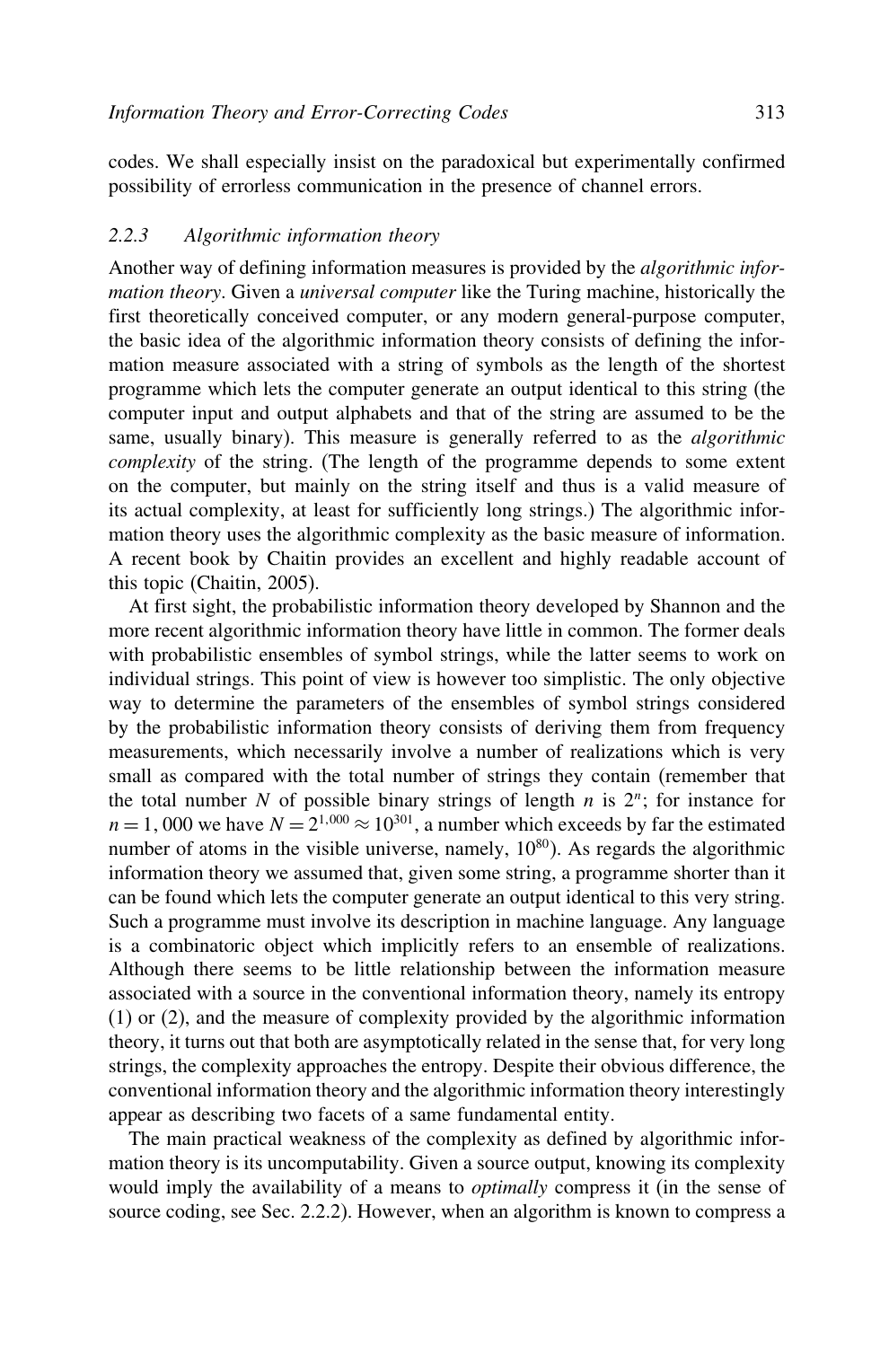codes. We shall especially insist on the paradoxical but experimentally confirmed possibility of errorless communication in the presence of channel errors.

### 2.2.3 Algorithmic information theory

Another way of defining information measures is provided by the *algorithmic information theory*. Given a *universal computer* like the Turing machine, historically the first theoretically conceived computer, or any modern general-purpose computer, the basic idea of the algorithmic information theory consists of defining the information measure associated with a string of symbols as the length of the shortest programme which lets the computer generate an output identical to this string (the computer input and output alphabets and that of the string are assumed to be the same, usually binary). This measure is generally referred to as the *algorithmic complexity* of the string. (The length of the programme depends to some extent on the computer, but mainly on the string itself and thus is a valid measure of its actual complexity, at least for sufficiently long strings.) The algorithmic information theory uses the algorithmic complexity as the basic measure of information. A recent book by Chaitin provides an excellent and highly readable account of this topic (Chaitin, 2005).

At first sight, the probabilistic information theory developed by Shannon and the more recent algorithmic information theory have little in common. The former deals with probabilistic ensembles of symbol strings, while the latter seems to work on individual strings. This point of view is however too simplistic. The only objective way to determine the parameters of the ensembles of symbol strings considered by the probabilistic information theory consists of deriving them from frequency measurements, which necessarily involve a number of realizations which is very small as compared with the total number of strings they contain (remember that the total number $N$ of possible binary strings of length $n$ is $2^n$; for instance for $n = 1,000$ we have $N = 2^{1,000} \approx 10^{301}$, a number which exceeds by far the estimated number of atoms in the visible universe, namely, $10^{80}$). As regards the algorithmic information theory we assumed that, given some string, a programme shorter than it can be found which lets the computer generate an output identical to this very string. Such a programme must involve its description in machine language. Any language is a combinatoric object which implicitly refers to an ensemble of realizations. Although there seems to be little relationship between the information measure associated with a source in the conventional information theory, namely its entropy (1) or (2), and the measure of complexity provided by the algorithmic information theory, it turns out that both are asymptotically related in the sense that, for very long strings, the complexity approaches the entropy. Despite their obvious difference, the conventional information theory and the algorithmic information theory interestingly appear as describing two facets of a same fundamental entity.

The main practical weakness of the complexity as defined by algorithmic information theory is its uncomputability. Given a source output, knowing its complexity would imply the availability of a means to *optimally* compress it (in the sense of source coding, see Sec. 2.2.2). However, when an algorithm is known to compress a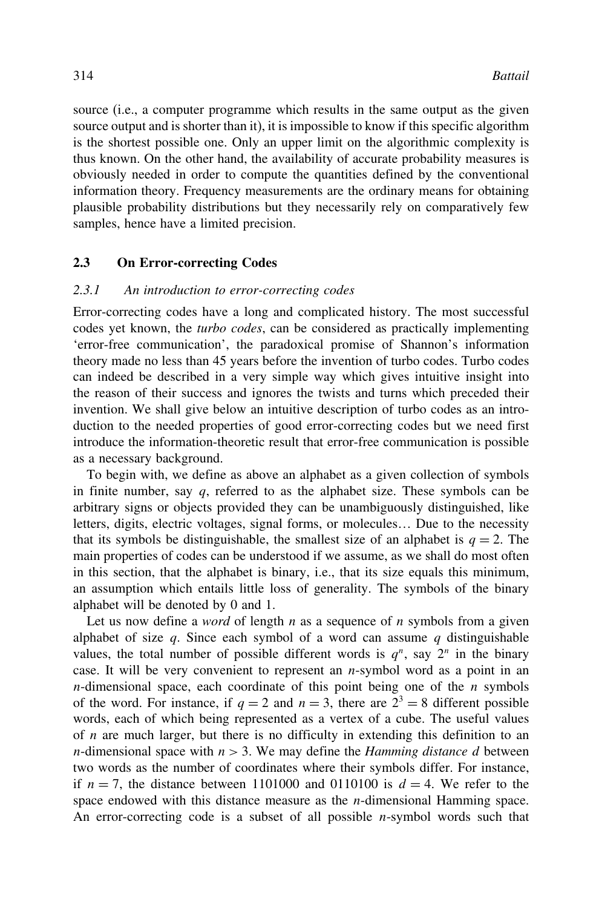source (i.e., a computer programme which results in the same output as the given source output and is shorter than it), it is impossible to know if this specific algorithm is the shortest possible one. Only an upper limit on the algorithmic complexity is thus known. On the other hand, the availability of accurate probability measures is obviously needed in order to compute the quantities defined by the conventional information theory. Frequency measurements are the ordinary means for obtaining plausible probability distributions but they necessarily rely on comparatively few samples, hence have a limited precision.

## 2.3 On Error-correcting Codes

### *2.3.1 An introduction to error-correcting codes*

Error-correcting codes have a long and complicated history. The most successful codes yet known, the *turbo codes*, can be considered as practically implementing 'error-free communication', the paradoxical promise of Shannon's information theory made no less than 45 years before the invention of turbo codes. Turbo codes can indeed be described in a very simple way which gives intuitive insight into the reason of their success and ignores the twists and turns which preceded their invention. We shall give below an intuitive description of turbo codes as an introduction to the needed properties of good error-correcting codes but we need first introduce the information-theoretic result that error-free communication is possible as a necessary background.

To begin with, we define as above an alphabet as a given collection of symbols in finite number, say $q$, referred to as the alphabet size. These symbols can be arbitrary signs or objects provided they can be unambiguously distinguished, like letters, digits, electric voltages, signal forms, or molecules… Due to the necessity that its symbols be distinguishable, the smallest size of an alphabet is $q = 2$. The main properties of codes can be understood if we assume, as we shall do most often in this section, that the alphabet is binary, i.e., that its size equals this minimum, an assumption which entails little loss of generality. The symbols of the binary alphabet will be denoted by 0 and 1.

Let us now define a *word* of length $n$ as a sequence of $n$ symbols from a given alphabet of size $q$. Since each symbol of a word can assume $q$ distinguishable values, the total number of possible different words is $q^n$, say $2^n$ in the binary case. It will be very convenient to represent an $n$-symbol word as a point in an $n$-dimensional space, each coordinate of this point being one of the $n$ symbols of the word. For instance, if $q = 2$ and $n = 3$, there are $2^3 = 8$ different possible words, each of which being represented as a vertex of a cube. The useful values of $n$ are much larger, but there is no difficulty in extending this definition to an $n$-dimensional space with $n > 3$. We may define the *Hamming distance* $d$ between two words as the number of coordinates where their symbols differ. For instance, if $n = 7$, the distance between 1101000 and 0110100 is $d = 4$. We refer to the space endowed with this distance measure as the $n$-dimensional Hamming space. An error-correcting code is a subset of all possible $n$-symbol words such that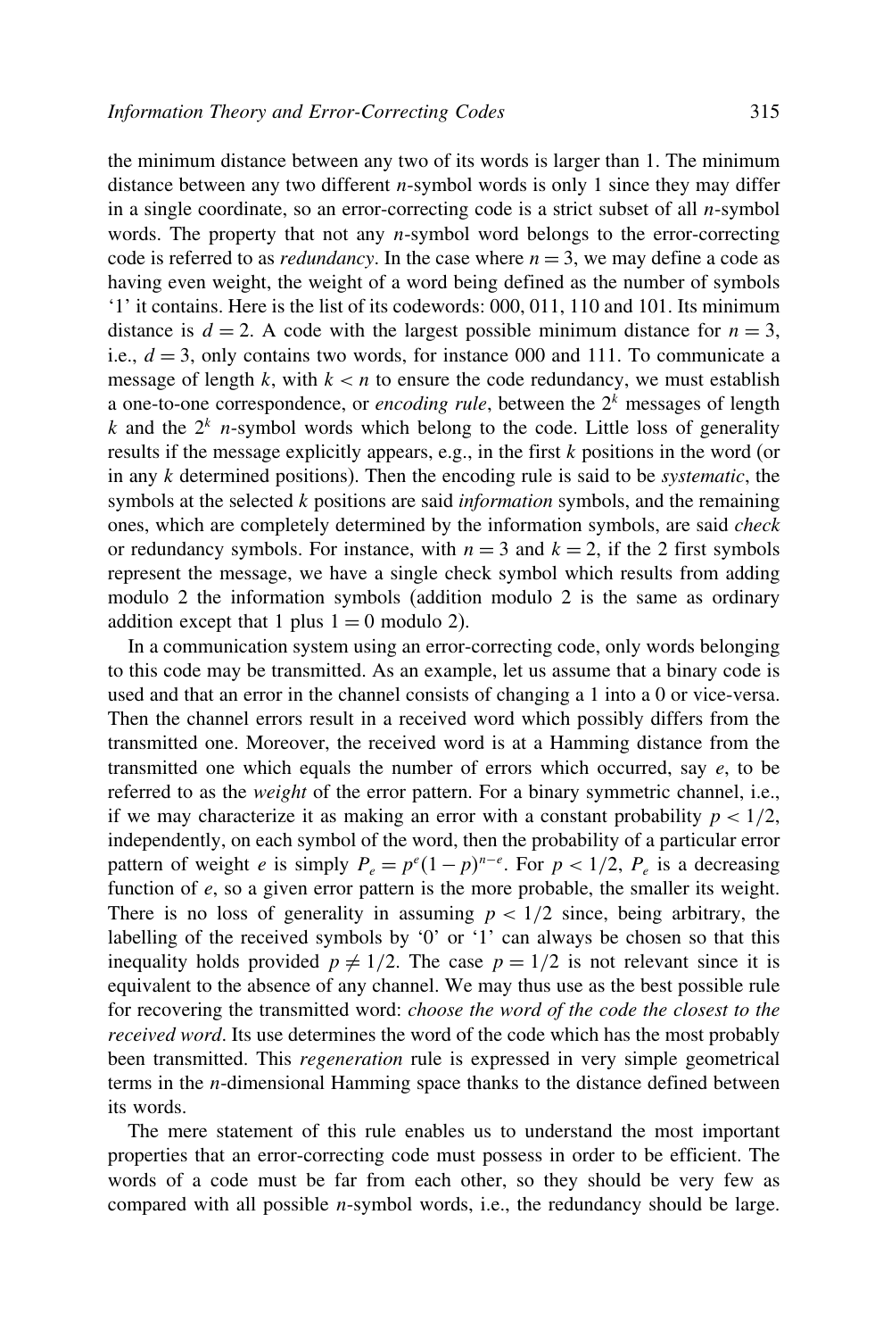the minimum distance between any two of its words is larger than 1. The minimum distance between any two different $n$-symbol words is only 1 since they may differ in a single coordinate, so an error-correcting code is a strict subset of all $n$-symbol words. The property that not any $n$-symbol word belongs to the error-correcting code is referred to as *redundancy*. In the case where $n = 3$, we may define a code as having even weight, the weight of a word being defined as the number of symbols '1' it contains. Here is the list of its codewords: 000, 011, 110 and 101. Its minimum distance is $d = 2$. A code with the largest possible minimum distance for $n = 3$, i.e., $d = 3$, only contains two words, for instance 000 and 111. To communicate a message of length $k$, with $k < n$ to ensure the code redundancy, we must establish a one-to-one correspondence, or *encoding rule*, between the $2^k$ messages of length $k$ and the $2^k$ $n$-symbol words which belong to the code. Little loss of generality results if the message explicitly appears, e.g., in the first $k$ positions in the word (or in any $k$ determined positions). Then the encoding rule is said to be *systematic*, the symbols at the selected $k$ positions are said *information* symbols, and the remaining ones, which are completely determined by the information symbols, are said *check* or redundancy symbols. For instance, with $n = 3$ and $k = 2$, if the 2 first symbols represent the message, we have a single check symbol which results from adding modulo 2 the information symbols (addition modulo 2 is the same as ordinary addition except that 1 plus $1 = 0$ modulo 2).

In a communication system using an error-correcting code, only words belonging to this code may be transmitted. As an example, let us assume that a binary code is used and that an error in the channel consists of changing a 1 into a 0 or vice-versa. Then the channel errors result in a received word which possibly differs from the transmitted one. Moreover, the received word is at a Hamming distance from the transmitted one which equals the number of errors which occurred, say $e$, to be referred to as the *weight* of the error pattern. For a binary symmetric channel, i.e., if we may characterize it as making an error with a constant probability $p < 1/2$, independently, on each symbol of the word, then the probability of a particular error pattern of weight $e$ is simply $P_e = p^e(1-p)^{n-e}$. For $p < 1/2$, $P_e$ is a decreasing function of $e$, so a given error pattern is the more probable, the smaller its weight. There is no loss of generality in assuming $p < 1/2$ since, being arbitrary, the labelling of the received symbols by '0' or '1' can always be chosen so that this inequality holds provided $p \neq 1/2$. The case $p = 1/2$ is not relevant since it is equivalent to the absence of any channel. We may thus use as the best possible rule for recovering the transmitted word: *choose the word of the code the closest to the received word*. Its use determines the word of the code which has the most probably been transmitted. This *regeneration* rule is expressed in very simple geometrical terms in the $n$-dimensional Hamming space thanks to the distance defined between its words.

The mere statement of this rule enables us to understand the most important properties that an error-correcting code must possess in order to be efficient. The words of a code must be far from each other, so they should be very few as compared with all possible $n$-symbol words, i.e., the redundancy should be large.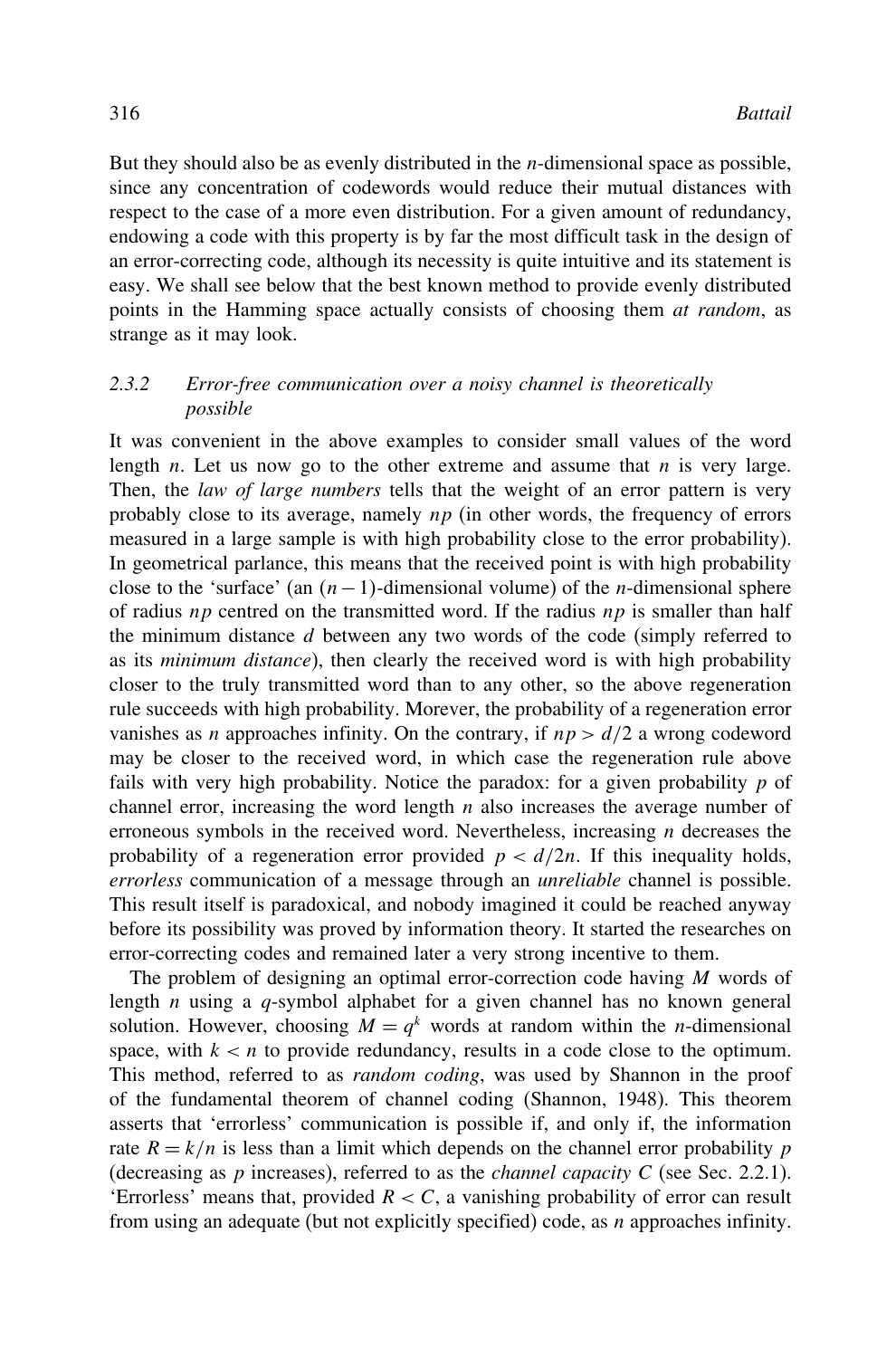But they should also be as evenly distributed in the $n$-dimensional space as possible, since any concentration of codewords would reduce their mutual distances with respect to the case of a more even distribution. For a given amount of redundancy, endowing a code with this property is by far the most difficult task in the design of an error-correcting code, although its necessity is quite intuitive and its statement is easy. We shall see below that the best known method to provide evenly distributed points in the Hamming space actually consists of choosing them *at random*, as strange as it may look.

### 2.3.2 Error-free communication over a noisy channel is theoretically possible

It was convenient in the above examples to consider small values of the word length $n$. Let us now go to the other extreme and assume that $n$ is very large. Then, the *law of large numbers* tells that the weight of an error pattern is very probably close to its average, namely $np$ (in other words, the frequency of errors measured in a large sample is with high probability close to the error probability). In geometrical parlance, this means that the received point is with high probability close to the 'surface' (an $(n-1)$-dimensional volume) of the $n$-dimensional sphere of radius $np$ centred on the transmitted word. If the radius $np$ is smaller than half the minimum distance $d$ between any two words of the code (simply referred to as its *minimum distance*), then clearly the received word is with high probability closer to the truly transmitted word than to any other, so the above regeneration rule succeeds with high probability. Morever, the probability of a regeneration error vanishes as $n$ approaches infinity. On the contrary, if $np > d/2$ a wrong codeword may be closer to the received word, in which case the regeneration rule above fails with very high probability. Notice the paradox: for a given probability $p$ of channel error, increasing the word length $n$ also increases the average number of erroneous symbols in the received word. Nevertheless, increasing $n$ decreases the probability of a regeneration error provided $p < d/2n$. If this inequality holds, *errorless* communication of a message through an *unreliable* channel is possible. This result itself is paradoxical, and nobody imagined it could be reached anyway before its possibility was proved by information theory. It started the researches on error-correcting codes and remained later a very strong incentive to them.

The problem of designing an optimal error-correction code having $M$ words of length $n$ using a $q$-symbol alphabet for a given channel has no known general solution. However, choosing $M = q^k$ words at random within the $n$-dimensional space, with $k < n$ to provide redundancy, results in a code close to the optimum. This method, referred to as *random coding*, was used by Shannon in the proof of the fundamental theorem of channel coding (Shannon, 1948). This theorem asserts that 'errorless' communication is possible if, and only if, the information rate $R = k/n$ is less than a limit which depends on the channel error probability $p$ (decreasing as $p$ increases), referred to as the *channel capacity* $C$ (see Sec. 2.2.1). 'Errorless' means that, provided $R < C$, a vanishing probability of error can result from using an adequate (but not explicitly specified) code, as $n$ approaches infinity.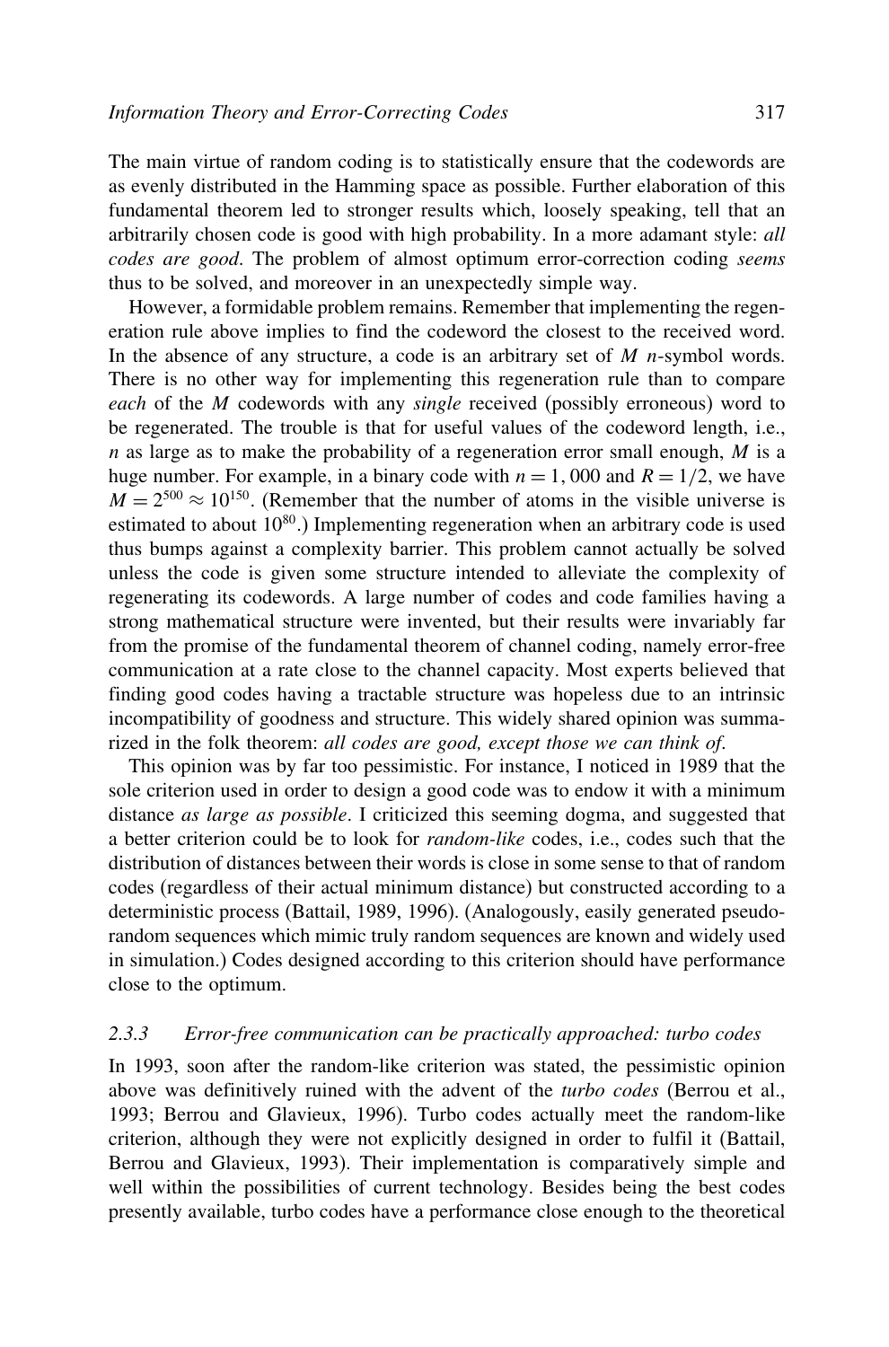The main virtue of random coding is to statistically ensure that the codewords are as evenly distributed in the Hamming space as possible. Further elaboration of this fundamental theorem led to stronger results which, loosely speaking, tell that an arbitrarily chosen code is good with high probability. In a more adamant style: *all codes are good*. The problem of almost optimum error-correction coding *seems* thus to be solved, and moreover in an unexpectedly simple way.

However, a formidable problem remains. Remember that implementing the regeneration rule above implies to find the codeword the closest to the received word. In the absence of any structure, a code is an arbitrary set of $M$ $n$-symbol words. There is no other way for implementing this regeneration rule than to compare *each* of the $M$ codewords with any *single* received (possibly erroneous) word to be regenerated. The trouble is that for useful values of the codeword length, i.e., $n$ as large as to make the probability of a regeneration error small enough, $M$ is a huge number. For example, in a binary code with $n = 1,000$ and $R = 1/2$, we have $M = 2^{500} \approx 10^{150}$. (Remember that the number of atoms in the visible universe is estimated to about $10^{80}$.) Implementing regeneration when an arbitrary code is used thus bumps against a complexity barrier. This problem cannot actually be solved unless the code is given some structure intended to alleviate the complexity of regenerating its codewords. A large number of codes and code families having a strong mathematical structure were invented, but their results were invariably far from the promise of the fundamental theorem of channel coding, namely error-free communication at a rate close to the channel capacity. Most experts believed that finding good codes having a tractable structure was hopeless due to an intrinsic incompatibility of goodness and structure. This widely shared opinion was summarized in the folk theorem: *all codes are good, except those we can think of*.

This opinion was by far too pessimistic. For instance, I noticed in 1989 that the sole criterion used in order to design a good code was to endow it with a minimum distance *as large as possible*. I criticized this seeming dogma, and suggested that a better criterion could be to look for *random-like* codes, i.e., codes such that the distribution of distances between their words is close in some sense to that of random codes (regardless of their actual minimum distance) but constructed according to a deterministic process (Battail, 1989, 1996). (Analogously, easily generated pseudo-random sequences which mimic truly random sequences are known and widely used in simulation.) Codes designed according to this criterion should have performance close to the optimum.

### 2.3.3 Error-free communication can be practically approached: turbo codes

In 1993, soon after the random-like criterion was stated, the pessimistic opinion above was definitively ruined with the advent of the *turbo codes* (Berrou et al., 1993; Berrou and Glavieux, 1996). Turbo codes actually meet the random-like criterion, although they were not explicitly designed in order to fulfil it (Battail, Berrou and Glavieux, 1993). Their implementation is comparatively simple and well within the possibilities of current technology. Besides being the best codes presently available, turbo codes have a performance close enough to the theoretical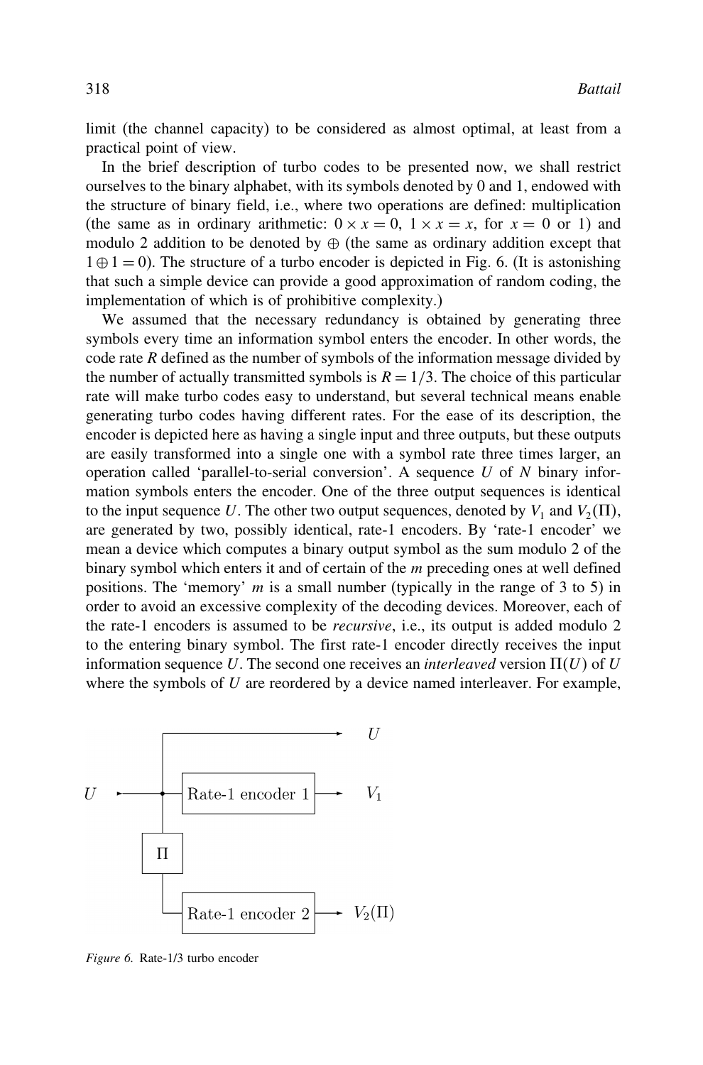limit (the channel capacity) to be considered as almost optimal, at least from a practical point of view.

In the brief description of turbo codes to be presented now, we shall restrict ourselves to the binary alphabet, with its symbols denoted by 0 and 1, endowed with the structure of binary field, i.e., where two operations are defined: multiplication (the same as in ordinary arithmetic: $0 \times x = 0$, $1 \times x = x$, for $x = 0$ or 1) and modulo 2 addition to be denoted by $\oplus$ (the same as ordinary addition except that $1 \oplus 1 = 0$). The structure of a turbo encoder is depicted in Fig. 6. (It is astonishing that such a simple device can provide a good approximation of random coding, the implementation of which is of prohibitive complexity.)

We assumed that the necessary redundancy is obtained by generating three symbols every time an information symbol enters the encoder. In other words, the code rate $R$ defined as the number of symbols of the information message divided by the number of actually transmitted symbols is $R = 1/3$. The choice of this particular rate will make turbo codes easy to understand, but several technical means enable generating turbo codes having different rates. For the ease of its description, the encoder is depicted here as having a single input and three outputs, but these outputs are easily transformed into a single one with a symbol rate three times larger, an operation called 'parallel-to-serial conversion'. A sequence $U$ of $N$ binary information symbols enters the encoder. One of the three output sequences is identical to the input sequence $U$. The other two output sequences, denoted by $V_1$ and $V_2(\Pi)$, are generated by two, possibly identical, rate-1 encoders. By 'rate-1 encoder' we mean a device which computes a binary output symbol as the sum modulo 2 of the binary symbol which enters it and of certain of the $m$ preceding ones at well defined positions. The 'memory' $m$ is a small number (typically in the range of 3 to 5) in order to avoid an excessive complexity of the decoding devices. Moreover, each of the rate-1 encoders is assumed to be *recursive*, i.e., its output is added modulo 2 to the entering binary symbol. The first rate-1 encoder directly receives the input information sequence $U$. The second one receives an *interleaved* version $\Pi(U)$ of $U$ where the symbols of $U$ are reordered by a device named interleaver. For example,

```
              +---------------------------->  U
              |
U  --------->-+---[ Rate-1 encoder 1 ]------>  V_1
              |
            [ Π ]
              |
              +---[ Rate-1 encoder 2 ]------>  V_2(Π)
```

*Figure 6.* Rate-1/3 turbo encoder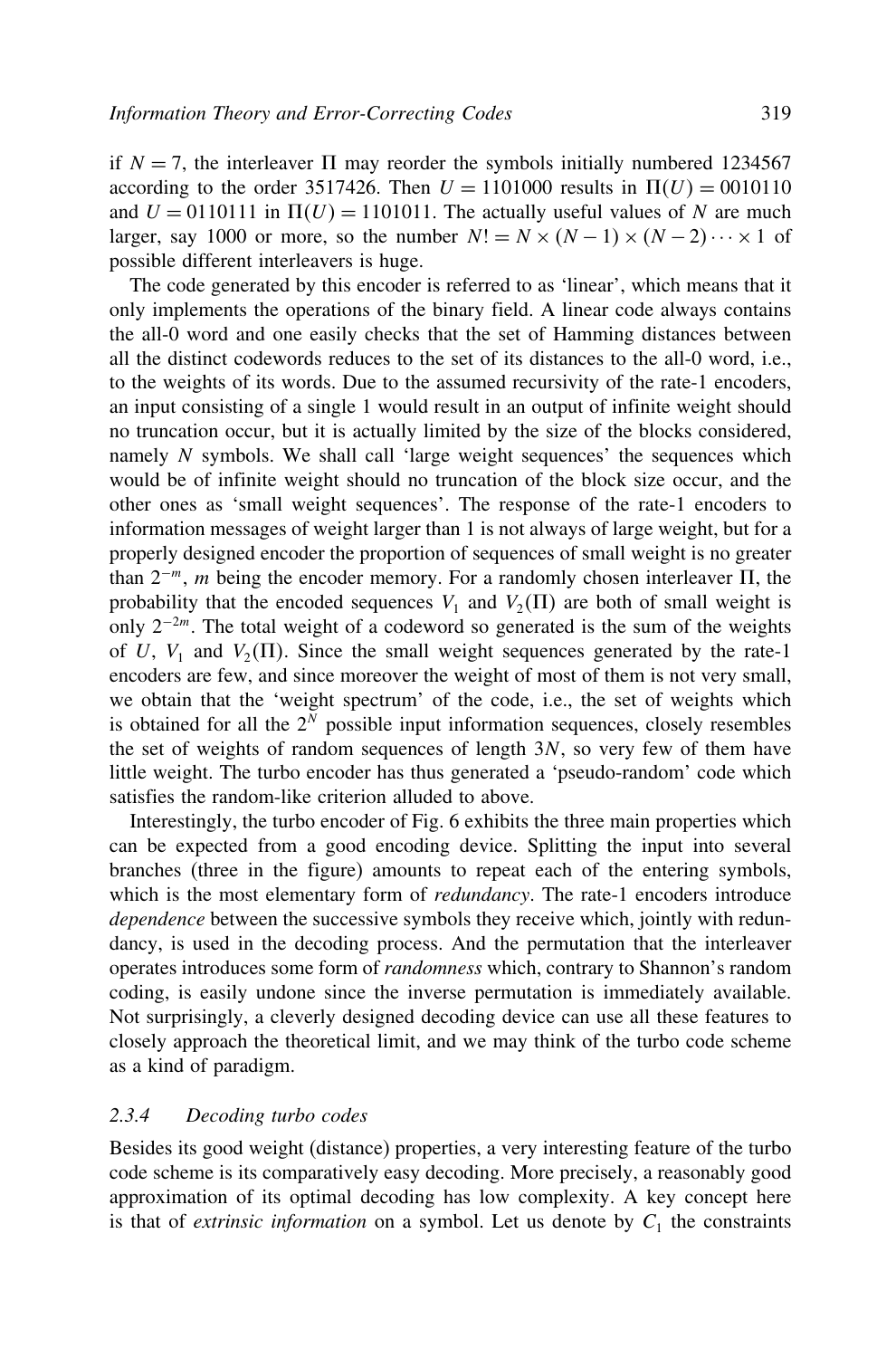if $N = 7$, the interleaver $\Pi$ may reorder the symbols initially numbered 1234567 according to the order 3517426. Then $U = 1101000$ results in $\Pi(U) = 0010110$ and $U = 0110111$ in $\Pi(U) = 1101011$. The actually useful values of $N$ are much larger, say 1000 or more, so the number $N! = N \times (N-1) \times (N-2) \cdots \times 1$ of possible different interleavers is huge.

The code generated by this encoder is referred to as 'linear', which means that it only implements the operations of the binary field. A linear code always contains the all-0 word and one easily checks that the set of Hamming distances between all the distinct codewords reduces to the set of its distances to the all-0 word, i.e., to the weights of its words. Due to the assumed recursivity of the rate-1 encoders, an input consisting of a single 1 would result in an output of infinite weight should no truncation occur, but it is actually limited by the size of the blocks considered, namely $N$ symbols. We shall call 'large weight sequences' the sequences which would be of infinite weight should no truncation of the block size occur, and the other ones as 'small weight sequences'. The response of the rate-1 encoders to information messages of weight larger than 1 is not always of large weight, but for a properly designed encoder the proportion of sequences of small weight is no greater than $2^{-m}$, $m$ being the encoder memory. For a randomly chosen interleaver $\Pi$, the probability that the encoded sequences $V_1$ and $V_2(\Pi)$ are both of small weight is only $2^{-2m}$. The total weight of a codeword so generated is the sum of the weights of $U$, $V_1$ and $V_2(\Pi)$. Since the small weight sequences generated by the rate-1 encoders are few, and since moreover the weight of most of them is not very small, we obtain that the 'weight spectrum' of the code, i.e., the set of weights which is obtained for all the $2^N$ possible input information sequences, closely resembles the set of weights of random sequences of length $3N$, so very few of them have little weight. The turbo encoder has thus generated a 'pseudo-random' code which satisfies the random-like criterion alluded to above.

Interestingly, the turbo encoder of Fig. 6 exhibits the three main properties which can be expected from a good encoding device. Splitting the input into several branches (three in the figure) amounts to repeat each of the entering symbols, which is the most elementary form of *redundancy*. The rate-1 encoders introduce *dependence* between the successive symbols they receive which, jointly with redundancy, is used in the decoding process. And the permutation that the interleaver operates introduces some form of *randomness* which, contrary to Shannon's random coding, is easily undone since the inverse permutation is immediately available. Not surprisingly, a cleverly designed decoding device can use all these features to closely approach the theoretical limit, and we may think of the turbo code scheme as a kind of paradigm.

### 2.3.4 *Decoding turbo codes*

Besides its good weight (distance) properties, a very interesting feature of the turbo code scheme is its comparatively easy decoding. More precisely, a reasonably good approximation of its optimal decoding has low complexity. A key concept here is that of *extrinsic information* on a symbol. Let us denote by $C_1$ the constraints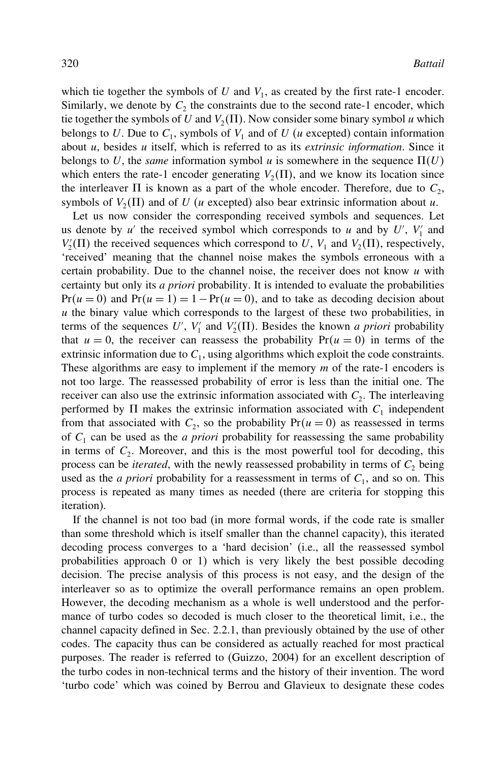which tie together the symbols of $U$ and $V_1$, as created by the first rate-1 encoder. Similarly, we denote by $C_2$ the constraints due to the second rate-1 encoder, which tie together the symbols of $U$ and $V_2(\Pi)$. Now consider some binary symbol $u$ which belongs to $U$. Due to $C_1$, symbols of $V_1$ and of $U$ ($u$ excepted) contain information about $u$, besides $u$ itself, which is referred to as its *extrinsic information*. Since it belongs to $U$, the *same* information symbol $u$ is somewhere in the sequence $\Pi(U)$ which enters the rate-1 encoder generating $V_2(\Pi)$, and we know its location since the interleaver $\Pi$ is known as a part of the whole encoder. Therefore, due to $C_2$, symbols of $V_2(\Pi)$ and of $U$ ($u$ excepted) also bear extrinsic information about $u$.

Let us now consider the corresponding received symbols and sequences. Let us denote by $u'$ the received symbol which corresponds to $u$ and by $U'$, $V_1'$ and $V_2'(\Pi)$ the received sequences which correspond to $U$, $V_1$ and $V_2(\Pi)$, respectively, 'received' meaning that the channel noise makes the symbols erroneous with a certain probability. Due to the channel noise, the receiver does not know $u$ with certainty but only its *a priori* probability. It is intended to evaluate the probabilities $\Pr(u = 0)$ and $\Pr(u = 1) = 1 - \Pr(u = 0)$, and to take as decoding decision about $u$ the binary value which corresponds to the largest of these two probabilities, in terms of the sequences $U'$, $V_1'$ and $V_2'(\Pi)$. Besides the known *a priori* probability that $u = 0$, the receiver can reassess the probability $\Pr(u = 0)$ in terms of the extrinsic information due to $C_1$, using algorithms which exploit the code constraints. These algorithms are easy to implement if the memory $m$ of the rate-1 encoders is not too large. The reassessed probability of error is less than the initial one. The receiver can also use the extrinsic information associated with $C_2$. The interleaving performed by $\Pi$ makes the extrinsic information associated with $C_1$ independent from that associated with $C_2$, so the probability $\Pr(u = 0)$ as reassessed in terms of $C_1$ can be used as the *a priori* probability for reassessing the same probability in terms of $C_2$. Moreover, and this is the most powerful tool for decoding, this process can be *iterated*, with the newly reassessed probability in terms of $C_2$ being used as the *a priori* probability for a reassessment in terms of $C_1$, and so on. This process is repeated as many times as needed (there are criteria for stopping this iteration).

If the channel is not too bad (in more formal words, if the code rate is smaller than some threshold which is itself smaller than the channel capacity), this iterated decoding process converges to a 'hard decision' (i.e., all the reassessed symbol probabilities approach 0 or 1) which is very likely the best possible decoding decision. The precise analysis of this process is not easy, and the design of the interleaver so as to optimize the overall performance remains an open problem. However, the decoding mechanism as a whole is well understood and the performance of turbo codes so decoded is much closer to the theoretical limit, i.e., the channel capacity defined in Sec. 2.2.1, than previously obtained by the use of other codes. The capacity thus can be considered as actually reached for most practical purposes. The reader is referred to (Guizzo, 2004) for an excellent description of the turbo codes in non-technical terms and the history of their invention. The word 'turbo code' which was coined by Berrou and Glavieux to designate these codes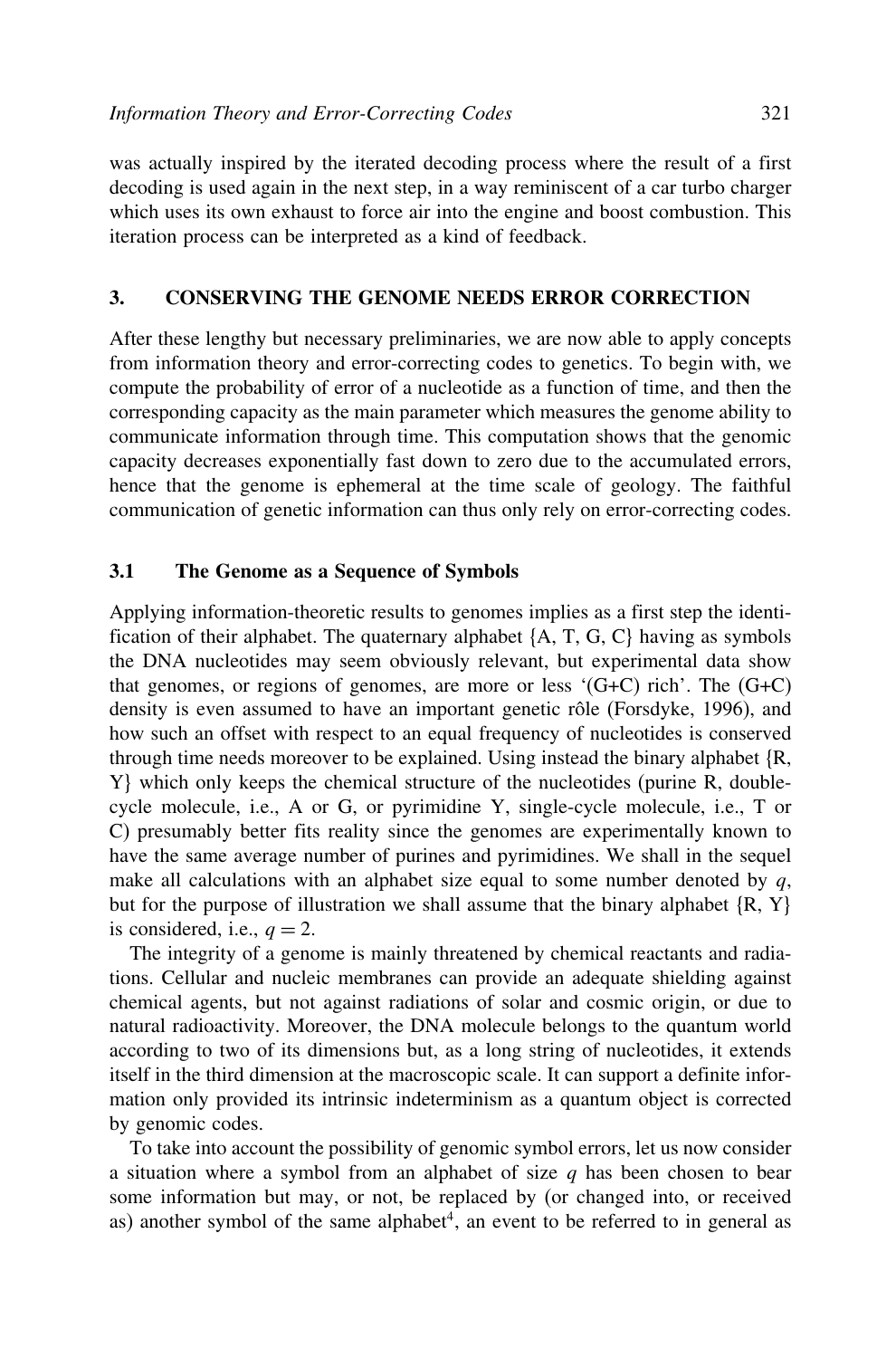was actually inspired by the iterated decoding process where the result of a first decoding is used again in the next step, in a way reminiscent of a car turbo charger which uses its own exhaust to force air into the engine and boost combustion. This iteration process can be interpreted as a kind of feedback.

## 3. CONSERVING THE GENOME NEEDS ERROR CORRECTION

After these lengthy but necessary preliminaries, we are now able to apply concepts from information theory and error-correcting codes to genetics. To begin with, we compute the probability of error of a nucleotide as a function of time, and then the corresponding capacity as the main parameter which measures the genome ability to communicate information through time. This computation shows that the genomic capacity decreases exponentially fast down to zero due to the accumulated errors, hence that the genome is ephemeral at the time scale of geology. The faithful communication of genetic information can thus only rely on error-correcting codes.

### 3.1 The Genome as a Sequence of Symbols

Applying information-theoretic results to genomes implies as a first step the identification of their alphabet. The quaternary alphabet {A, T, G, C} having as symbols the DNA nucleotides may seem obviously relevant, but experimental data show that genomes, or regions of genomes, are more or less '(G+C) rich'. The (G+C) density is even assumed to have an important genetic rôle (Forsdyke, 1996), and how such an offset with respect to an equal frequency of nucleotides is conserved through time needs moreover to be explained. Using instead the binary alphabet {R, Y} which only keeps the chemical structure of the nucleotides (purine R, double-cycle molecule, i.e., A or G, or pyrimidine Y, single-cycle molecule, i.e., T or C) presumably better fits reality since the genomes are experimentally known to have the same average number of purines and pyrimidines. We shall in the sequel make all calculations with an alphabet size equal to some number denoted by $q$, but for the purpose of illustration we shall assume that the binary alphabet {R, Y} is considered, i.e., $q = 2$.

The integrity of a genome is mainly threatened by chemical reactants and radiations. Cellular and nucleic membranes can provide an adequate shielding against chemical agents, but not against radiations of solar and cosmic origin, or due to natural radioactivity. Moreover, the DNA molecule belongs to the quantum world according to two of its dimensions but, as a long string of nucleotides, it extends itself in the third dimension at the macroscopic scale. It can support a definite information only provided its intrinsic indeterminism as a quantum object is corrected by genomic codes.

To take into account the possibility of genomic symbol errors, let us now consider a situation where a symbol from an alphabet of size $q$ has been chosen to bear some information but may, or not, be replaced by (or changed into, or received as) another symbol of the same alphabet[4], an event to be referred to in general as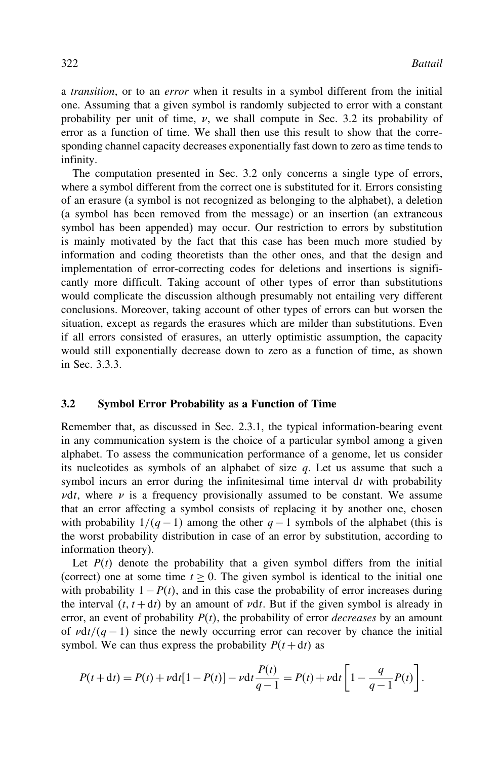a *transition*, or to an *error* when it results in a symbol different from the initial one. Assuming that a given symbol is randomly subjected to error with a constant probability per unit of time, $\nu$, we shall compute in Sec. 3.2 its probability of error as a function of time. We shall then use this result to show that the corresponding channel capacity decreases exponentially fast down to zero as time tends to infinity.

The computation presented in Sec. 3.2 only concerns a single type of errors, where a symbol different from the correct one is substituted for it. Errors consisting of an erasure (a symbol is not recognized as belonging to the alphabet), a deletion (a symbol has been removed from the message) or an insertion (an extraneous symbol has been appended) may occur. Our restriction to errors by substitution is mainly motivated by the fact that this case has been much more studied by information and coding theoretists than the other ones, and that the design and implementation of error-correcting codes for deletions and insertions is significantly more difficult. Taking account of other types of error than substitutions would complicate the discussion although presumably not entailing very different conclusions. Moreover, taking account of other types of errors can but worsen the situation, except as regards the erasures which are milder than substitutions. Even if all errors consisted of erasures, an utterly optimistic assumption, the capacity would still exponentially decrease down to zero as a function of time, as shown in Sec. 3.3.3.

### 3.2 Symbol Error Probability as a Function of Time

Remember that, as discussed in Sec. 2.3.1, the typical information-bearing event in any communication system is the choice of a particular symbol among a given alphabet. To assess the communication performance of a genome, let us consider its nucleotides as symbols of an alphabet of size $q$. Let us assume that such a symbol incurs an error during the infinitesimal time interval $\mathrm{d}t$ with probability $\nu \mathrm{d}t$, where $\nu$ is a frequency provisionally assumed to be constant. We assume that an error affecting a symbol consists of replacing it by another one, chosen with probability $1/(q-1)$ among the other $q-1$ symbols of the alphabet (this is the worst probability distribution in case of an error by substitution, according to information theory).

Let $P(t)$ denote the probability that a given symbol differs from the initial (correct) one at some time $t \geq 0$. The given symbol is identical to the initial one with probability $1-P(t)$, and in this case the probability of error increases during the interval $(t, t+\mathrm{d}t)$ by an amount of $\nu \mathrm{d}t$. But if the given symbol is already in error, an event of probability $P(t)$, the probability of error *decreases* by an amount of $\nu \mathrm{d}t/(q-1)$ since the newly occurring error can recover by chance the initial symbol. We can thus express the probability $P(t+\mathrm{d}t)$ as

$$P(t+\mathrm{d}t) = P(t) + \nu \mathrm{d}t[1-P(t)] - \nu \mathrm{d}t \frac{P(t)}{q-1} = P(t) + \nu \mathrm{d}t \left[1 - \frac{q}{q-1}P(t)\right].$$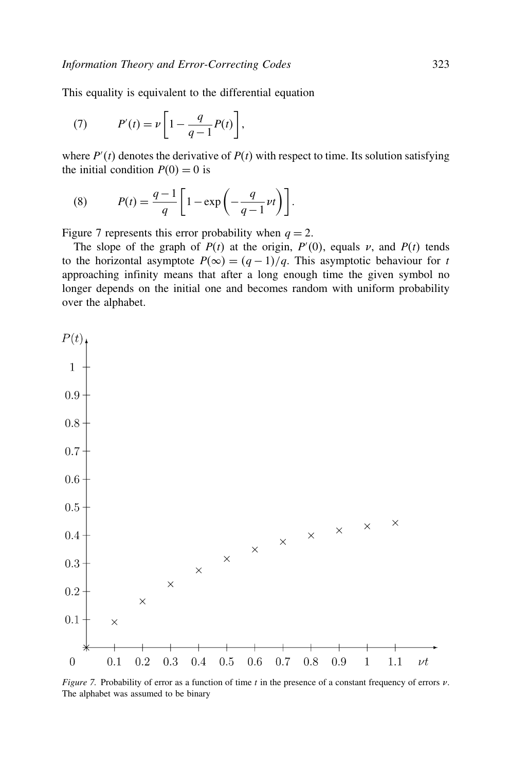This equality is equivalent to the differential equation

$$P'(t) = \nu \left[ 1 - \frac{q}{q-1} P(t) \right], \tag{7}$$

where $P'(t)$ denotes the derivative of $P(t)$ with respect to time. Its solution satisfying the initial condition $P(0) = 0$ is

$$P(t) = \frac{q-1}{q} \left[ 1 - \exp\left( -\frac{q}{q-1} \nu t \right) \right]. \tag{8}$$

Figure 7 represents this error probability when $q = 2$.

The slope of the graph of $P(t)$ at the origin, $P'(0)$, equals $\nu$, and $P(t)$ tends to the horizontal asymptote $P(\infty) = (q-1)/q$. This asymptotic behaviour for $t$ approaching infinity means that after a long enough time the given symbol no longer depends on the initial one and becomes random with uniform probability over the alphabet.

*Figure 7.* Probability of error as a function of time $t$ in the presence of a constant frequency of errors $\nu$. The alphabet was assumed to be binary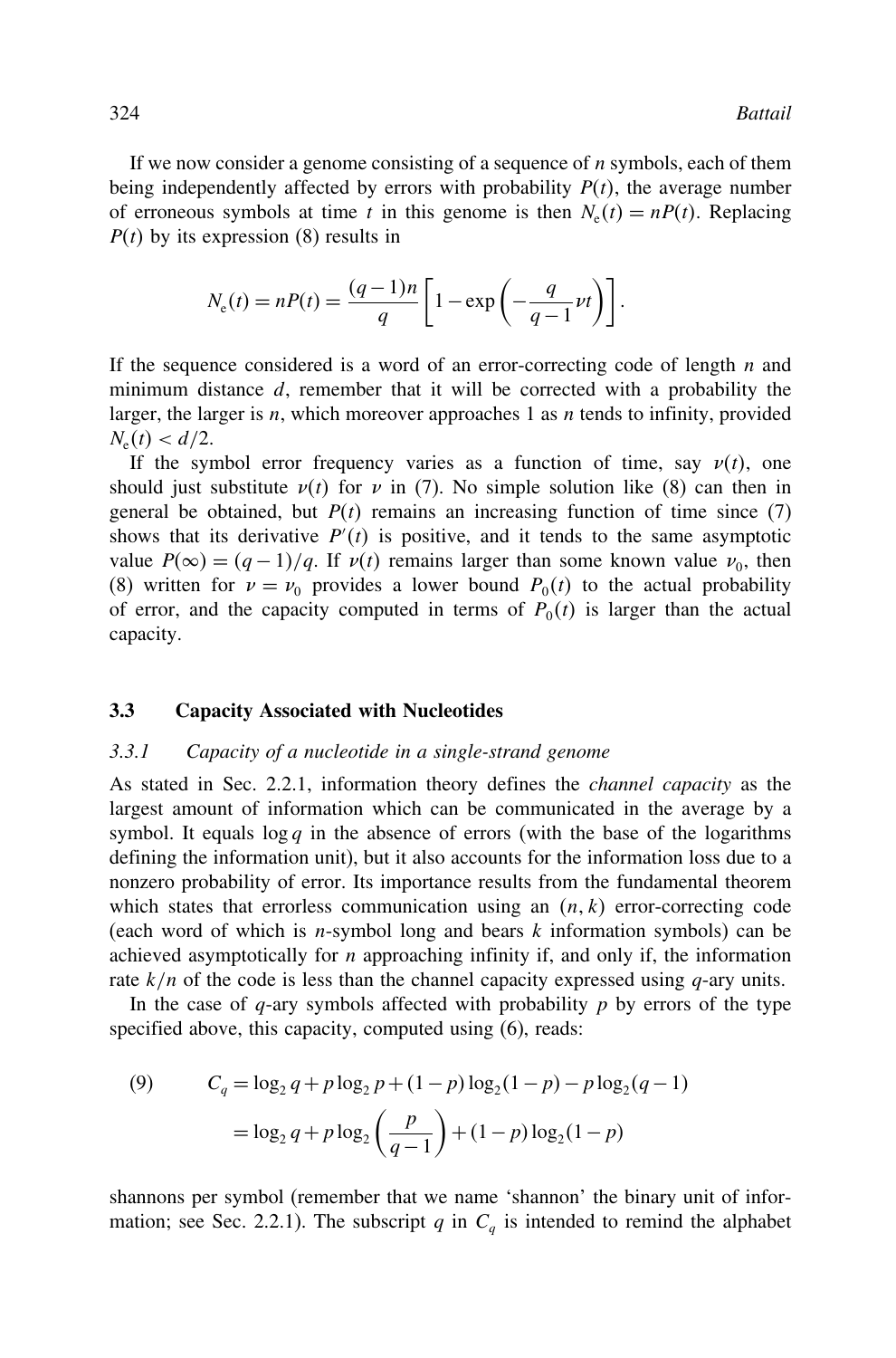If we now consider a genome consisting of a sequence of $n$ symbols, each of them being independently affected by errors with probability $P(t)$, the average number of erroneous symbols at time $t$ in this genome is then $N_e(t) = nP(t)$. Replacing $P(t)$ by its expression (8) results in

$$N_e(t) = nP(t) = \frac{(q-1)n}{q}\left[1 - \exp\left(-\frac{q}{q-1}\nu t\right)\right].$$

If the sequence considered is a word of an error-correcting code of length $n$ and minimum distance $d$, remember that it will be corrected with a probability the larger, the larger is $n$, which moreover approaches 1 as $n$ tends to infinity, provided $N_e(t) < d/2$.

If the symbol error frequency varies as a function of time, say $\nu(t)$, one should just substitute $\nu(t)$ for $\nu$ in (7). No simple solution like (8) can then in general be obtained, but $P(t)$ remains an increasing function of time since (7) shows that its derivative $P'(t)$ is positive, and it tends to the same asymptotic value $P(\infty) = (q-1)/q$. If $\nu(t)$ remains larger than some known value $\nu_0$, then (8) written for $\nu = \nu_0$ provides a lower bound $P_0(t)$ to the actual probability of error, and the capacity computed in terms of $P_0(t)$ is larger than the actual capacity.

### 3.3 Capacity Associated with Nucleotides

#### *3.3.1 Capacity of a nucleotide in a single-strand genome*

As stated in Sec. 2.2.1, information theory defines the *channel capacity* as the largest amount of information which can be communicated in the average by a symbol. It equals $\log q$ in the absence of errors (with the base of the logarithms defining the information unit), but it also accounts for the information loss due to a nonzero probability of error. Its importance results from the fundamental theorem which states that errorless communication using an $(n, k)$ error-correcting code (each word of which is $n$-symbol long and bears $k$ information symbols) can be achieved asymptotically for $n$ approaching infinity if, and only if, the information rate $k/n$ of the code is less than the channel capacity expressed using $q$-ary units.

In the case of $q$-ary symbols affected with probability $p$ by errors of the type specified above, this capacity, computed using (6), reads:

$$\begin{aligned}(9)\qquad C_q &= \log_2 q + p\log_2 p + (1-p)\log_2(1-p) - p\log_2(q-1) \\ &= \log_2 q + p\log_2\left(\frac{p}{q-1}\right) + (1-p)\log_2(1-p)\end{aligned}$$

shannons per symbol (remember that we name 'shannon' the binary unit of information; see Sec. 2.2.1). The subscript $q$ in $C_q$ is intended to remind the alphabet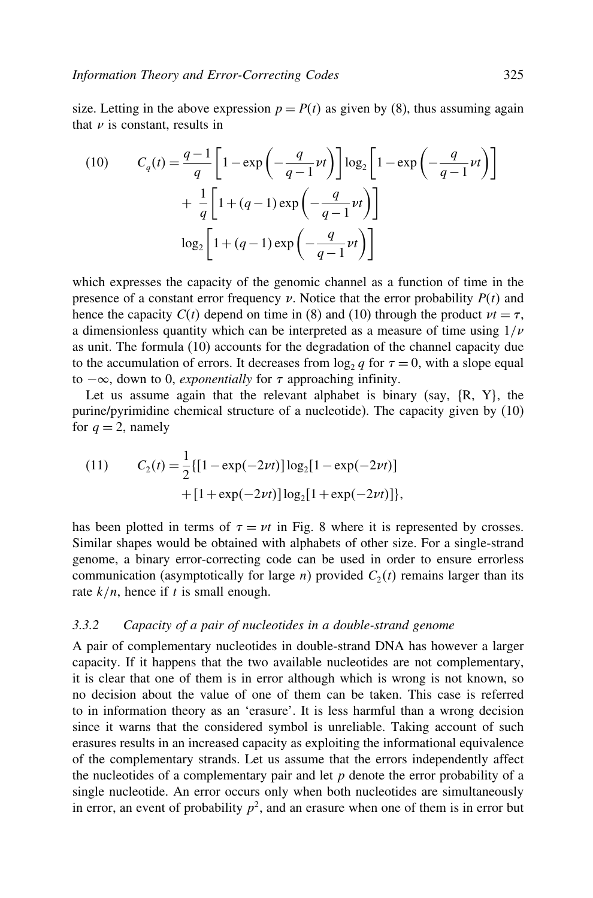size. Letting in the above expression $p = P(t)$ as given by (8), thus assuming again that $\nu$ is constant, results in

$$
\begin{aligned}
(10) \qquad C_q(t) = &\frac{q-1}{q}\left[1 - \exp\left(-\frac{q}{q-1}\nu t\right)\right] \log_2\left[1 - \exp\left(-\frac{q}{q-1}\nu t\right)\right] \\
&+ \frac{1}{q}\left[1 + (q-1)\exp\left(-\frac{q}{q-1}\nu t\right)\right] \\
&\log_2\left[1 + (q-1)\exp\left(-\frac{q}{q-1}\nu t\right)\right]
\end{aligned}
$$

which expresses the capacity of the genomic channel as a function of time in the presence of a constant error frequency $\nu$. Notice that the error probability $P(t)$ and hence the capacity $C(t)$ depend on time in (8) and (10) through the product $\nu t = \tau$, a dimensionless quantity which can be interpreted as a measure of time using $1/\nu$ as unit. The formula (10) accounts for the degradation of the channel capacity due to the accumulation of errors. It decreases from $\log_2 q$ for $\tau = 0$, with a slope equal to $-\infty$, down to 0, *exponentially* for $\tau$ approaching infinity.

Let us assume again that the relevant alphabet is binary (say, {R, Y}, the purine/pyrimidine chemical structure of a nucleotide). The capacity given by (10) for $q = 2$, namely

$$
\begin{aligned}
(11) \qquad C_2(t) = \frac{1}{2}\{&[1 - \exp(-2\nu t)]\log_2[1 - \exp(-2\nu t)] \\
&+ [1 + \exp(-2\nu t)]\log_2[1 + \exp(-2\nu t)]\},
\end{aligned}
$$

has been plotted in terms of $\tau = \nu t$ in Fig. 8 where it is represented by crosses. Similar shapes would be obtained with alphabets of other size. For a single-strand genome, a binary error-correcting code can be used in order to ensure errorless communication (asymptotically for large $n$) provided $C_2(t)$ remains larger than its rate $k/n$, hence if $t$ is small enough.

### 3.3.2 *Capacity of a pair of nucleotides in a double-strand genome*

A pair of complementary nucleotides in double-strand DNA has however a larger capacity. If it happens that the two available nucleotides are not complementary, it is clear that one of them is in error although which is wrong is not known, so no decision about the value of one of them can be taken. This case is referred to in information theory as an 'erasure'. It is less harmful than a wrong decision since it warns that the considered symbol is unreliable. Taking account of such erasures results in an increased capacity as exploiting the informational equivalence of the complementary strands. Let us assume that the errors independently affect the nucleotides of a complementary pair and let $p$ denote the error probability of a single nucleotide. An error occurs only when both nucleotides are simultaneously in error, an event of probability $p^2$, and an erasure when one of them is in error but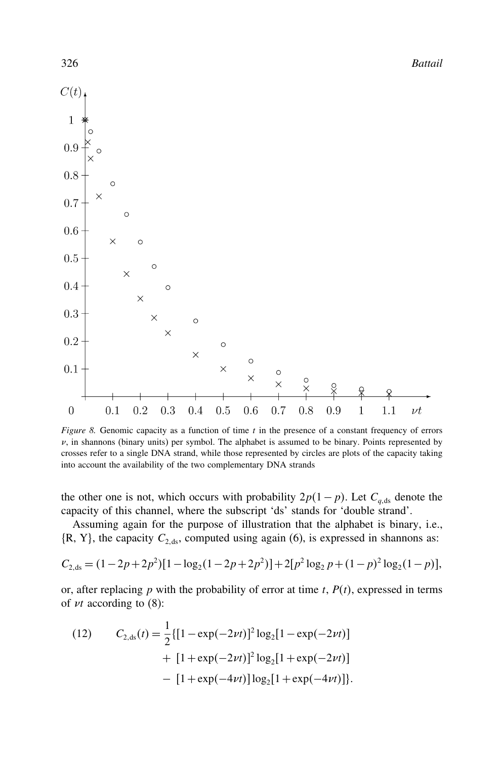*Figure 8.* Genomic capacity as a function of time $t$ in the presence of a constant frequency of errors $\nu$, in shannons (binary units) per symbol. The alphabet is assumed to be binary. Points represented by crosses refer to a single DNA strand, while those represented by circles are plots of the capacity taking into account the availability of the two complementary DNA strands

the other one is not, which occurs with probability $2p(1-p)$. Let $C_{q,\text{ds}}$ denote the capacity of this channel, where the subscript 'ds' stands for 'double strand'.

Assuming again for the purpose of illustration that the alphabet is binary, i.e., {R, Y}, the capacity $C_{2,\text{ds}}$, computed using again (6), is expressed in shannons as:

$$C_{2,\text{ds}} = (1-2p+2p^2)[1-\log_2(1-2p+2p^2)] + 2[p^2\log_2 p + (1-p)^2\log_2(1-p)],$$

or, after replacing $p$ with the probability of error at time $t$, $P(t)$, expressed in terms of $\nu t$ according to (8):

$$(12) \qquad C_{2,\text{ds}}(t) = \frac{1}{2}\{[1-\exp(-2\nu t)]^2 \log_2[1-\exp(-2\nu t)] + [1+\exp(-2\nu t)]^2 \log_2[1+\exp(-2\nu t)] - [1+\exp(-4\nu t)]\log_2[1+\exp(-4\nu t)]\}.$$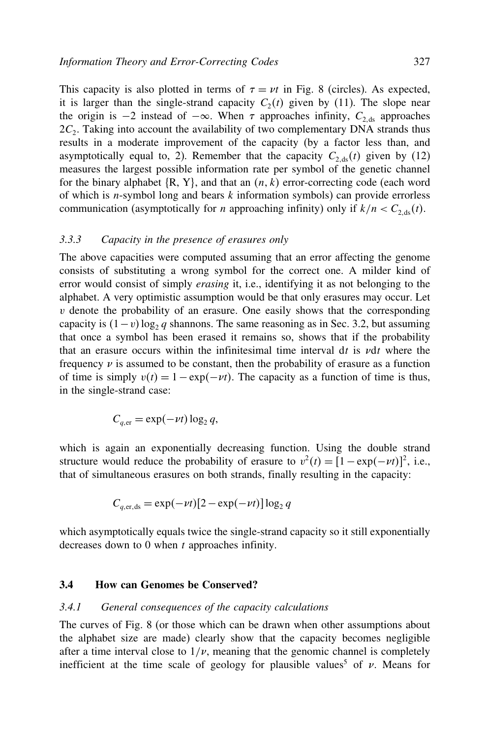This capacity is also plotted in terms of $\tau = \nu t$ in Fig. 8 (circles). As expected, it is larger than the single-strand capacity $C_2(t)$ given by (11). The slope near the origin is $-2$ instead of $-\infty$. When $\tau$ approaches infinity, $C_{2,\mathrm{ds}}$ approaches $2C_2$. Taking into account the availability of two complementary DNA strands thus results in a moderate improvement of the capacity (by a factor less than, and asymptotically equal to, 2). Remember that the capacity $C_{2,\mathrm{ds}}(t)$ given by (12) measures the largest possible information rate per symbol of the genetic channel for the binary alphabet {R, Y}, and that an $(n, k)$ error-correcting code (each word of which is $n$-symbol long and bears $k$ information symbols) can provide errorless communication (asymptotically for $n$ approaching infinity) only if $k/n < C_{2,\mathrm{ds}}(t)$.

### 3.3.3 Capacity in the presence of erasures only

The above capacities were computed assuming that an error affecting the genome consists of substituting a wrong symbol for the correct one. A milder kind of error would consist of simply *erasing* it, i.e., identifying it as not belonging to the alphabet. A very optimistic assumption would be that only erasures may occur. Let $v$ denote the probability of an erasure. One easily shows that the corresponding capacity is $(1 - v)\log_2 q$ shannons. The same reasoning as in Sec. 3.2, but assuming that once a symbol has been erased it remains so, shows that if the probability that an erasure occurs within the infinitesimal time interval $\mathrm{d}t$ is $\nu \mathrm{d}t$ where the frequency $\nu$ is assumed to be constant, then the probability of erasure as a function of time is simply $v(t) = 1 - \exp(-\nu t)$. The capacity as a function of time is thus, in the single-strand case:

$$C_{q,\mathrm{er}} = \exp(-\nu t)\log_2 q,$$

which is again an exponentially decreasing function. Using the double strand structure would reduce the probability of erasure to $v^2(t) = [1 - \exp(-\nu t)]^2$, i.e., that of simultaneous erasures on both strands, finally resulting in the capacity:

$$C_{q,\mathrm{er,ds}} = \exp(-\nu t)[2 - \exp(-\nu t)]\log_2 q$$

which asymptotically equals twice the single-strand capacity so it still exponentially decreases down to 0 when $t$ approaches infinity.

## 3.4 How can Genomes be Conserved?

### 3.4.1 General consequences of the capacity calculations

The curves of Fig. 8 (or those which can be drawn when other assumptions about the alphabet size are made) clearly show that the capacity becomes negligible after a time interval close to $1/\nu$, meaning that the genomic channel is completely inefficient at the time scale of geology for plausible values[5] of $\nu$. Means for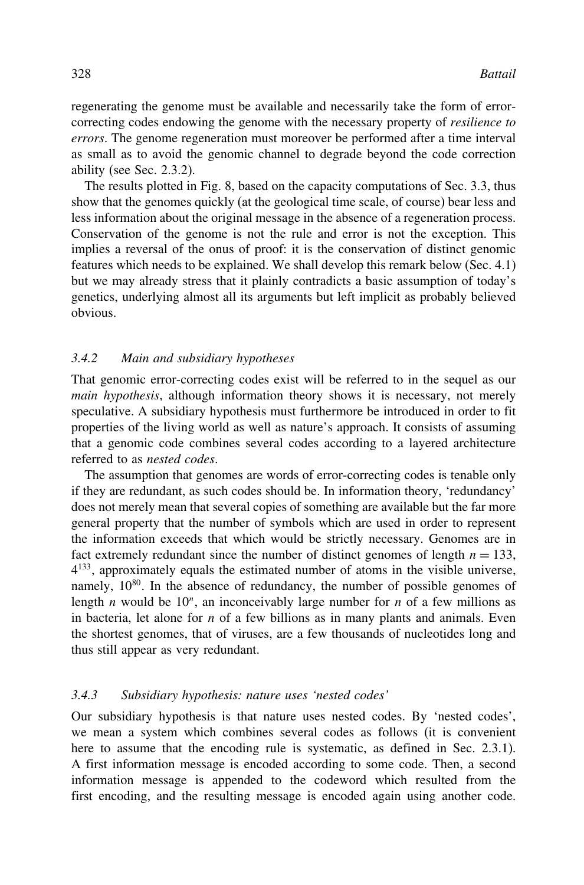regenerating the genome must be available and necessarily take the form of error-correcting codes endowing the genome with the necessary property of *resilience to errors*. The genome regeneration must moreover be performed after a time interval as small as to avoid the genomic channel to degrade beyond the code correction ability (see Sec. 2.3.2).

The results plotted in Fig. 8, based on the capacity computations of Sec. 3.3, thus show that the genomes quickly (at the geological time scale, of course) bear less and less information about the original message in the absence of a regeneration process. Conservation of the genome is not the rule and error is not the exception. This implies a reversal of the onus of proof: it is the conservation of distinct genomic features which needs to be explained. We shall develop this remark below (Sec. 4.1) but we may already stress that it plainly contradicts a basic assumption of today's genetics, underlying almost all its arguments but left implicit as probably believed obvious.

### 3.4.2 Main and subsidiary hypotheses

That genomic error-correcting codes exist will be referred to in the sequel as our *main hypothesis*, although information theory shows it is necessary, not merely speculative. A subsidiary hypothesis must furthermore be introduced in order to fit properties of the living world as well as nature's approach. It consists of assuming that a genomic code combines several codes according to a layered architecture referred to as *nested codes*.

The assumption that genomes are words of error-correcting codes is tenable only if they are redundant, as such codes should be. In information theory, 'redundancy' does not merely mean that several copies of something are available but the far more general property that the number of symbols which are used in order to represent the information exceeds that which would be strictly necessary. Genomes are in fact extremely redundant since the number of distinct genomes of length $n = 133$, $4^{133}$, approximately equals the estimated number of atoms in the visible universe, namely, $10^{80}$. In the absence of redundancy, the number of possible genomes of length $n$ would be $10^{n}$, an inconceivably large number for $n$ of a few millions as in bacteria, let alone for $n$ of a few billions as in many plants and animals. Even the shortest genomes, that of viruses, are a few thousands of nucleotides long and thus still appear as very redundant.

### 3.4.3 Subsidiary hypothesis: nature uses 'nested codes'

Our subsidiary hypothesis is that nature uses nested codes. By 'nested codes', we mean a system which combines several codes as follows (it is convenient here to assume that the encoding rule is systematic, as defined in Sec. 2.3.1). A first information message is encoded according to some code. Then, a second information message is appended to the codeword which resulted from the first encoding, and the resulting message is encoded again using another code.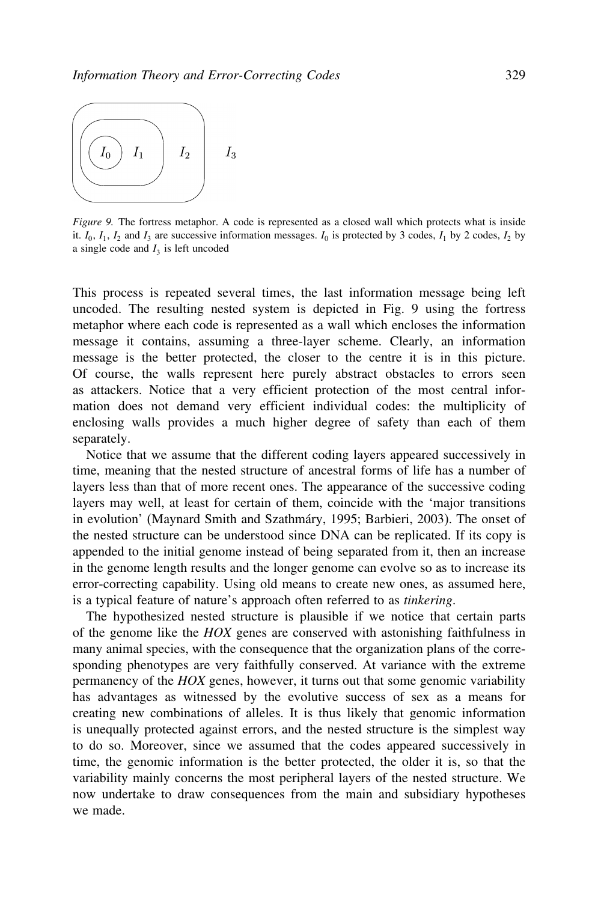$I_0$ $I_1$ $I_2$ $I_3$

*Figure 9.* The fortress metaphor. A code is represented as a closed wall which protects what is inside it. $I_0$, $I_1$, $I_2$ and $I_3$ are successive information messages. $I_0$ is protected by 3 codes, $I_1$ by 2 codes, $I_2$ by a single code and $I_3$ is left uncoded

This process is repeated several times, the last information message being left uncoded. The resulting nested system is depicted in Fig. 9 using the fortress metaphor where each code is represented as a wall which encloses the information message it contains, assuming a three-layer scheme. Clearly, an information message is the better protected, the closer to the centre it is in this picture. Of course, the walls represent here purely abstract obstacles to errors seen as attackers. Notice that a very efficient protection of the most central information does not demand very efficient individual codes: the multiplicity of enclosing walls provides a much higher degree of safety than each of them separately.

Notice that we assume that the different coding layers appeared successively in time, meaning that the nested structure of ancestral forms of life has a number of layers less than that of more recent ones. The appearance of the successive coding layers may well, at least for certain of them, coincide with the 'major transitions in evolution' (Maynard Smith and Szathmáry, 1995; Barbieri, 2003). The onset of the nested structure can be understood since DNA can be replicated. If its copy is appended to the initial genome instead of being separated from it, then an increase in the genome length results and the longer genome can evolve so as to increase its error-correcting capability. Using old means to create new ones, as assumed here, is a typical feature of nature's approach often referred to as *tinkering*.

The hypothesized nested structure is plausible if we notice that certain parts of the genome like the *HOX* genes are conserved with astonishing faithfulness in many animal species, with the consequence that the organization plans of the corresponding phenotypes are very faithfully conserved. At variance with the extreme permanency of the *HOX* genes, however, it turns out that some genomic variability has advantages as witnessed by the evolutive success of sex as a means for creating new combinations of alleles. It is thus likely that genomic information is unequally protected against errors, and the nested structure is the simplest way to do so. Moreover, since we assumed that the codes appeared successively in time, the genomic information is the better protected, the older it is, so that the variability mainly concerns the most peripheral layers of the nested structure. We now undertake to draw consequences from the main and subsidiary hypotheses we made.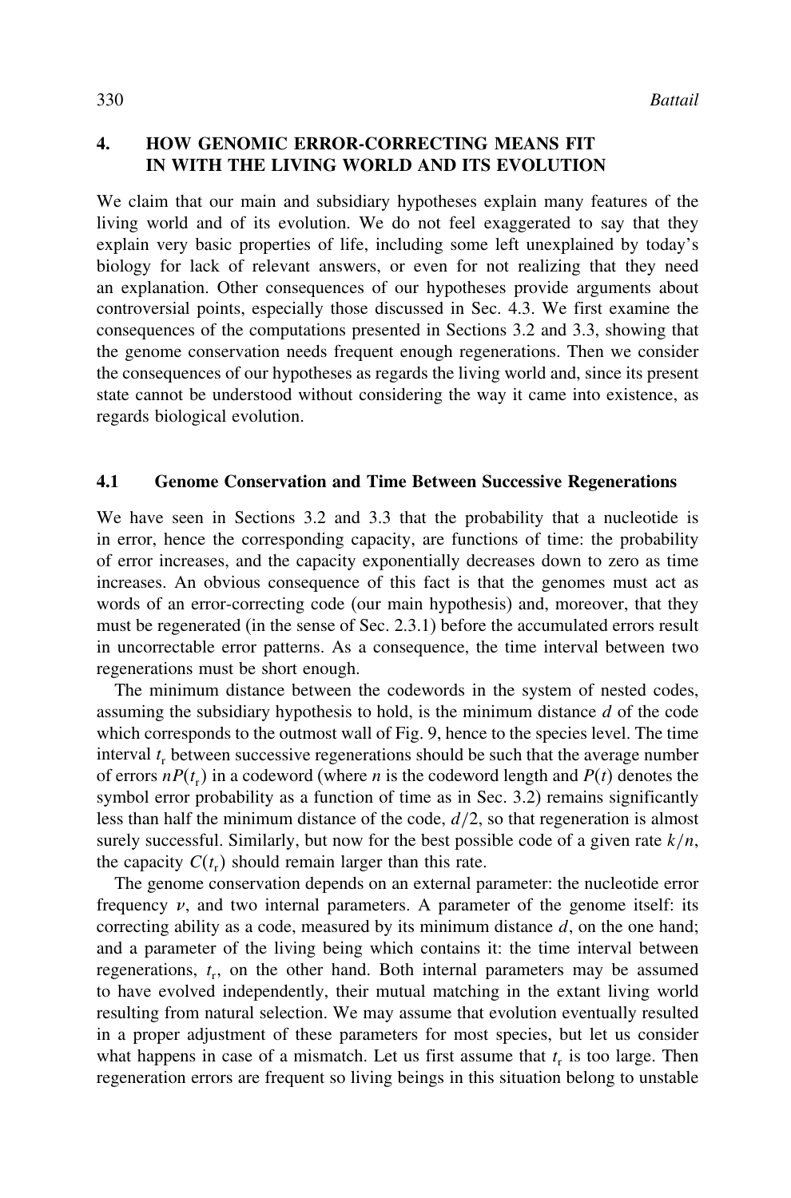## 4. HOW GENOMIC ERROR-CORRECTING MEANS FIT IN WITH THE LIVING WORLD AND ITS EVOLUTION

We claim that our main and subsidiary hypotheses explain many features of the living world and of its evolution. We do not feel exaggerated to say that they explain very basic properties of life, including some left unexplained by today's biology for lack of relevant answers, or even for not realizing that they need an explanation. Other consequences of our hypotheses provide arguments about controversial points, especially those discussed in Sec. 4.3. We first examine the consequences of the computations presented in Sections 3.2 and 3.3, showing that the genome conservation needs frequent enough regenerations. Then we consider the consequences of our hypotheses as regards the living world and, since its present state cannot be understood without considering the way it came into existence, as regards biological evolution.

### 4.1 Genome Conservation and Time Between Successive Regenerations

We have seen in Sections 3.2 and 3.3 that the probability that a nucleotide is in error, hence the corresponding capacity, are functions of time: the probability of error increases, and the capacity exponentially decreases down to zero as time increases. An obvious consequence of this fact is that the genomes must act as words of an error-correcting code (our main hypothesis) and, moreover, that they must be regenerated (in the sense of Sec. 2.3.1) before the accumulated errors result in uncorrectable error patterns. As a consequence, the time interval between two regenerations must be short enough.

The minimum distance between the codewords in the system of nested codes, assuming the subsidiary hypothesis to hold, is the minimum distance $d$ of the code which corresponds to the outmost wall of Fig. 9, hence to the species level. The time interval $t_r$ between successive regenerations should be such that the average number of errors $nP(t_r)$ in a codeword (where $n$ is the codeword length and $P(t)$ denotes the symbol error probability as a function of time as in Sec. 3.2) remains significantly less than half the minimum distance of the code, $d/2$, so that regeneration is almost surely successful. Similarly, but now for the best possible code of a given rate $k/n$, the capacity $C(t_r)$ should remain larger than this rate.

The genome conservation depends on an external parameter: the nucleotide error frequency $\nu$, and two internal parameters. A parameter of the genome itself: its correcting ability as a code, measured by its minimum distance $d$, on the one hand; and a parameter of the living being which contains it: the time interval between regenerations, $t_r$, on the other hand. Both internal parameters may be assumed to have evolved independently, their mutual matching in the extant living world resulting from natural selection. We may assume that evolution eventually resulted in a proper adjustment of these parameters for most species, but let us consider what happens in case of a mismatch. Let us first assume that $t_r$ is too large. Then regeneration errors are frequent so living beings in this situation belong to unstable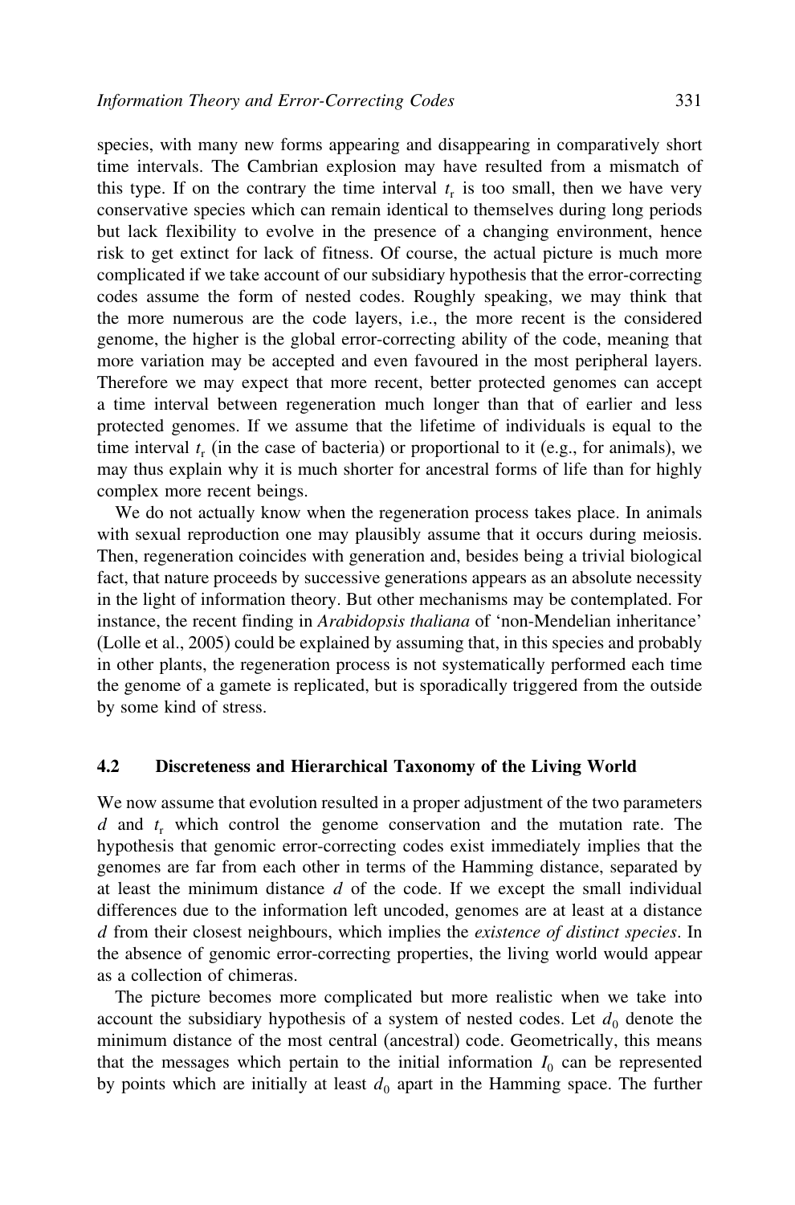species, with many new forms appearing and disappearing in comparatively short time intervals. The Cambrian explosion may have resulted from a mismatch of this type. If on the contrary the time interval $t_r$ is too small, then we have very conservative species which can remain identical to themselves during long periods but lack flexibility to evolve in the presence of a changing environment, hence risk to get extinct for lack of fitness. Of course, the actual picture is much more complicated if we take account of our subsidiary hypothesis that the error-correcting codes assume the form of nested codes. Roughly speaking, we may think that the more numerous are the code layers, i.e., the more recent is the considered genome, the higher is the global error-correcting ability of the code, meaning that more variation may be accepted and even favoured in the most peripheral layers. Therefore we may expect that more recent, better protected genomes can accept a time interval between regeneration much longer than that of earlier and less protected genomes. If we assume that the lifetime of individuals is equal to the time interval $t_r$ (in the case of bacteria) or proportional to it (e.g., for animals), we may thus explain why it is much shorter for ancestral forms of life than for highly complex more recent beings.

We do not actually know when the regeneration process takes place. In animals with sexual reproduction one may plausibly assume that it occurs during meiosis. Then, regeneration coincides with generation and, besides being a trivial biological fact, that nature proceeds by successive generations appears as an absolute necessity in the light of information theory. But other mechanisms may be contemplated. For instance, the recent finding in *Arabidopsis thaliana* of 'non-Mendelian inheritance' (Lolle et al., 2005) could be explained by assuming that, in this species and probably in other plants, the regeneration process is not systematically performed each time the genome of a gamete is replicated, but is sporadically triggered from the outside by some kind of stress.

### 4.2 Discreteness and Hierarchical Taxonomy of the Living World

We now assume that evolution resulted in a proper adjustment of the two parameters $d$ and $t_r$ which control the genome conservation and the mutation rate. The hypothesis that genomic error-correcting codes exist immediately implies that the genomes are far from each other in terms of the Hamming distance, separated by at least the minimum distance $d$ of the code. If we except the small individual differences due to the information left uncoded, genomes are at least at a distance $d$ from their closest neighbours, which implies the *existence of distinct species*. In the absence of genomic error-correcting properties, the living world would appear as a collection of chimeras.

The picture becomes more complicated but more realistic when we take into account the subsidiary hypothesis of a system of nested codes. Let $d_0$ denote the minimum distance of the most central (ancestral) code. Geometrically, this means that the messages which pertain to the initial information $I_0$ can be represented by points which are initially at least $d_0$ apart in the Hamming space. The further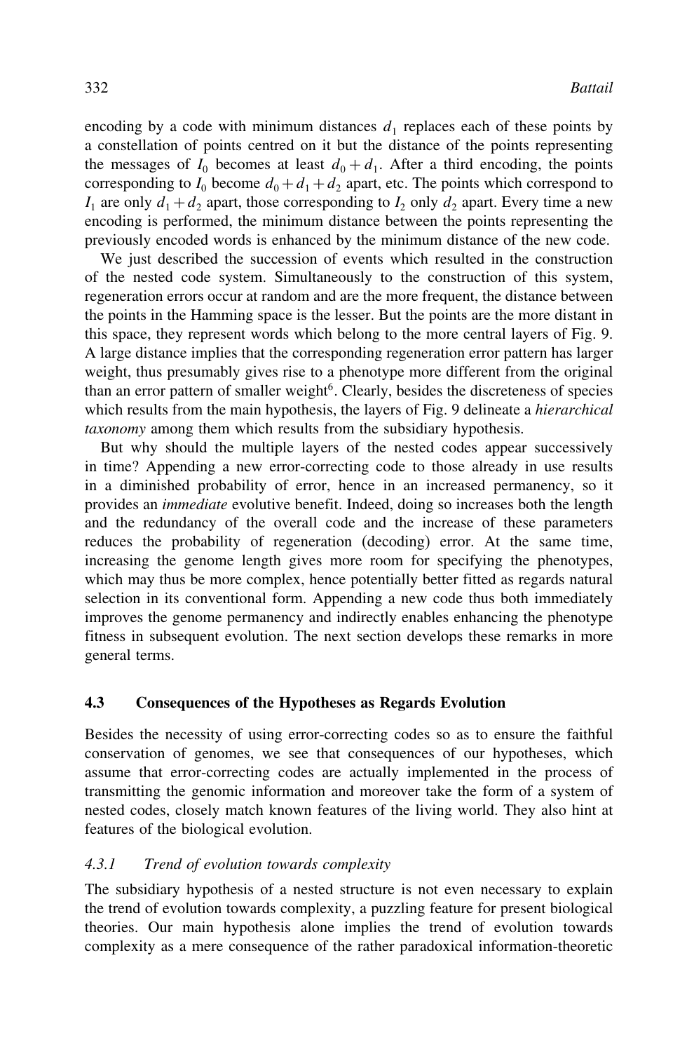encoding by a code with minimum distances $d_1$ replaces each of these points by a constellation of points centred on it but the distance of the points representing the messages of $I_0$ becomes at least $d_0 + d_1$. After a third encoding, the points corresponding to $I_0$ become $d_0 + d_1 + d_2$ apart, etc. The points which correspond to $I_1$ are only $d_1 + d_2$ apart, those corresponding to $I_2$ only $d_2$ apart. Every time a new encoding is performed, the minimum distance between the points representing the previously encoded words is enhanced by the minimum distance of the new code.

We just described the succession of events which resulted in the construction of the nested code system. Simultaneously to the construction of this system, regeneration errors occur at random and are the more frequent, the distance between the points in the Hamming space is the lesser. But the points are the more distant in this space, they represent words which belong to the more central layers of Fig. 9. A large distance implies that the corresponding regeneration error pattern has larger weight, thus presumably gives rise to a phenotype more different from the original than an error pattern of smaller weight[6]. Clearly, besides the discreteness of species which results from the main hypothesis, the layers of Fig. 9 delineate a *hierarchical taxonomy* among them which results from the subsidiary hypothesis.

But why should the multiple layers of the nested codes appear successively in time? Appending a new error-correcting code to those already in use results in a diminished probability of error, hence in an increased permanency, so it provides an *immediate* evolutive benefit. Indeed, doing so increases both the length and the redundancy of the overall code and the increase of these parameters reduces the probability of regeneration (decoding) error. At the same time, increasing the genome length gives more room for specifying the phenotypes, which may thus be more complex, hence potentially better fitted as regards natural selection in its conventional form. Appending a new code thus both immediately improves the genome permanency and indirectly enables enhancing the phenotype fitness in subsequent evolution. The next section develops these remarks in more general terms.

## 4.3 Consequences of the Hypotheses as Regards Evolution

Besides the necessity of using error-correcting codes so as to ensure the faithful conservation of genomes, we see that consequences of our hypotheses, which assume that error-correcting codes are actually implemented in the process of transmitting the genomic information and moreover take the form of a system of nested codes, closely match known features of the living world. They also hint at features of the biological evolution.

### *4.3.1 Trend of evolution towards complexity*

The subsidiary hypothesis of a nested structure is not even necessary to explain the trend of evolution towards complexity, a puzzling feature for present biological theories. Our main hypothesis alone implies the trend of evolution towards complexity as a mere consequence of the rather paradoxical information-theoretic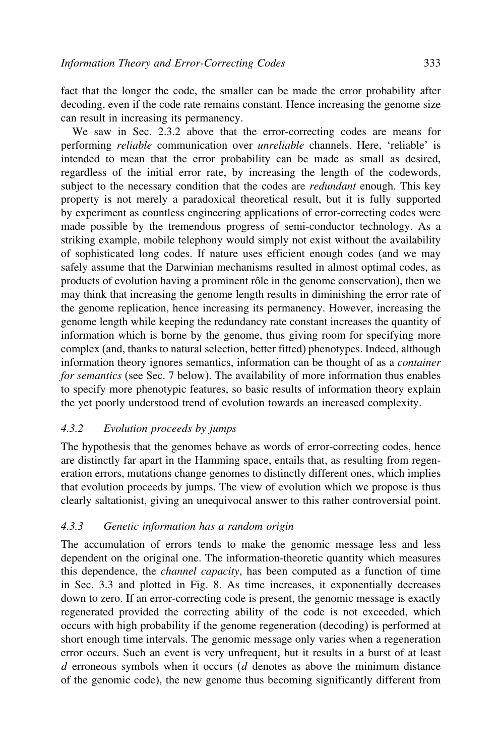fact that the longer the code, the smaller can be made the error probability after decoding, even if the code rate remains constant. Hence increasing the genome size can result in increasing its permanency.

We saw in Sec. 2.3.2 above that the error-correcting codes are means for performing *reliable* communication over *unreliable* channels. Here, 'reliable' is intended to mean that the error probability can be made as small as desired, regardless of the initial error rate, by increasing the length of the codewords, subject to the necessary condition that the codes are *redundant* enough. This key property is not merely a paradoxical theoretical result, but it is fully supported by experiment as countless engineering applications of error-correcting codes were made possible by the tremendous progress of semi-conductor technology. As a striking example, mobile telephony would simply not exist without the availability of sophisticated long codes. If nature uses efficient enough codes (and we may safely assume that the Darwinian mechanisms resulted in almost optimal codes, as products of evolution having a prominent rôle in the genome conservation), then we may think that increasing the genome length results in diminishing the error rate of the genome replication, hence increasing its permanency. However, increasing the genome length while keeping the redundancy rate constant increases the quantity of information which is borne by the genome, thus giving room for specifying more complex (and, thanks to natural selection, better fitted) phenotypes. Indeed, although information theory ignores semantics, information can be thought of as a *container for semantics* (see Sec. 7 below). The availability of more information thus enables to specify more phenotypic features, so basic results of information theory explain the yet poorly understood trend of evolution towards an increased complexity.

#### 4.3.2 *Evolution proceeds by jumps*

The hypothesis that the genomes behave as words of error-correcting codes, hence are distinctly far apart in the Hamming space, entails that, as resulting from regeneration errors, mutations change genomes to distinctly different ones, which implies that evolution proceeds by jumps. The view of evolution which we propose is thus clearly saltationist, giving an unequivocal answer to this rather controversial point.

#### 4.3.3 *Genetic information has a random origin*

The accumulation of errors tends to make the genomic message less and less dependent on the original one. The information-theoretic quantity which measures this dependence, the *channel capacity*, has been computed as a function of time in Sec. 3.3 and plotted in Fig. 8. As time increases, it exponentially decreases down to zero. If an error-correcting code is present, the genomic message is exactly regenerated provided the correcting ability of the code is not exceeded, which occurs with high probability if the genome regeneration (decoding) is performed at short enough time intervals. The genomic message only varies when a regeneration error occurs. Such an event is very unfrequent, but it results in a burst of at least $d$ erroneous symbols when it occurs ($d$ denotes as above the minimum distance of the genomic code), the new genome thus becoming significantly different from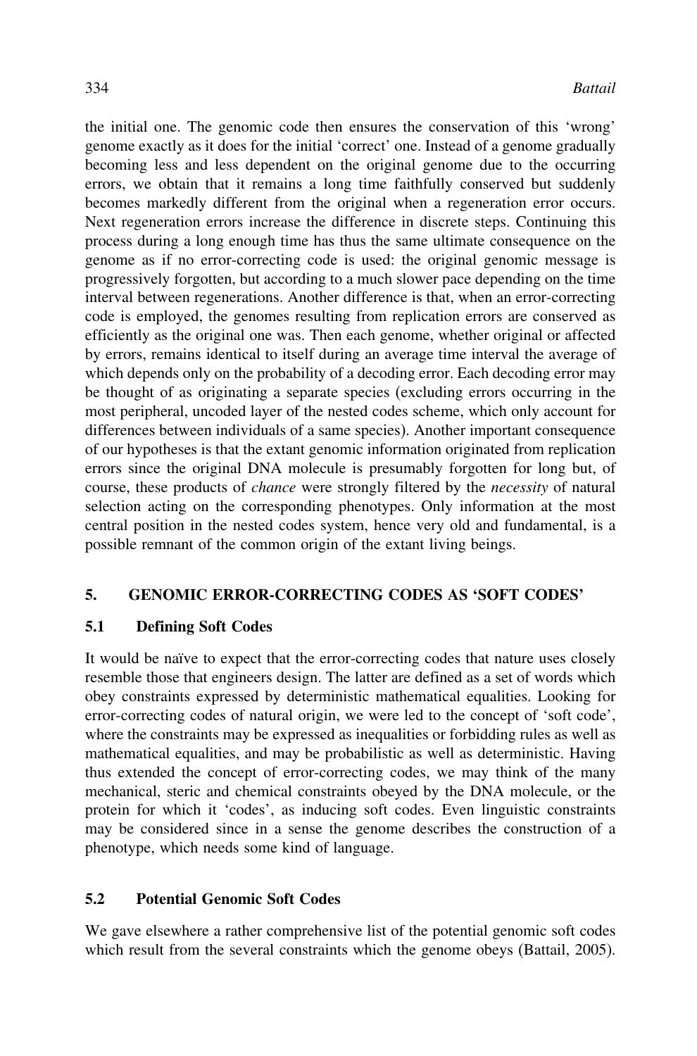the initial one. The genomic code then ensures the conservation of this 'wrong' genome exactly as it does for the initial 'correct' one. Instead of a genome gradually becoming less and less dependent on the original genome due to the occurring errors, we obtain that it remains a long time faithfully conserved but suddenly becomes markedly different from the original when a regeneration error occurs. Next regeneration errors increase the difference in discrete steps. Continuing this process during a long enough time has thus the same ultimate consequence on the genome as if no error-correcting code is used: the original genomic message is progressively forgotten, but according to a much slower pace depending on the time interval between regenerations. Another difference is that, when an error-correcting code is employed, the genomes resulting from replication errors are conserved as efficiently as the original one was. Then each genome, whether original or affected by errors, remains identical to itself during an average time interval the average of which depends only on the probability of a decoding error. Each decoding error may be thought of as originating a separate species (excluding errors occurring in the most peripheral, uncoded layer of the nested codes scheme, which only account for differences between individuals of a same species). Another important consequence of our hypotheses is that the extant genomic information originated from replication errors since the original DNA molecule is presumably forgotten for long but, of course, these products of *chance* were strongly filtered by the *necessity* of natural selection acting on the corresponding phenotypes. Only information at the most central position in the nested codes system, hence very old and fundamental, is a possible remnant of the common origin of the extant living beings.

## 5. GENOMIC ERROR-CORRECTING CODES AS 'SOFT CODES'

### 5.1 Defining Soft Codes

It would be naïve to expect that the error-correcting codes that nature uses closely resemble those that engineers design. The latter are defined as a set of words which obey constraints expressed by deterministic mathematical equalities. Looking for error-correcting codes of natural origin, we were led to the concept of 'soft code', where the constraints may be expressed as inequalities or forbidding rules as well as mathematical equalities, and may be probabilistic as well as deterministic. Having thus extended the concept of error-correcting codes, we may think of the many mechanical, steric and chemical constraints obeyed by the DNA molecule, or the protein for which it 'codes', as inducing soft codes. Even linguistic constraints may be considered since in a sense the genome describes the construction of a phenotype, which needs some kind of language.

### 5.2 Potential Genomic Soft Codes

We gave elsewhere a rather comprehensive list of the potential genomic soft codes which result from the several constraints which the genome obeys (Battail, 2005).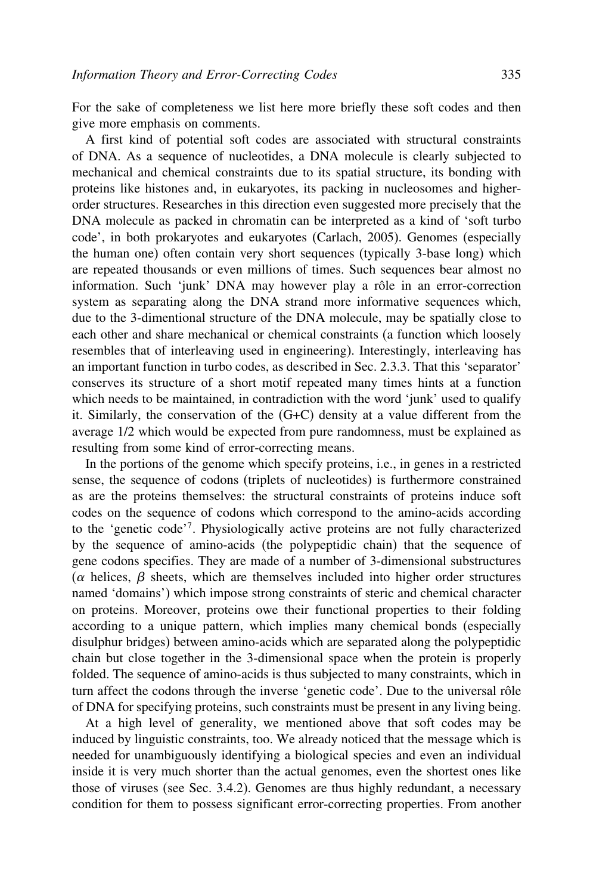For the sake of completeness we list here more briefly these soft codes and then give more emphasis on comments.

A first kind of potential soft codes are associated with structural constraints of DNA. As a sequence of nucleotides, a DNA molecule is clearly subjected to mechanical and chemical constraints due to its spatial structure, its bonding with proteins like histones and, in eukaryotes, its packing in nucleosomes and higher-order structures. Researches in this direction even suggested more precisely that the DNA molecule as packed in chromatin can be interpreted as a kind of 'soft turbo code', in both prokaryotes and eukaryotes (Carlach, 2005). Genomes (especially the human one) often contain very short sequences (typically 3-base long) which are repeated thousands or even millions of times. Such sequences bear almost no information. Such 'junk' DNA may however play a rôle in an error-correction system as separating along the DNA strand more informative sequences which, due to the 3-dimentional structure of the DNA molecule, may be spatially close to each other and share mechanical or chemical constraints (a function which loosely resembles that of interleaving used in engineering). Interestingly, interleaving has an important function in turbo codes, as described in Sec. 2.3.3. That this 'separator' conserves its structure of a short motif repeated many times hints at a function which needs to be maintained, in contradiction with the word 'junk' used to qualify it. Similarly, the conservation of the (G+C) density at a value different from the average 1/2 which would be expected from pure randomness, must be explained as resulting from some kind of error-correcting means.

In the portions of the genome which specify proteins, i.e., in genes in a restricted sense, the sequence of codons (triplets of nucleotides) is furthermore constrained as are the proteins themselves: the structural constraints of proteins induce soft codes on the sequence of codons which correspond to the amino-acids according to the 'genetic code'[7]. Physiologically active proteins are not fully characterized by the sequence of amino-acids (the polypeptidic chain) that the sequence of gene codons specifies. They are made of a number of 3-dimensional substructures ($\alpha$ helices, $\beta$ sheets, which are themselves included into higher order structures named 'domains') which impose strong constraints of steric and chemical character on proteins. Moreover, proteins owe their functional properties to their folding according to a unique pattern, which implies many chemical bonds (especially disulphur bridges) between amino-acids which are separated along the polypeptidic chain but close together in the 3-dimensional space when the protein is properly folded. The sequence of amino-acids is thus subjected to many constraints, which in turn affect the codons through the inverse 'genetic code'. Due to the universal rôle of DNA for specifying proteins, such constraints must be present in any living being.

At a high level of generality, we mentioned above that soft codes may be induced by linguistic constraints, too. We already noticed that the message which is needed for unambiguously identifying a biological species and even an individual inside it is very much shorter than the actual genomes, even the shortest ones like those of viruses (see Sec. 3.4.2). Genomes are thus highly redundant, a necessary condition for them to possess significant error-correcting properties. From another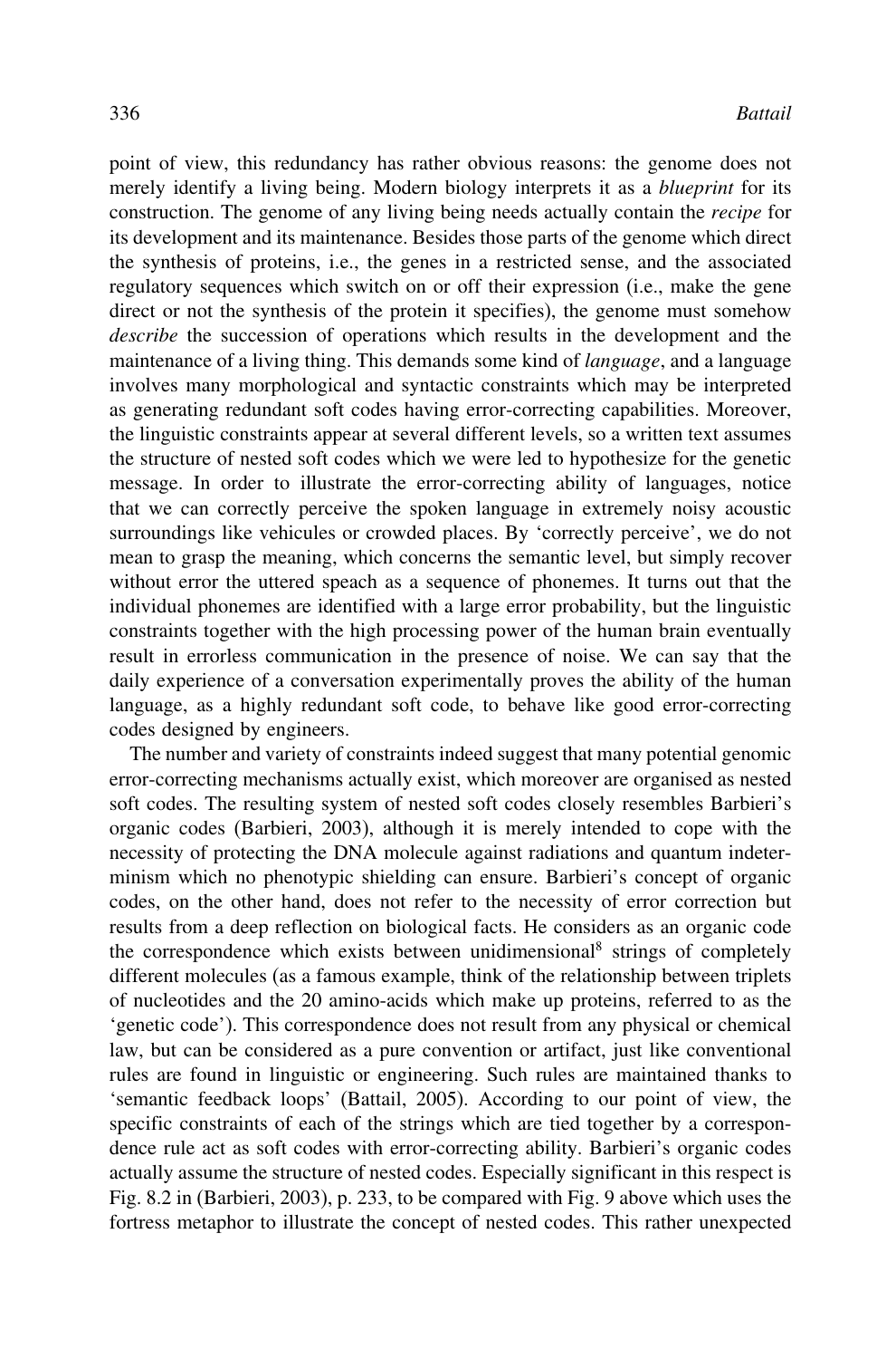point of view, this redundancy has rather obvious reasons: the genome does not merely identify a living being. Modern biology interprets it as a *blueprint* for its construction. The genome of any living being needs actually contain the *recipe* for its development and its maintenance. Besides those parts of the genome which direct the synthesis of proteins, i.e., the genes in a restricted sense, and the associated regulatory sequences which switch on or off their expression (i.e., make the gene direct or not the synthesis of the protein it specifies), the genome must somehow *describe* the succession of operations which results in the development and the maintenance of a living thing. This demands some kind of *language*, and a language involves many morphological and syntactic constraints which may be interpreted as generating redundant soft codes having error-correcting capabilities. Moreover, the linguistic constraints appear at several different levels, so a written text assumes the structure of nested soft codes which we were led to hypothesize for the genetic message. In order to illustrate the error-correcting ability of languages, notice that we can correctly perceive the spoken language in extremely noisy acoustic surroundings like vehicules or crowded places. By 'correctly perceive', we do not mean to grasp the meaning, which concerns the semantic level, but simply recover without error the uttered speach as a sequence of phonemes. It turns out that the individual phonemes are identified with a large error probability, but the linguistic constraints together with the high processing power of the human brain eventually result in errorless communication in the presence of noise. We can say that the daily experience of a conversation experimentally proves the ability of the human language, as a highly redundant soft code, to behave like good error-correcting codes designed by engineers.

The number and variety of constraints indeed suggest that many potential genomic error-correcting mechanisms actually exist, which moreover are organised as nested soft codes. The resulting system of nested soft codes closely resembles Barbieri's organic codes (Barbieri, 2003), although it is merely intended to cope with the necessity of protecting the DNA molecule against radiations and quantum indeterminism which no phenotypic shielding can ensure. Barbieri's concept of organic codes, on the other hand, does not refer to the necessity of error correction but results from a deep reflection on biological facts. He considers as an organic code the correspondence which exists between unidimensional[8] strings of completely different molecules (as a famous example, think of the relationship between triplets of nucleotides and the 20 amino-acids which make up proteins, referred to as the 'genetic code'). This correspondence does not result from any physical or chemical law, but can be considered as a pure convention or artifact, just like conventional rules are found in linguistic or engineering. Such rules are maintained thanks to 'semantic feedback loops' (Battail, 2005). According to our point of view, the specific constraints of each of the strings which are tied together by a correspondence rule act as soft codes with error-correcting ability. Barbieri's organic codes actually assume the structure of nested codes. Especially significant in this respect is Fig. 8.2 in (Barbieri, 2003), p. 233, to be compared with Fig. 9 above which uses the fortress metaphor to illustrate the concept of nested codes. This rather unexpected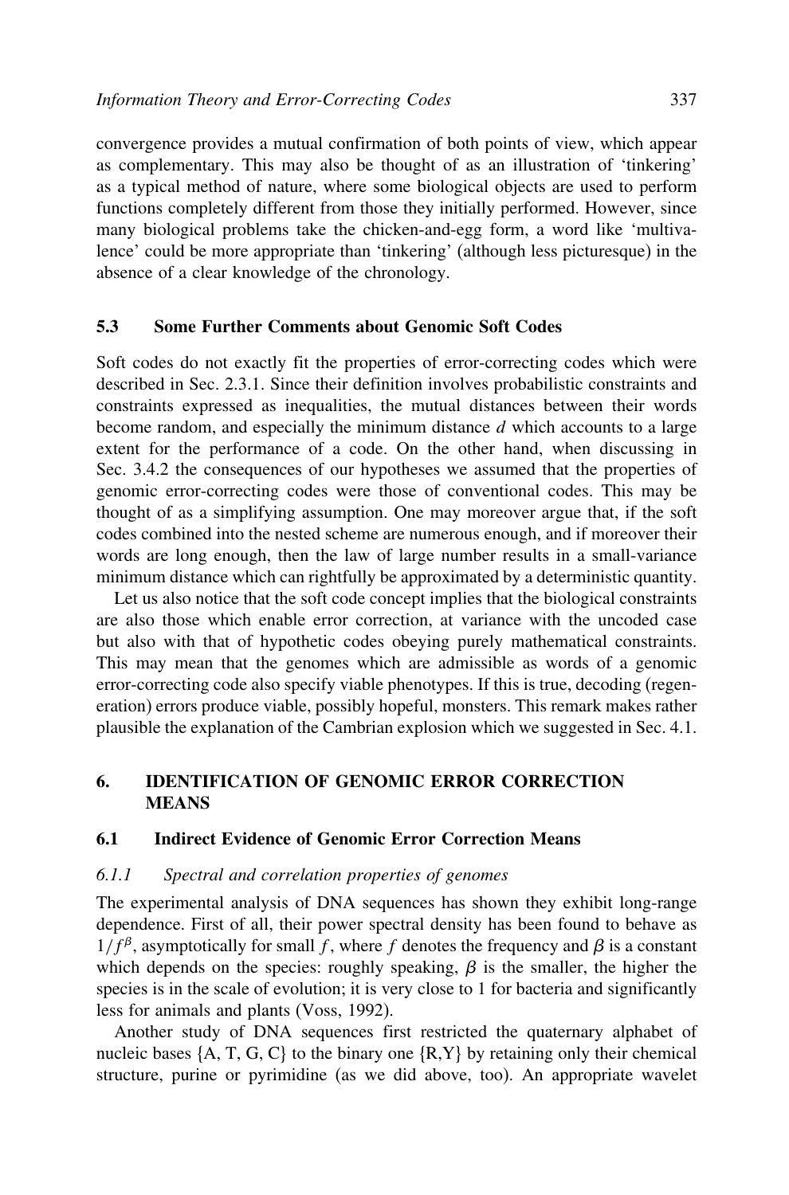convergence provides a mutual confirmation of both points of view, which appear as complementary. This may also be thought of as an illustration of 'tinkering' as a typical method of nature, where some biological objects are used to perform functions completely different from those they initially performed. However, since many biological problems take the chicken-and-egg form, a word like 'multivalence' could be more appropriate than 'tinkering' (although less picturesque) in the absence of a clear knowledge of the chronology.

### 5.3 Some Further Comments about Genomic Soft Codes

Soft codes do not exactly fit the properties of error-correcting codes which were described in Sec. 2.3.1. Since their definition involves probabilistic constraints and constraints expressed as inequalities, the mutual distances between their words become random, and especially the minimum distance $d$ which accounts to a large extent for the performance of a code. On the other hand, when discussing in Sec. 3.4.2 the consequences of our hypotheses we assumed that the properties of genomic error-correcting codes were those of conventional codes. This may be thought of as a simplifying assumption. One may moreover argue that, if the soft codes combined into the nested scheme are numerous enough, and if moreover their words are long enough, then the law of large number results in a small-variance minimum distance which can rightfully be approximated by a deterministic quantity.

Let us also notice that the soft code concept implies that the biological constraints are also those which enable error correction, at variance with the uncoded case but also with that of hypothetic codes obeying purely mathematical constraints. This may mean that the genomes which are admissible as words of a genomic error-correcting code also specify viable phenotypes. If this is true, decoding (regeneration) errors produce viable, possibly hopeful, monsters. This remark makes rather plausible the explanation of the Cambrian explosion which we suggested in Sec. 4.1.

## 6. IDENTIFICATION OF GENOMIC ERROR CORRECTION MEANS

### 6.1 Indirect Evidence of Genomic Error Correction Means

#### *6.1.1 Spectral and correlation properties of genomes*

The experimental analysis of DNA sequences has shown they exhibit long-range dependence. First of all, their power spectral density has been found to behave as $1/f^{\beta}$, asymptotically for small $f$, where $f$ denotes the frequency and $\beta$ is a constant which depends on the species: roughly speaking, $\beta$ is the smaller, the higher the species is in the scale of evolution; it is very close to 1 for bacteria and significantly less for animals and plants (Voss, 1992).

Another study of DNA sequences first restricted the quaternary alphabet of nucleic bases {A, T, G, C} to the binary one {R,Y} by retaining only their chemical structure, purine or pyrimidine (as we did above, too). An appropriate wavelet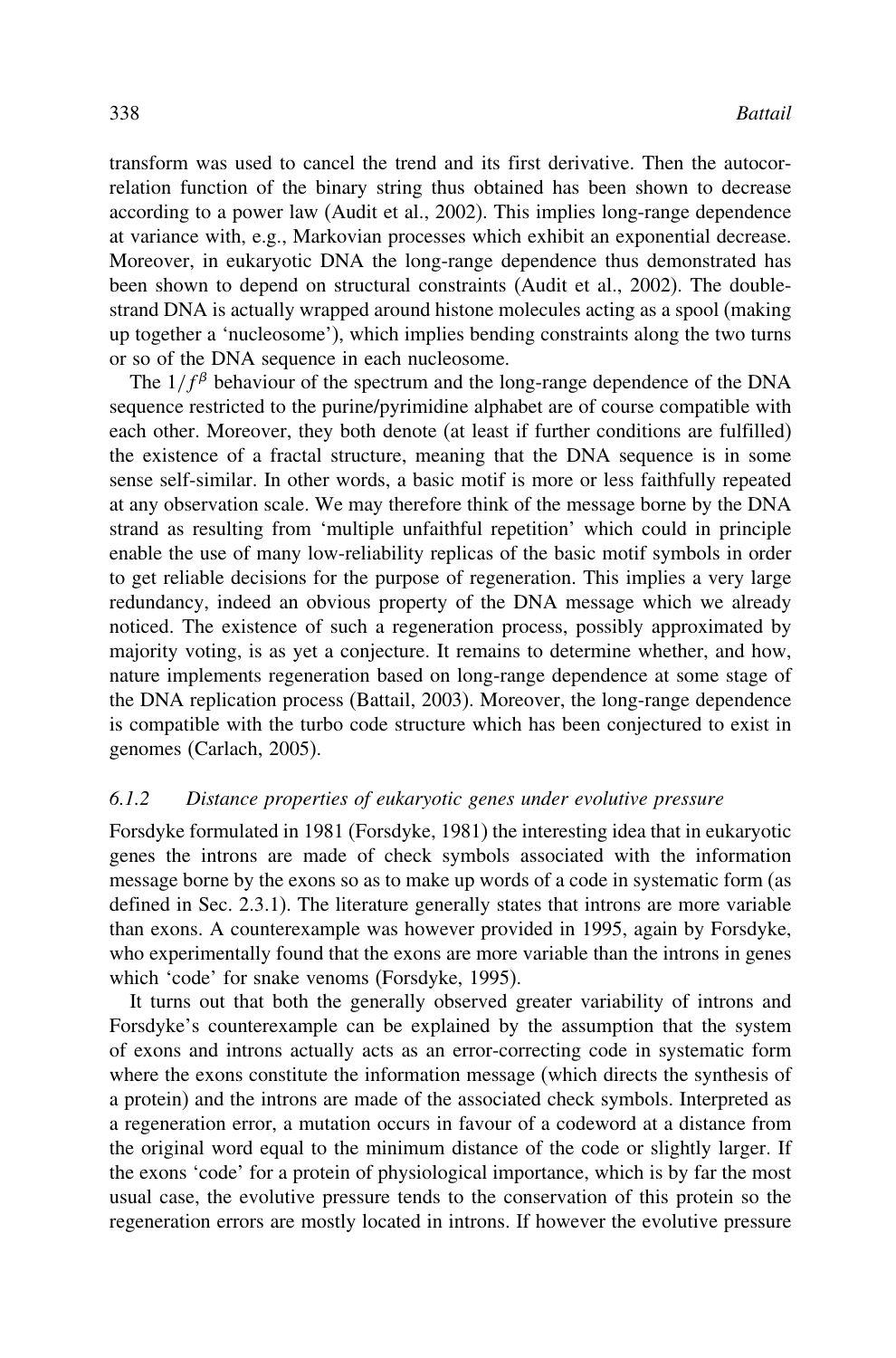transform was used to cancel the trend and its first derivative. Then the autocorrelation function of the binary string thus obtained has been shown to decrease according to a power law (Audit et al., 2002). This implies long-range dependence at variance with, e.g., Markovian processes which exhibit an exponential decrease. Moreover, in eukaryotic DNA the long-range dependence thus demonstrated has been shown to depend on structural constraints (Audit et al., 2002). The double-strand DNA is actually wrapped around histone molecules acting as a spool (making up together a 'nucleosome'), which implies bending constraints along the two turns or so of the DNA sequence in each nucleosome.

The $1/f^{\beta}$ behaviour of the spectrum and the long-range dependence of the DNA sequence restricted to the purine/pyrimidine alphabet are of course compatible with each other. Moreover, they both denote (at least if further conditions are fulfilled) the existence of a fractal structure, meaning that the DNA sequence is in some sense self-similar. In other words, a basic motif is more or less faithfully repeated at any observation scale. We may therefore think of the message borne by the DNA strand as resulting from 'multiple unfaithful repetition' which could in principle enable the use of many low-reliability replicas of the basic motif symbols in order to get reliable decisions for the purpose of regeneration. This implies a very large redundancy, indeed an obvious property of the DNA message which we already noticed. The existence of such a regeneration process, possibly approximated by majority voting, is as yet a conjecture. It remains to determine whether, and how, nature implements regeneration based on long-range dependence at some stage of the DNA replication process (Battail, 2003). Moreover, the long-range dependence is compatible with the turbo code structure which has been conjectured to exist in genomes (Carlach, 2005).

### *6.1.2 Distance properties of eukaryotic genes under evolutive pressure*

Forsdyke formulated in 1981 (Forsdyke, 1981) the interesting idea that in eukaryotic genes the introns are made of check symbols associated with the information message borne by the exons so as to make up words of a code in systematic form (as defined in Sec. 2.3.1). The literature generally states that introns are more variable than exons. A counterexample was however provided in 1995, again by Forsdyke, who experimentally found that the exons are more variable than the introns in genes which 'code' for snake venoms (Forsdyke, 1995).

It turns out that both the generally observed greater variability of introns and Forsdyke's counterexample can be explained by the assumption that the system of exons and introns actually acts as an error-correcting code in systematic form where the exons constitute the information message (which directs the synthesis of a protein) and the introns are made of the associated check symbols. Interpreted as a regeneration error, a mutation occurs in favour of a codeword at a distance from the original word equal to the minimum distance of the code or slightly larger. If the exons 'code' for a protein of physiological importance, which is by far the most usual case, the evolutive pressure tends to the conservation of this protein so the regeneration errors are mostly located in introns. If however the evolutive pressure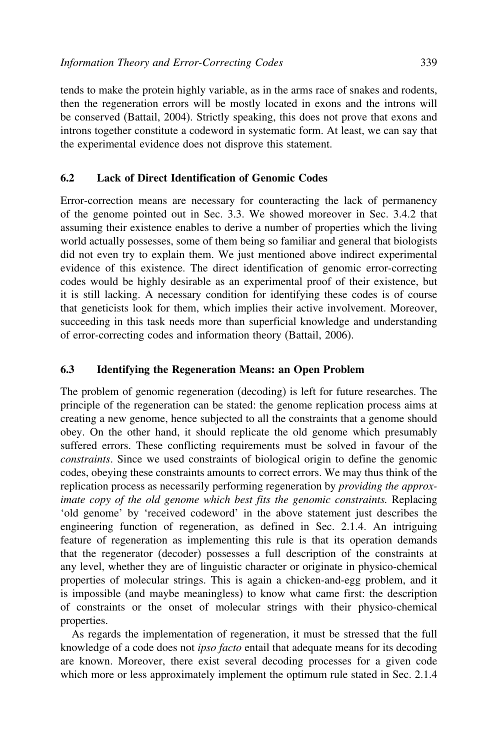tends to make the protein highly variable, as in the arms race of snakes and rodents, then the regeneration errors will be mostly located in exons and the introns will be conserved (Battail, 2004). Strictly speaking, this does not prove that exons and introns together constitute a codeword in systematic form. At least, we can say that the experimental evidence does not disprove this statement.

### 6.2 Lack of Direct Identification of Genomic Codes

Error-correction means are necessary for counteracting the lack of permanency of the genome pointed out in Sec. 3.3. We showed moreover in Sec. 3.4.2 that assuming their existence enables to derive a number of properties which the living world actually possesses, some of them being so familiar and general that biologists did not even try to explain them. We just mentioned above indirect experimental evidence of this existence. The direct identification of genomic error-correcting codes would be highly desirable as an experimental proof of their existence, but it is still lacking. A necessary condition for identifying these codes is of course that geneticists look for them, which implies their active involvement. Moreover, succeeding in this task needs more than superficial knowledge and understanding of error-correcting codes and information theory (Battail, 2006).

### 6.3 Identifying the Regeneration Means: an Open Problem

The problem of genomic regeneration (decoding) is left for future researches. The principle of the regeneration can be stated: the genome replication process aims at creating a new genome, hence subjected to all the constraints that a genome should obey. On the other hand, it should replicate the old genome which presumably suffered errors. These conflicting requirements must be solved in favour of the *constraints*. Since we used constraints of biological origin to define the genomic codes, obeying these constraints amounts to correct errors. We may thus think of the replication process as necessarily performing regeneration by *providing the approximate copy of the old genome which best fits the genomic constraints.* Replacing 'old genome' by 'received codeword' in the above statement just describes the engineering function of regeneration, as defined in Sec. 2.1.4. An intriguing feature of regeneration as implementing this rule is that its operation demands that the regenerator (decoder) possesses a full description of the constraints at any level, whether they are of linguistic character or originate in physico-chemical properties of molecular strings. This is again a chicken-and-egg problem, and it is impossible (and maybe meaningless) to know what came first: the description of constraints or the onset of molecular strings with their physico-chemical properties.

As regards the implementation of regeneration, it must be stressed that the full knowledge of a code does not *ipso facto* entail that adequate means for its decoding are known. Moreover, there exist several decoding processes for a given code which more or less approximately implement the optimum rule stated in Sec. 2.1.4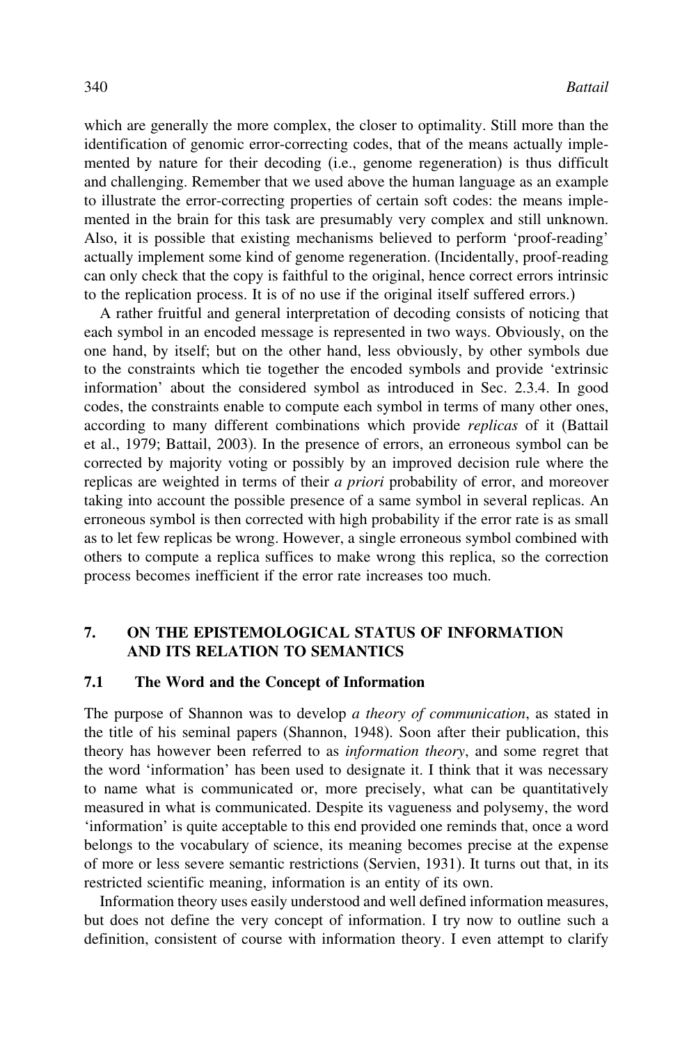which are generally the more complex, the closer to optimality. Still more than the identification of genomic error-correcting codes, that of the means actually implemented by nature for their decoding (i.e., genome regeneration) is thus difficult and challenging. Remember that we used above the human language as an example to illustrate the error-correcting properties of certain soft codes: the means implemented in the brain for this task are presumably very complex and still unknown. Also, it is possible that existing mechanisms believed to perform 'proof-reading' actually implement some kind of genome regeneration. (Incidentally, proof-reading can only check that the copy is faithful to the original, hence correct errors intrinsic to the replication process. It is of no use if the original itself suffered errors.)

A rather fruitful and general interpretation of decoding consists of noticing that each symbol in an encoded message is represented in two ways. Obviously, on the one hand, by itself; but on the other hand, less obviously, by other symbols due to the constraints which tie together the encoded symbols and provide 'extrinsic information' about the considered symbol as introduced in Sec. 2.3.4. In good codes, the constraints enable to compute each symbol in terms of many other ones, according to many different combinations which provide *replicas* of it (Battail et al., 1979; Battail, 2003). In the presence of errors, an erroneous symbol can be corrected by majority voting or possibly by an improved decision rule where the replicas are weighted in terms of their *a priori* probability of error, and moreover taking into account the possible presence of a same symbol in several replicas. An erroneous symbol is then corrected with high probability if the error rate is as small as to let few replicas be wrong. However, a single erroneous symbol combined with others to compute a replica suffices to make wrong this replica, so the correction process becomes inefficient if the error rate increases too much.

## 7. ON THE EPISTEMOLOGICAL STATUS OF INFORMATION AND ITS RELATION TO SEMANTICS

### 7.1 The Word and the Concept of Information

The purpose of Shannon was to develop *a theory of communication*, as stated in the title of his seminal papers (Shannon, 1948). Soon after their publication, this theory has however been referred to as *information theory*, and some regret that the word 'information' has been used to designate it. I think that it was necessary to name what is communicated or, more precisely, what can be quantitatively measured in what is communicated. Despite its vagueness and polysemy, the word 'information' is quite acceptable to this end provided one reminds that, once a word belongs to the vocabulary of science, its meaning becomes precise at the expense of more or less severe semantic restrictions (Servien, 1931). It turns out that, in its restricted scientific meaning, information is an entity of its own.

Information theory uses easily understood and well defined information measures, but does not define the very concept of information. I try now to outline such a definition, consistent of course with information theory. I even attempt to clarify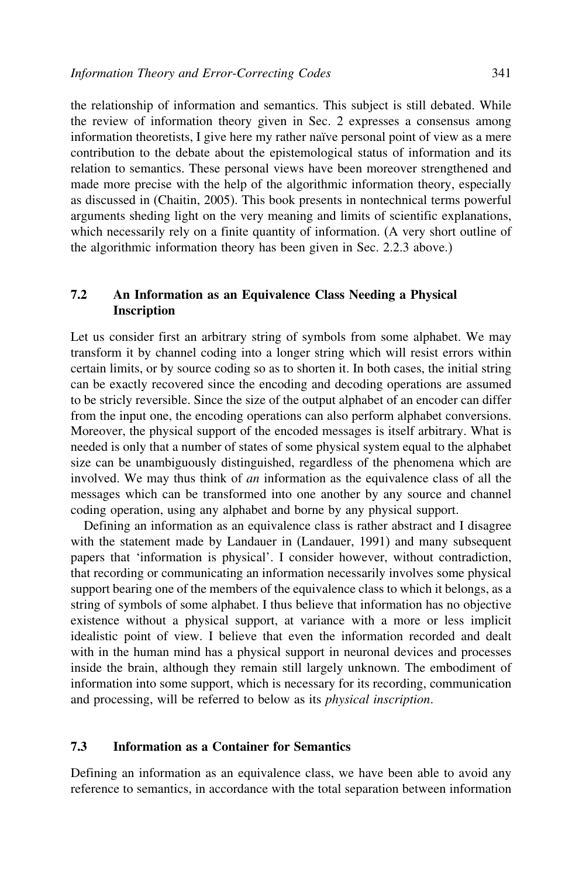the relationship of information and semantics. This subject is still debated. While the review of information theory given in Sec. 2 expresses a consensus among information theoretists, I give here my rather naïve personal point of view as a mere contribution to the debate about the epistemological status of information and its relation to semantics. These personal views have been moreover strengthened and made more precise with the help of the algorithmic information theory, especially as discussed in (Chaitin, 2005). This book presents in nontechnical terms powerful arguments sheding light on the very meaning and limits of scientific explanations, which necessarily rely on a finite quantity of information. (A very short outline of the algorithmic information theory has been given in Sec. 2.2.3 above.)

## 7.2 An Information as an Equivalence Class Needing a Physical Inscription

Let us consider first an arbitrary string of symbols from some alphabet. We may transform it by channel coding into a longer string which will resist errors within certain limits, or by source coding so as to shorten it. In both cases, the initial string can be exactly recovered since the encoding and decoding operations are assumed to be stricly reversible. Since the size of the output alphabet of an encoder can differ from the input one, the encoding operations can also perform alphabet conversions. Moreover, the physical support of the encoded messages is itself arbitrary. What is needed is only that a number of states of some physical system equal to the alphabet size can be unambiguously distinguished, regardless of the phenomena which are involved. We may thus think of *an* information as the equivalence class of all the messages which can be transformed into one another by any source and channel coding operation, using any alphabet and borne by any physical support.

Defining an information as an equivalence class is rather abstract and I disagree with the statement made by Landauer in (Landauer, 1991) and many subsequent papers that 'information is physical'. I consider however, without contradiction, that recording or communicating an information necessarily involves some physical support bearing one of the members of the equivalence class to which it belongs, as a string of symbols of some alphabet. I thus believe that information has no objective existence without a physical support, at variance with a more or less implicit idealistic point of view. I believe that even the information recorded and dealt with in the human mind has a physical support in neuronal devices and processes inside the brain, although they remain still largely unknown. The embodiment of information into some support, which is necessary for its recording, communication and processing, will be referred to below as its *physical inscription*.

## 7.3 Information as a Container for Semantics

Defining an information as an equivalence class, we have been able to avoid any reference to semantics, in accordance with the total separation between information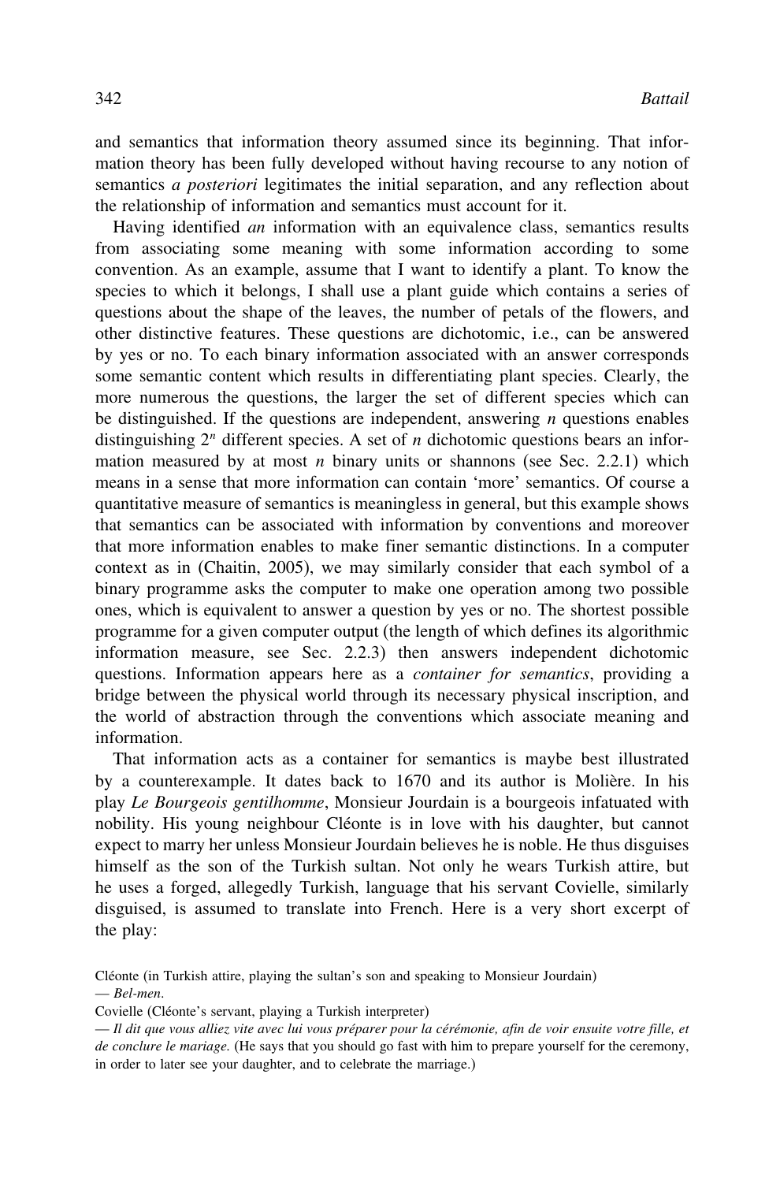and semantics that information theory assumed since its beginning. That information theory has been fully developed without having recourse to any notion of semantics *a posteriori* legitimates the initial separation, and any reflection about the relationship of information and semantics must account for it.

Having identified *an* information with an equivalence class, semantics results from associating some meaning with some information according to some convention. As an example, assume that I want to identify a plant. To know the species to which it belongs, I shall use a plant guide which contains a series of questions about the shape of the leaves, the number of petals of the flowers, and other distinctive features. These questions are dichotomic, i.e., can be answered by yes or no. To each binary information associated with an answer corresponds some semantic content which results in differentiating plant species. Clearly, the more numerous the questions, the larger the set of different species which can be distinguished. If the questions are independent, answering $n$ questions enables distinguishing $2^n$ different species. A set of $n$ dichotomic questions bears an information measured by at most $n$ binary units or shannons (see Sec. 2.2.1) which means in a sense that more information can contain 'more' semantics. Of course a quantitative measure of semantics is meaningless in general, but this example shows that semantics can be associated with information by conventions and moreover that more information enables to make finer semantic distinctions. In a computer context as in (Chaitin, 2005), we may similarly consider that each symbol of a binary programme asks the computer to make one operation among two possible ones, which is equivalent to answer a question by yes or no. The shortest possible programme for a given computer output (the length of which defines its algorithmic information measure, see Sec. 2.2.3) then answers independent dichotomic questions. Information appears here as a *container for semantics*, providing a bridge between the physical world through its necessary physical inscription, and the world of abstraction through the conventions which associate meaning and information.

That information acts as a container for semantics is maybe best illustrated by a counterexample. It dates back to 1670 and its author is Molière. In his play *Le Bourgeois gentilhomme*, Monsieur Jourdain is a bourgeois infatuated with nobility. His young neighbour Cléonte is in love with his daughter, but cannot expect to marry her unless Monsieur Jourdain believes he is noble. He thus disguises himself as the son of the Turkish sultan. Not only he wears Turkish attire, but he uses a forged, allegedly Turkish, language that his servant Covielle, similarly disguised, is assumed to translate into French. Here is a very short excerpt of the play:

Cléonte (in Turkish attire, playing the sultan's son and speaking to Monsieur Jourdain)
— *Bel-men.*

Covielle (Cléonte's servant, playing a Turkish interpreter)
— *Il dit que vous alliez vite avec lui vous préparer pour la cérémonie, afin de voir ensuite votre fille, et de conclure le mariage.* (He says that you should go fast with him to prepare yourself for the ceremony, in order to later see your daughter, and to celebrate the marriage.)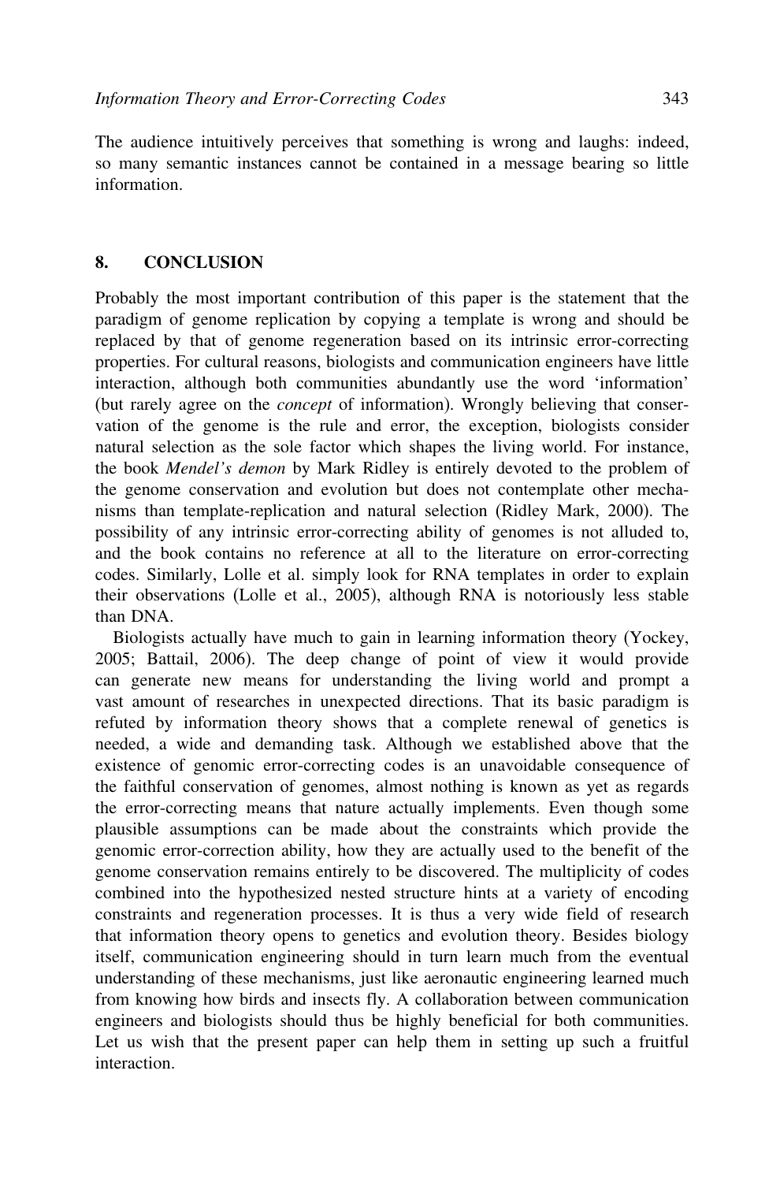The audience intuitively perceives that something is wrong and laughs: indeed, so many semantic instances cannot be contained in a message bearing so little information.

## 8. CONCLUSION

Probably the most important contribution of this paper is the statement that the paradigm of genome replication by copying a template is wrong and should be replaced by that of genome regeneration based on its intrinsic error-correcting properties. For cultural reasons, biologists and communication engineers have little interaction, although both communities abundantly use the word 'information' (but rarely agree on the *concept* of information). Wrongly believing that conservation of the genome is the rule and error, the exception, biologists consider natural selection as the sole factor which shapes the living world. For instance, the book *Mendel's demon* by Mark Ridley is entirely devoted to the problem of the genome conservation and evolution but does not contemplate other mechanisms than template-replication and natural selection (Ridley Mark, 2000). The possibility of any intrinsic error-correcting ability of genomes is not alluded to, and the book contains no reference at all to the literature on error-correcting codes. Similarly, Lolle et al. simply look for RNA templates in order to explain their observations (Lolle et al., 2005), although RNA is notoriously less stable than DNA.

Biologists actually have much to gain in learning information theory (Yockey, 2005; Battail, 2006). The deep change of point of view it would provide can generate new means for understanding the living world and prompt a vast amount of researches in unexpected directions. That its basic paradigm is refuted by information theory shows that a complete renewal of genetics is needed, a wide and demanding task. Although we established above that the existence of genomic error-correcting codes is an unavoidable consequence of the faithful conservation of genomes, almost nothing is known as yet as regards the error-correcting means that nature actually implements. Even though some plausible assumptions can be made about the constraints which provide the genomic error-correction ability, how they are actually used to the benefit of the genome conservation remains entirely to be discovered. The multiplicity of codes combined into the hypothesized nested structure hints at a variety of encoding constraints and regeneration processes. It is thus a very wide field of research that information theory opens to genetics and evolution theory. Besides biology itself, communication engineering should in turn learn much from the eventual understanding of these mechanisms, just like aeronautic engineering learned much from knowing how birds and insects fly. A collaboration between communication engineers and biologists should thus be highly beneficial for both communities. Let us wish that the present paper can help them in setting up such a fruitful interaction.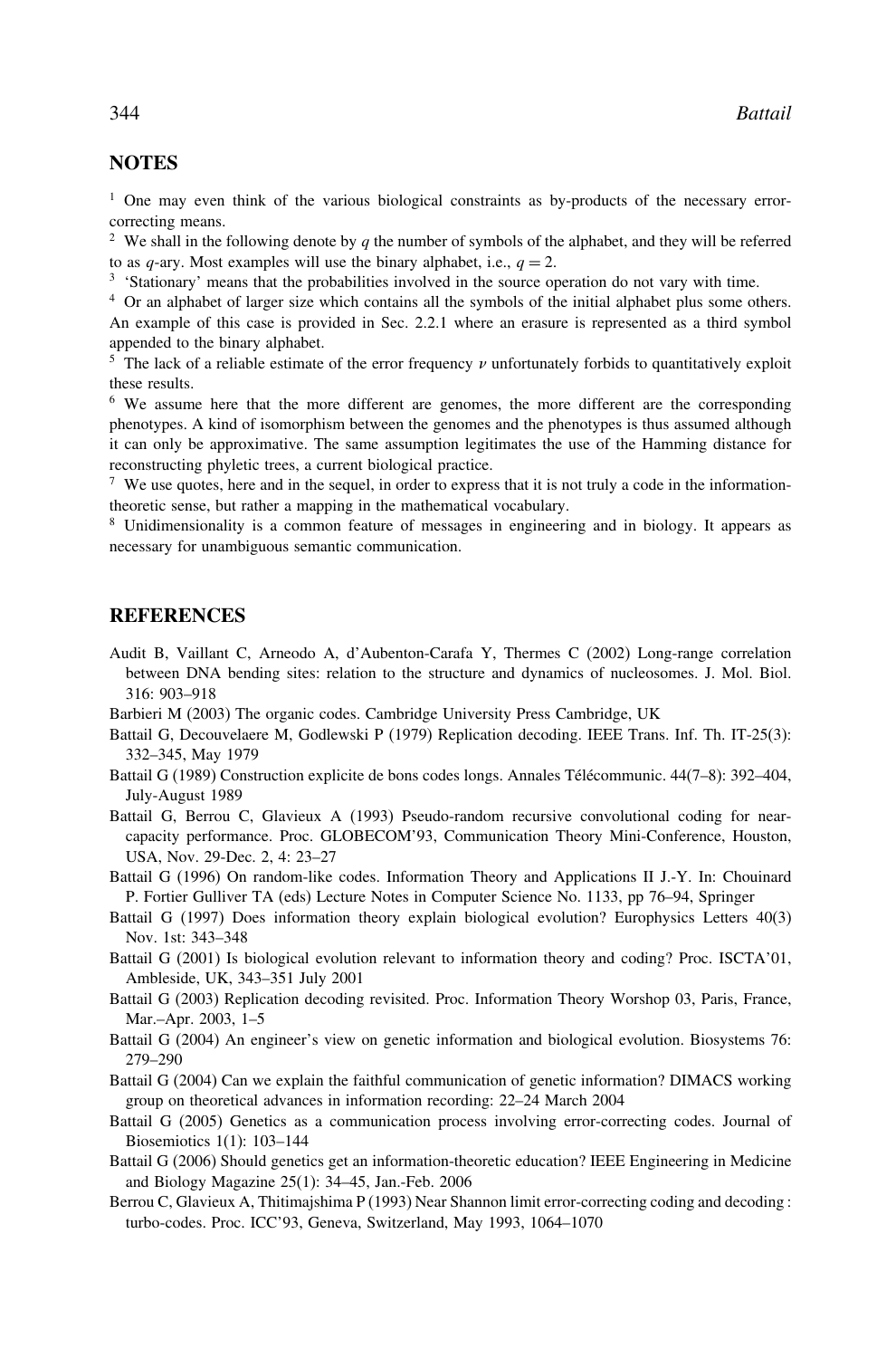## NOTES

[1] One may even think of the various biological constraints as by-products of the necessary error-correcting means.

[2] We shall in the following denote by $q$ the number of symbols of the alphabet, and they will be referred to as $q$-ary. Most examples will use the binary alphabet, i.e., $q = 2$.

[3] 'Stationary' means that the probabilities involved in the source operation do not vary with time.

[4] Or an alphabet of larger size which contains all the symbols of the initial alphabet plus some others. An example of this case is provided in Sec. 2.2.1 where an erasure is represented as a third symbol appended to the binary alphabet.

[5] The lack of a reliable estimate of the error frequency $\nu$ unfortunately forbids to quantitatively exploit these results.

[6] We assume here that the more different are genomes, the more different are the corresponding phenotypes. A kind of isomorphism between the genomes and the phenotypes is thus assumed although it can only be approximative. The same assumption legitimates the use of the Hamming distance for reconstructing phyletic trees, a current biological practice.

[7] We use quotes, here and in the sequel, in order to express that it is not truly a code in the information-theoretic sense, but rather a mapping in the mathematical vocabulary.

[8] Unidimensionality is a common feature of messages in engineering and in biology. It appears as necessary for unambiguous semantic communication.

## REFERENCES

Audit B, Vaillant C, Arneodo A, d'Aubenton-Carafa Y, Thermes C (2002) Long-range correlation between DNA bending sites: relation to the structure and dynamics of nucleosomes. J. Mol. Biol. 316: 903–918

Barbieri M (2003) The organic codes. Cambridge University Press Cambridge, UK

Battail G, Decouvelaere M, Godlewski P (1979) Replication decoding. IEEE Trans. Inf. Th. IT-25(3): 332–345, May 1979

Battail G (1989) Construction explicite de bons codes longs. Annales Télécommunic. 44(7–8): 392–404, July-August 1989

Battail G, Berrou C, Glavieux A (1993) Pseudo-random recursive convolutional coding for near-capacity performance. Proc. GLOBECOM'93, Communication Theory Mini-Conference, Houston, USA, Nov. 29-Dec. 2, 4: 23–27

Battail G (1996) On random-like codes. Information Theory and Applications II J.-Y. In: Chouinard P. Fortier Gulliver TA (eds) Lecture Notes in Computer Science No. 1133, pp 76–94, Springer

Battail G (1997) Does information theory explain biological evolution? Europhysics Letters 40(3) Nov. 1st: 343–348

Battail G (2001) Is biological evolution relevant to information theory and coding? Proc. ISCTA'01, Ambleside, UK, 343–351 July 2001

Battail G (2003) Replication decoding revisited. Proc. Information Theory Worshop 03, Paris, France, Mar.–Apr. 2003, 1–5

Battail G (2004) An engineer's view on genetic information and biological evolution. Biosystems 76: 279–290

Battail G (2004) Can we explain the faithful communication of genetic information? DIMACS working group on theoretical advances in information recording: 22–24 March 2004

Battail G (2005) Genetics as a communication process involving error-correcting codes. Journal of Biosemiotics 1(1): 103–144

Battail G (2006) Should genetics get an information-theoretic education? IEEE Engineering in Medicine and Biology Magazine 25(1): 34–45, Jan.-Feb. 2006

Berrou C, Glavieux A, Thitimajshima P (1993) Near Shannon limit error-correcting coding and decoding : turbo-codes. Proc. ICC'93, Geneva, Switzerland, May 1993, 1064–1070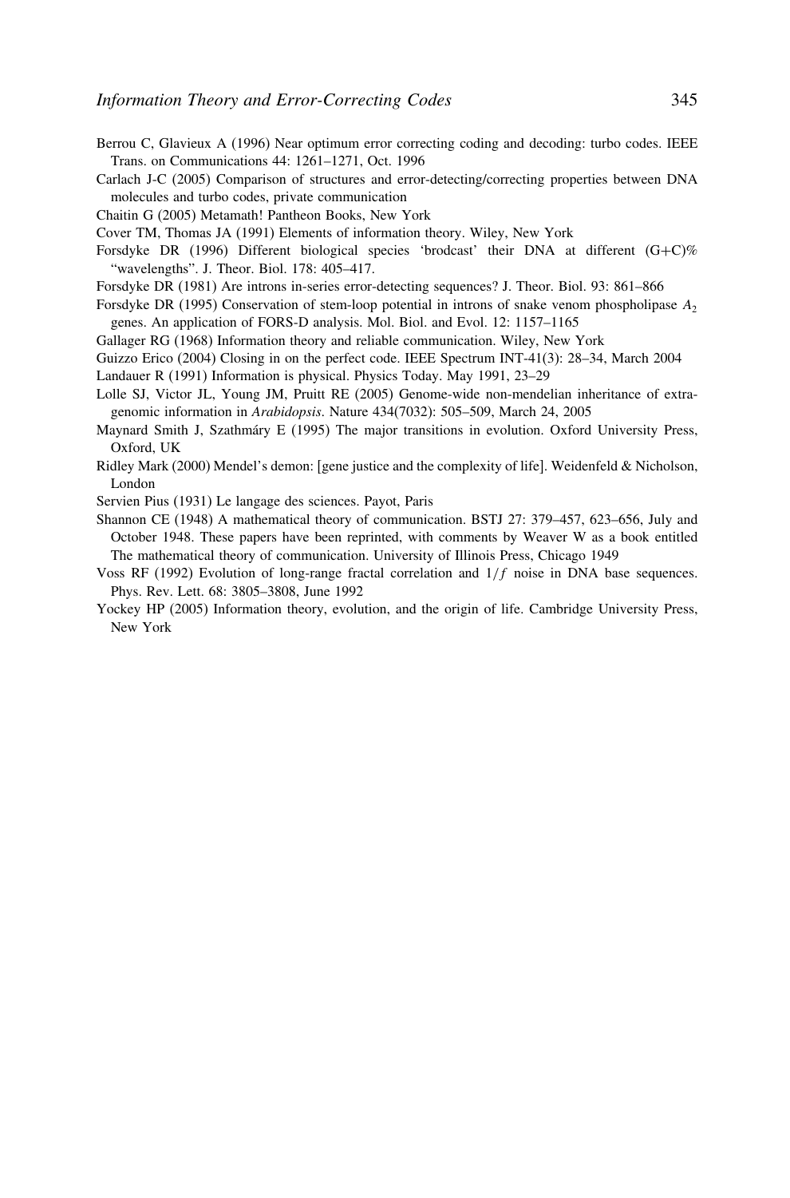Berrou C, Glavieux A (1996) Near optimum error correcting coding and decoding: turbo codes. IEEE Trans. on Communications 44: 1261–1271, Oct. 1996

Carlach J-C (2005) Comparison of structures and error-detecting/correcting properties between DNA molecules and turbo codes, private communication

Chaitin G (2005) Metamath! Pantheon Books, New York

Cover TM, Thomas JA (1991) Elements of information theory. Wiley, New York

Forsdyke DR (1996) Different biological species 'brodcast' their DNA at different (G+C)% "wavelengths". J. Theor. Biol. 178: 405–417.

Forsdyke DR (1981) Are introns in-series error-detecting sequences? J. Theor. Biol. 93: 861–866

Forsdyke DR (1995) Conservation of stem-loop potential in introns of snake venom phospholipase $A_2$ genes. An application of FORS-D analysis. Mol. Biol. and Evol. 12: 1157–1165

Gallager RG (1968) Information theory and reliable communication. Wiley, New York

Guizzo Erico (2004) Closing in on the perfect code. IEEE Spectrum INT-41(3): 28–34, March 2004

Landauer R (1991) Information is physical. Physics Today. May 1991, 23–29

Lolle SJ, Victor JL, Young JM, Pruitt RE (2005) Genome-wide non-mendelian inheritance of extra-genomic information in *Arabidopsis*. Nature 434(7032): 505–509, March 24, 2005

Maynard Smith J, Szathmáry E (1995) The major transitions in evolution. Oxford University Press, Oxford, UK

Ridley Mark (2000) Mendel's demon: [gene justice and the complexity of life]. Weidenfeld & Nicholson, London

Servien Pius (1931) Le langage des sciences. Payot, Paris

Shannon CE (1948) A mathematical theory of communication. BSTJ 27: 379–457, 623–656, July and October 1948. These papers have been reprinted, with comments by Weaver W as a book entitled The mathematical theory of communication. University of Illinois Press, Chicago 1949

Voss RF (1992) Evolution of long-range fractal correlation and $1/f$ noise in DNA base sequences. Phys. Rev. Lett. 68: 3805–3808, June 1992

Yockey HP (2005) Information theory, evolution, and the origin of life. Cambridge University Press, New York